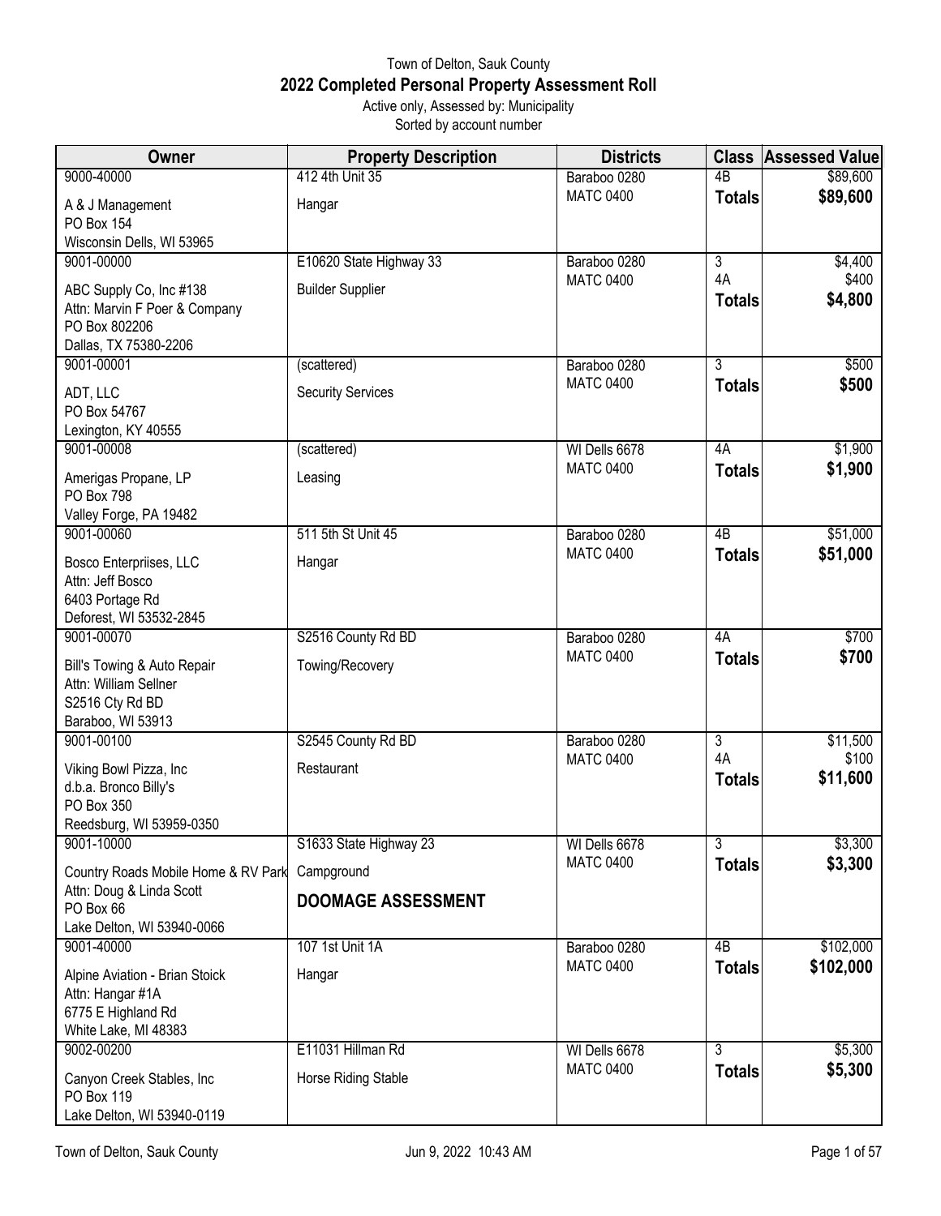Town of Delton, Sauk County

# 2022 Completed Personal Property Assessment Roll

Active only, Assessed by: Municipality

Sorted by account number

| Owner | Property Description | Districts | Class | Assessed Value |
|---|---|---|---|---|
| 9000-40000<br>A & J Management<br>PO Box 154<br>Wisconsin Dells, WI 53965 | 412 4th Unit 35<br>Hangar | Baraboo 0280<br>MATC 0400 | 4B<br>**Totals** | $89,600<br>**$89,600** |
| 9001-00000<br>ABC Supply Co, Inc #138<br>Attn: Marvin F Poer & Company<br>PO Box 802206<br>Dallas, TX 75380-2206 | E10620 State Highway 33<br>Builder Supplier | Baraboo 0280<br>MATC 0400 | 3<br>4A<br>**Totals** | $4,400<br>$400<br>**$4,800** |
| 9001-00001<br>ADT, LLC<br>PO Box 54767<br>Lexington, KY 40555 | (scattered)<br>Security Services | Baraboo 0280<br>MATC 0400 | 3<br>**Totals** | $500<br>**$500** |
| 9001-00008<br>Amerigas Propane, LP<br>PO Box 798<br>Valley Forge, PA 19482 | (scattered)<br>Leasing | WI Dells 6678<br>MATC 0400 | 4A<br>**Totals** | $1,900<br>**$1,900** |
| 9001-00060<br>Bosco Enterpriises, LLC<br>Attn: Jeff Bosco<br>6403 Portage Rd<br>Deforest, WI 53532-2845 | 511 5th St Unit 45<br>Hangar | Baraboo 0280<br>MATC 0400 | 4B<br>**Totals** | $51,000<br>**$51,000** |
| 9001-00070<br>Bill's Towing & Auto Repair<br>Attn: William Sellner<br>S2516 Cty Rd BD<br>Baraboo, WI 53913 | S2516 County Rd BD<br>Towing/Recovery | Baraboo 0280<br>MATC 0400 | 4A<br>**Totals** | $700<br>**$700** |
| 9001-00100<br>Viking Bowl Pizza, Inc<br>d.b.a. Bronco Billy's<br>PO Box 350<br>Reedsburg, WI 53959-0350 | S2545 County Rd BD<br>Restaurant | Baraboo 0280<br>MATC 0400 | 3<br>4A<br>**Totals** | $11,500<br>$100<br>**$11,600** |
| 9001-10000<br>Country Roads Mobile Home & RV Park<br>Attn: Doug & Linda Scott<br>PO Box 66<br>Lake Delton, WI 53940-0066 | S1633 State Highway 23<br>Campground<br>**DOOMAGE ASSESSMENT** | WI Dells 6678<br>MATC 0400 | 3<br>**Totals** | $3,300<br>**$3,300** |
| 9001-40000<br>Alpine Aviation - Brian Stoick<br>Attn: Hangar #1A<br>6775 E Highland Rd<br>White Lake, MI 48383 | 107 1st Unit 1A<br>Hangar | Baraboo 0280<br>MATC 0400 | 4B<br>**Totals** | $102,000<br>**$102,000** |
| 9002-00200<br>Canyon Creek Stables, Inc<br>PO Box 119<br>Lake Delton, WI 53940-0119 | E11031 Hillman Rd<br>Horse Riding Stable | WI Dells 6678<br>MATC 0400 | 3<br>**Totals** | $5,300<br>**$5,300** |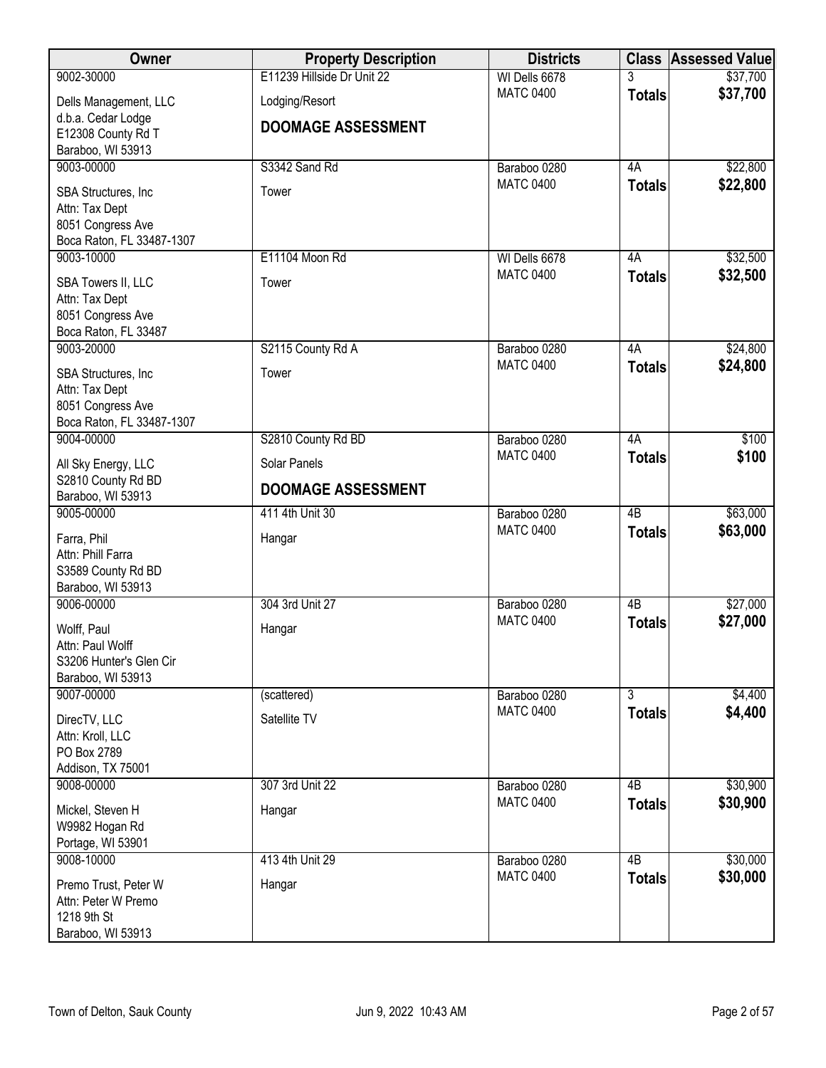| Owner | Property Description | Districts | Class | Assessed Value |
|---|---|---|---|---|
| 9002-30000<br>Dells Management, LLC<br>d.b.a. Cedar Lodge<br>E12308 County Rd T<br>Baraboo, WI 53913 | E11239 Hillside Dr Unit 22<br>Lodging/Resort<br>**DOOMAGE ASSESSMENT** | WI Dells 6678<br>MATC 0400 | 3<br>**Totals** | $37,700<br>**$37,700** |
| 9003-00000<br>SBA Structures, Inc<br>Attn: Tax Dept<br>8051 Congress Ave<br>Boca Raton, FL 33487-1307 | S3342 Sand Rd<br>Tower | Baraboo 0280<br>MATC 0400 | 4A<br>**Totals** | $22,800<br>**$22,800** |
| 9003-10000<br>SBA Towers II, LLC<br>Attn: Tax Dept<br>8051 Congress Ave<br>Boca Raton, FL 33487 | E11104 Moon Rd<br>Tower | WI Dells 6678<br>MATC 0400 | 4A<br>**Totals** | $32,500<br>**$32,500** |
| 9003-20000<br>SBA Structures, Inc<br>Attn: Tax Dept<br>8051 Congress Ave<br>Boca Raton, FL 33487-1307 | S2115 County Rd A<br>Tower | Baraboo 0280<br>MATC 0400 | 4A<br>**Totals** | $24,800<br>**$24,800** |
| 9004-00000<br>All Sky Energy, LLC<br>S2810 County Rd BD<br>Baraboo, WI 53913 | S2810 County Rd BD<br>Solar Panels<br>**DOOMAGE ASSESSMENT** | Baraboo 0280<br>MATC 0400 | 4A<br>**Totals** | $100<br>**$100** |
| 9005-00000<br>Farra, Phil<br>Attn: Phill Farra<br>S3589 County Rd BD<br>Baraboo, WI 53913 | 411 4th Unit 30<br>Hangar | Baraboo 0280<br>MATC 0400 | 4B<br>**Totals** | $63,000<br>**$63,000** |
| 9006-00000<br>Wolff, Paul<br>Attn: Paul Wolff<br>S3206 Hunter's Glen Cir<br>Baraboo, WI 53913 | 304 3rd Unit 27<br>Hangar | Baraboo 0280<br>MATC 0400 | 4B<br>**Totals** | $27,000<br>**$27,000** |
| 9007-00000<br>DirecTV, LLC<br>Attn: Kroll, LLC<br>PO Box 2789<br>Addison, TX 75001 | (scattered)<br>Satellite TV | Baraboo 0280<br>MATC 0400 | 3<br>**Totals** | $4,400<br>**$4,400** |
| 9008-00000<br>Mickel, Steven H<br>W9982 Hogan Rd<br>Portage, WI 53901 | 307 3rd Unit 22<br>Hangar | Baraboo 0280<br>MATC 0400 | 4B<br>**Totals** | $30,900<br>**$30,900** |
| 9008-10000<br>Premo Trust, Peter W<br>Attn: Peter W Premo<br>1218 9th St<br>Baraboo, WI 53913 | 413 4th Unit 29<br>Hangar | Baraboo 0280<br>MATC 0400 | 4B<br>**Totals** | $30,000<br>**$30,000** |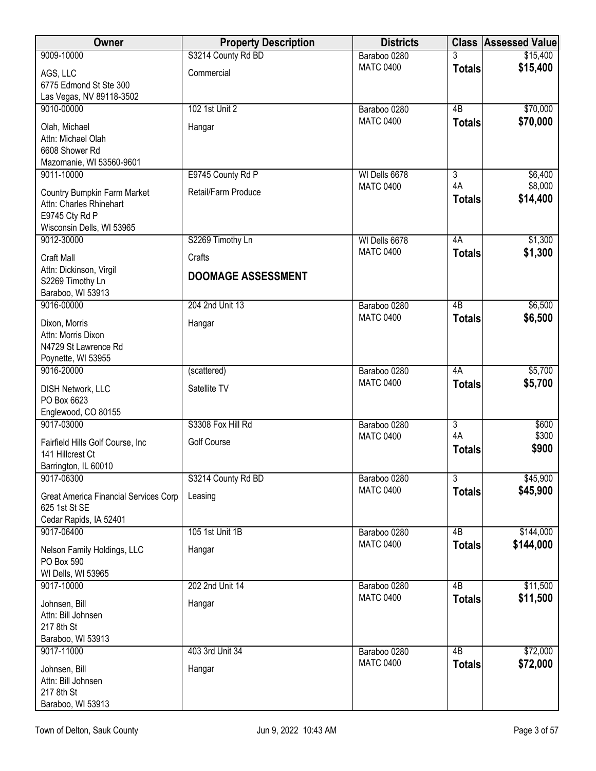| Owner | Property Description | Districts | Class | Assessed Value |
|---|---|---|---|---|
| 9009-10000<br>AGS, LLC<br>6775 Edmond St Ste 300<br>Las Vegas, NV 89118-3502 | S3214 County Rd BD<br>Commercial | Baraboo 0280<br>MATC 0400 | 3<br>**Totals** | $15,400<br>**$15,400** |
| 9010-00000<br>Olah, Michael<br>Attn: Michael Olah<br>6608 Shower Rd<br>Mazomanie, WI 53560-9601 | 102 1st Unit 2<br>Hangar | Baraboo 0280<br>MATC 0400 | 4B<br>**Totals** | $70,000<br>**$70,000** |
| 9011-10000<br>Country Bumpkin Farm Market<br>Attn: Charles Rhinehart<br>E9745 Cty Rd P<br>Wisconsin Dells, WI 53965 | E9745 County Rd P<br>Retail/Farm Produce | WI Dells 6678<br>MATC 0400 | 3<br>4A<br>**Totals** | $6,400<br>$8,000<br>**$14,400** |
| 9012-30000<br>Craft Mall<br>Attn: Dickinson, Virgil<br>S2269 Timothy Ln<br>Baraboo, WI 53913 | S2269 Timothy Ln<br>Crafts<br>**DOOMAGE ASSESSMENT** | WI Dells 6678<br>MATC 0400 | 4A<br>**Totals** | $1,300<br>**$1,300** |
| 9016-00000<br>Dixon, Morris<br>Attn: Morris Dixon<br>N4729 St Lawrence Rd<br>Poynette, WI 53955 | 204 2nd Unit 13<br>Hangar | Baraboo 0280<br>MATC 0400 | 4B<br>**Totals** | $6,500<br>**$6,500** |
| 9016-20000<br>DISH Network, LLC<br>PO Box 6623<br>Englewood, CO 80155 | (scattered)<br>Satellite TV | Baraboo 0280<br>MATC 0400 | 4A<br>**Totals** | $5,700<br>**$5,700** |
| 9017-03000<br>Fairfield Hills Golf Course, Inc<br>141 Hillcrest Ct<br>Barrington, IL 60010 | S3308 Fox Hill Rd<br>Golf Course | Baraboo 0280<br>MATC 0400 | 3<br>4A<br>**Totals** | $600<br>$300<br>**$900** |
| 9017-06300<br>Great America Financial Services Corp<br>625 1st St SE<br>Cedar Rapids, IA 52401 | S3214 County Rd BD<br>Leasing | Baraboo 0280<br>MATC 0400 | 3<br>**Totals** | $45,900<br>**$45,900** |
| 9017-06400<br>Nelson Family Holdings, LLC<br>PO Box 590<br>WI Dells, WI 53965 | 105 1st Unit 1B<br>Hangar | Baraboo 0280<br>MATC 0400 | 4B<br>**Totals** | $144,000<br>**$144,000** |
| 9017-10000<br>Johnsen, Bill<br>Attn: Bill Johnsen<br>217 8th St<br>Baraboo, WI 53913 | 202 2nd Unit 14<br>Hangar | Baraboo 0280<br>MATC 0400 | 4B<br>**Totals** | $11,500<br>**$11,500** |
| 9017-11000<br>Johnsen, Bill<br>Attn: Bill Johnsen<br>217 8th St<br>Baraboo, WI 53913 | 403 3rd Unit 34<br>Hangar | Baraboo 0280<br>MATC 0400 | 4B<br>**Totals** | $72,000<br>**$72,000** |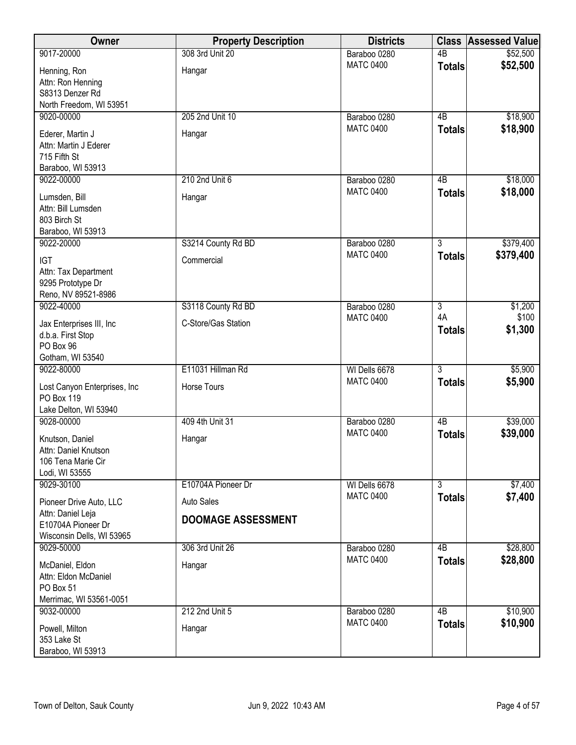| Owner | Property Description | Districts | Class | Assessed Value |
|---|---|---|---|---|
| 9017-20000<br>Henning, Ron<br>Attn: Ron Henning<br>S8313 Denzer Rd<br>North Freedom, WI 53951 | 308 3rd Unit 20<br>Hangar | Baraboo 0280<br>MATC 0400 | 4B<br>**Totals** | $52,500<br>**$52,500** |
| 9020-00000<br>Ederer, Martin J<br>Attn: Martin J Ederer<br>715 Fifth St<br>Baraboo, WI 53913 | 205 2nd Unit 10<br>Hangar | Baraboo 0280<br>MATC 0400 | 4B<br>**Totals** | $18,900<br>**$18,900** |
| 9022-00000<br>Lumsden, Bill<br>Attn: Bill Lumsden<br>803 Birch St<br>Baraboo, WI 53913 | 210 2nd Unit 6<br>Hangar | Baraboo 0280<br>MATC 0400 | 4B<br>**Totals** | $18,000<br>**$18,000** |
| 9022-20000<br>IGT<br>Attn: Tax Department<br>9295 Prototype Dr<br>Reno, NV 89521-8986 | S3214 County Rd BD<br>Commercial | Baraboo 0280<br>MATC 0400 | 3<br>**Totals** | $379,400<br>**$379,400** |
| 9022-40000<br>Jax Enterprises III, Inc<br>d.b.a. First Stop<br>PO Box 96<br>Gotham, WI 53540 | S3118 County Rd BD<br>C-Store/Gas Station | Baraboo 0280<br>MATC 0400 | 3<br>4A<br>**Totals** | $1,200<br>$100<br>**$1,300** |
| 9022-80000<br>Lost Canyon Enterprises, Inc<br>PO Box 119<br>Lake Delton, WI 53940 | E11031 Hillman Rd<br>Horse Tours | WI Dells 6678<br>MATC 0400 | 3<br>**Totals** | $5,900<br>**$5,900** |
| 9028-00000<br>Knutson, Daniel<br>Attn: Daniel Knutson<br>106 Tena Marie Cir<br>Lodi, WI 53555 | 409 4th Unit 31<br>Hangar | Baraboo 0280<br>MATC 0400 | 4B<br>**Totals** | $39,000<br>**$39,000** |
| 9029-30100<br>Pioneer Drive Auto, LLC<br>Attn: Daniel Leja<br>E10704A Pioneer Dr<br>Wisconsin Dells, WI 53965 | E10704A Pioneer Dr<br>Auto Sales<br>**DOOMAGE ASSESSMENT** | WI Dells 6678<br>MATC 0400 | 3<br>**Totals** | $7,400<br>**$7,400** |
| 9029-50000<br>McDaniel, Eldon<br>Attn: Eldon McDaniel<br>PO Box 51<br>Merrimac, WI 53561-0051 | 306 3rd Unit 26<br>Hangar | Baraboo 0280<br>MATC 0400 | 4B<br>**Totals** | $28,800<br>**$28,800** |
| 9032-00000<br>Powell, Milton<br>353 Lake St<br>Baraboo, WI 53913 | 212 2nd Unit 5<br>Hangar | Baraboo 0280<br>MATC 0400 | 4B<br>**Totals** | $10,900<br>**$10,900** |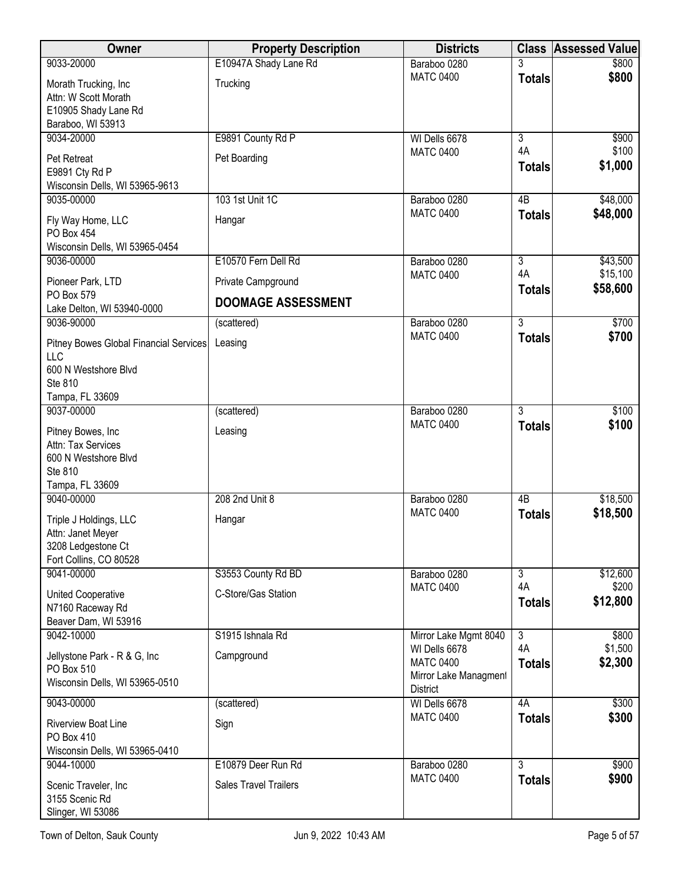| Owner | Property Description | Districts | Class | Assessed Value |
|---|---|---|---|---|
| 9033-20000<br>Morath Trucking, Inc<br>Attn: W Scott Morath<br>E10905 Shady Lane Rd<br>Baraboo, WI 53913 | E10947A Shady Lane Rd<br>Trucking | Baraboo 0280<br>MATC 0400 | 3<br>**Totals** | $800<br>**$800** |
| 9034-20000<br>Pet Retreat<br>E9891 Cty Rd P<br>Wisconsin Dells, WI 53965-9613 | E9891 County Rd P<br>Pet Boarding | WI Dells 6678<br>MATC 0400 | 3<br>4A<br>**Totals** | $900<br>$100<br>**$1,000** |
| 9035-00000<br>Fly Way Home, LLC<br>PO Box 454<br>Wisconsin Dells, WI 53965-0454 | 103 1st Unit 1C<br>Hangar | Baraboo 0280<br>MATC 0400 | 4B<br>**Totals** | $48,000<br>**$48,000** |
| 9036-00000<br>Pioneer Park, LTD<br>PO Box 579<br>Lake Delton, WI 53940-0000 | E10570 Fern Dell Rd<br>Private Campground<br>**DOOMAGE ASSESSMENT** | Baraboo 0280<br>MATC 0400 | 3<br>4A<br>**Totals** | $43,500<br>$15,100<br>**$58,600** |
| 9036-90000<br>Pitney Bowes Global Financial Services LLC<br>600 N Westshore Blvd<br>Ste 810<br>Tampa, FL 33609 | (scattered)<br>Leasing | Baraboo 0280<br>MATC 0400 | 3<br>**Totals** | $700<br>**$700** |
| 9037-00000<br>Pitney Bowes, Inc<br>Attn: Tax Services<br>600 N Westshore Blvd<br>Ste 810<br>Tampa, FL 33609 | (scattered)<br>Leasing | Baraboo 0280<br>MATC 0400 | 3<br>**Totals** | $100<br>**$100** |
| 9040-00000<br>Triple J Holdings, LLC<br>Attn: Janet Meyer<br>3208 Ledgestone Ct<br>Fort Collins, CO 80528 | 208 2nd Unit 8<br>Hangar | Baraboo 0280<br>MATC 0400 | 4B<br>**Totals** | $18,500<br>**$18,500** |
| 9041-00000<br>United Cooperative<br>N7160 Raceway Rd<br>Beaver Dam, WI 53916 | S3553 County Rd BD<br>C-Store/Gas Station | Baraboo 0280<br>MATC 0400 | 3<br>4A<br>**Totals** | $12,600<br>$200<br>**$12,800** |
| 9042-10000<br>Jellystone Park - R & G, Inc<br>PO Box 510<br>Wisconsin Dells, WI 53965-0510 | S1915 Ishnala Rd<br>Campground | Mirror Lake Mgmt 8040<br>WI Dells 6678<br>MATC 0400<br>Mirror Lake Managment District | 3<br>4A<br>**Totals** | $800<br>$1,500<br>**$2,300** |
| 9043-00000<br>Riverview Boat Line<br>PO Box 410<br>Wisconsin Dells, WI 53965-0410 | (scattered)<br>Sign | WI Dells 6678<br>MATC 0400 | 4A<br>**Totals** | $300<br>**$300** |
| 9044-10000<br>Scenic Traveler, Inc<br>3155 Scenic Rd<br>Slinger, WI 53086 | E10879 Deer Run Rd<br>Sales Travel Trailers | Baraboo 0280<br>MATC 0400 | 3<br>**Totals** | $900<br>**$900** |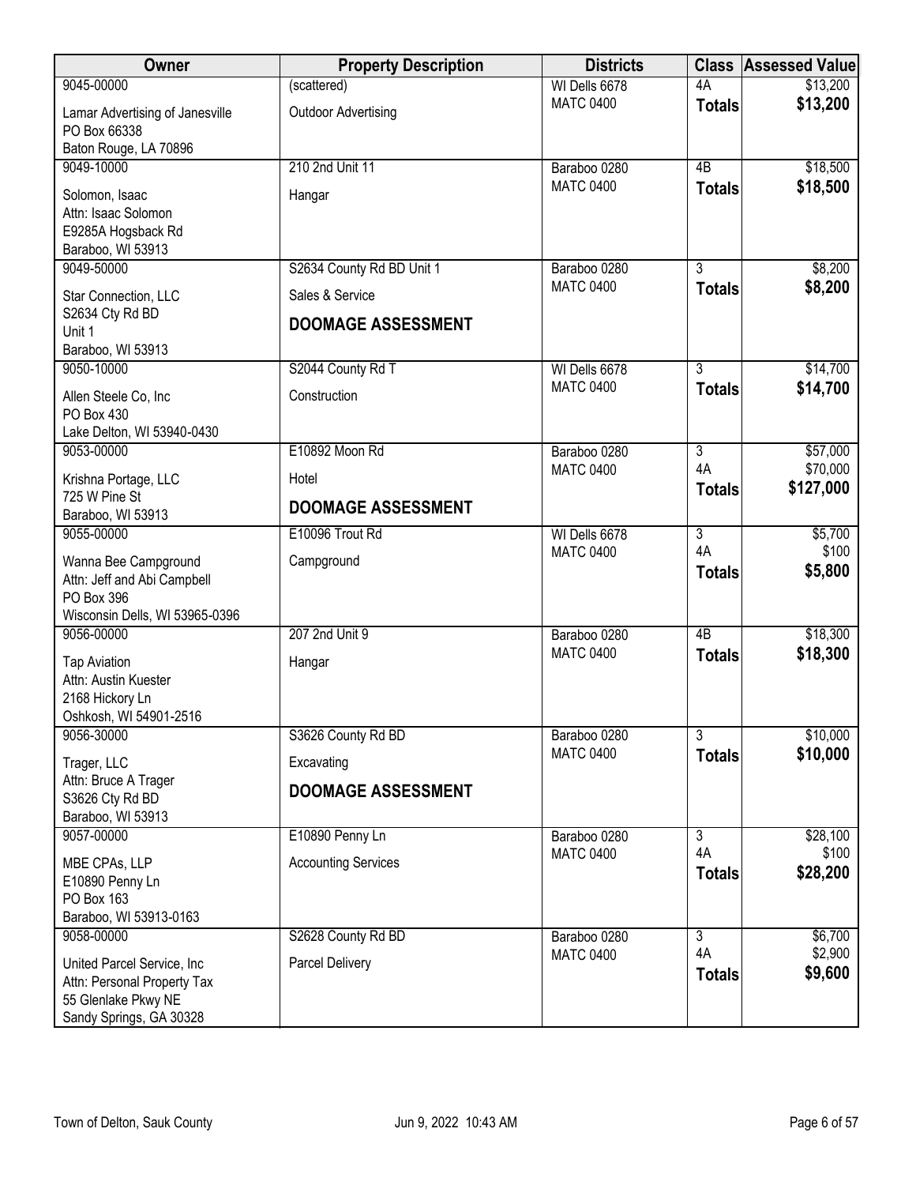| Owner | Property Description | Districts | Class | Assessed Value |
|---|---|---|---|---|
| 9045-00000<br>Lamar Advertising of Janesville<br>PO Box 66338<br>Baton Rouge, LA 70896 | (scattered)<br>Outdoor Advertising | WI Dells 6678<br>MATC 0400 | 4A<br>**Totals** | $13,200<br>**$13,200** |
| 9049-10000<br>Solomon, Isaac<br>Attn: Isaac Solomon<br>E9285A Hogsback Rd<br>Baraboo, WI 53913 | 210 2nd Unit 11<br>Hangar | Baraboo 0280<br>MATC 0400 | 4B<br>**Totals** | $18,500<br>**$18,500** |
| 9049-50000<br>Star Connection, LLC<br>S2634 Cty Rd BD<br>Unit 1<br>Baraboo, WI 53913 | S2634 County Rd BD Unit 1<br>Sales & Service<br>**DOOMAGE ASSESSMENT** | Baraboo 0280<br>MATC 0400 | 3<br>**Totals** | $8,200<br>**$8,200** |
| 9050-10000<br>Allen Steele Co, Inc<br>PO Box 430<br>Lake Delton, WI 53940-0430 | S2044 County Rd T<br>Construction | WI Dells 6678<br>MATC 0400 | 3<br>**Totals** | $14,700<br>**$14,700** |
| 9053-00000<br>Krishna Portage, LLC<br>725 W Pine St<br>Baraboo, WI 53913 | E10892 Moon Rd<br>Hotel<br>**DOOMAGE ASSESSMENT** | Baraboo 0280<br>MATC 0400 | 3<br>4A<br>**Totals** | $57,000<br>$70,000<br>**$127,000** |
| 9055-00000<br>Wanna Bee Campground<br>Attn: Jeff and Abi Campbell<br>PO Box 396<br>Wisconsin Dells, WI 53965-0396 | E10096 Trout Rd<br>Campground | WI Dells 6678<br>MATC 0400 | 3<br>4A<br>**Totals** | $5,700<br>$100<br>**$5,800** |
| 9056-00000<br>Tap Aviation<br>Attn: Austin Kuester<br>2168 Hickory Ln<br>Oshkosh, WI 54901-2516 | 207 2nd Unit 9<br>Hangar | Baraboo 0280<br>MATC 0400 | 4B<br>**Totals** | $18,300<br>**$18,300** |
| 9056-30000<br>Trager, LLC<br>Attn: Bruce A Trager<br>S3626 Cty Rd BD<br>Baraboo, WI 53913 | S3626 County Rd BD<br>Excavating<br>**DOOMAGE ASSESSMENT** | Baraboo 0280<br>MATC 0400 | 3<br>**Totals** | $10,000<br>**$10,000** |
| 9057-00000<br>MBE CPAs, LLP<br>E10890 Penny Ln<br>PO Box 163<br>Baraboo, WI 53913-0163 | E10890 Penny Ln<br>Accounting Services | Baraboo 0280<br>MATC 0400 | 3<br>4A<br>**Totals** | $28,100<br>$100<br>**$28,200** |
| 9058-00000<br>United Parcel Service, Inc<br>Attn: Personal Property Tax<br>55 Glenlake Pkwy NE<br>Sandy Springs, GA 30328 | S2628 County Rd BD<br>Parcel Delivery | Baraboo 0280<br>MATC 0400 | 3<br>4A<br>**Totals** | $6,700<br>$2,900<br>**$9,600** |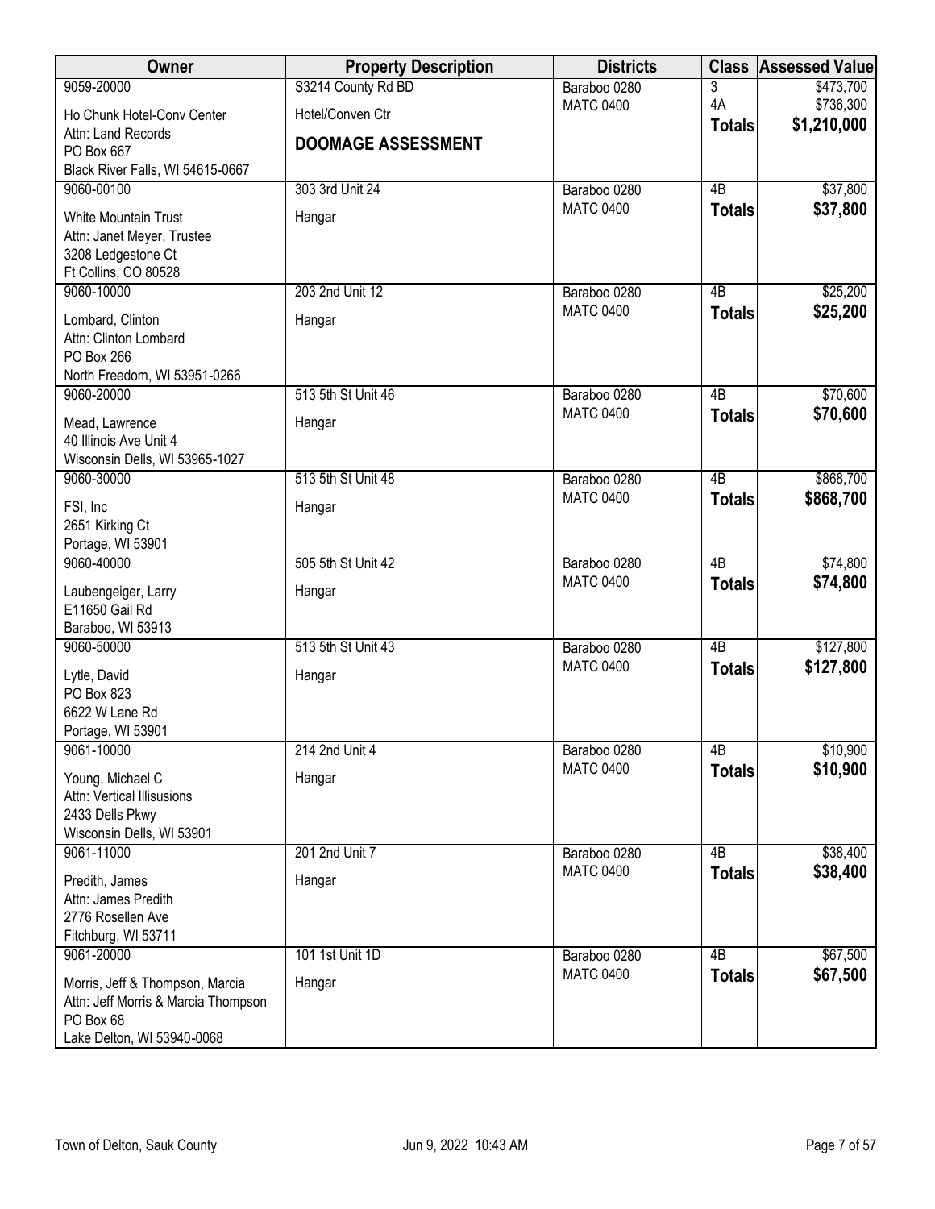| Owner | Property Description | Districts | Class | Assessed Value |
|---|---|---|---|---|
| 9059-20000<br>Ho Chunk Hotel-Conv Center<br>Attn: Land Records<br>PO Box 667<br>Black River Falls, WI 54615-0667 | S3214 County Rd BD<br>Hotel/Conven Ctr<br>**DOOMAGE ASSESSMENT** | Baraboo 0280<br>MATC 0400 | 3<br>4A<br>**Totals** | $473,700<br>$736,300<br>**$1,210,000** |
| 9060-00100<br>White Mountain Trust<br>Attn: Janet Meyer, Trustee<br>3208 Ledgestone Ct<br>Ft Collins, CO 80528 | 303 3rd Unit 24<br>Hangar | Baraboo 0280<br>MATC 0400 | 4B<br>**Totals** | $37,800<br>**$37,800** |
| 9060-10000<br>Lombard, Clinton<br>Attn: Clinton Lombard<br>PO Box 266<br>North Freedom, WI 53951-0266 | 203 2nd Unit 12<br>Hangar | Baraboo 0280<br>MATC 0400 | 4B<br>**Totals** | $25,200<br>**$25,200** |
| 9060-20000<br>Mead, Lawrence<br>40 Illinois Ave Unit 4<br>Wisconsin Dells, WI 53965-1027 | 513 5th St Unit 46<br>Hangar | Baraboo 0280<br>MATC 0400 | 4B<br>**Totals** | $70,600<br>**$70,600** |
| 9060-30000<br>FSI, Inc<br>2651 Kirking Ct<br>Portage, WI 53901 | 513 5th St Unit 48<br>Hangar | Baraboo 0280<br>MATC 0400 | 4B<br>**Totals** | $868,700<br>**$868,700** |
| 9060-40000<br>Laubengeiger, Larry<br>E11650 Gail Rd<br>Baraboo, WI 53913 | 505 5th St Unit 42<br>Hangar | Baraboo 0280<br>MATC 0400 | 4B<br>**Totals** | $74,800<br>**$74,800** |
| 9060-50000<br>Lytle, David<br>PO Box 823<br>6622 W Lane Rd<br>Portage, WI 53901 | 513 5th St Unit 43<br>Hangar | Baraboo 0280<br>MATC 0400 | 4B<br>**Totals** | $127,800<br>**$127,800** |
| 9061-10000<br>Young, Michael C<br>Attn: Vertical Illisusions<br>2433 Dells Pkwy<br>Wisconsin Dells, WI 53901 | 214 2nd Unit 4<br>Hangar | Baraboo 0280<br>MATC 0400 | 4B<br>**Totals** | $10,900<br>**$10,900** |
| 9061-11000<br>Predith, James<br>Attn: James Predith<br>2776 Rosellen Ave<br>Fitchburg, WI 53711 | 201 2nd Unit 7<br>Hangar | Baraboo 0280<br>MATC 0400 | 4B<br>**Totals** | $38,400<br>**$38,400** |
| 9061-20000<br>Morris, Jeff & Thompson, Marcia<br>Attn: Jeff Morris & Marcia Thompson<br>PO Box 68<br>Lake Delton, WI 53940-0068 | 101 1st Unit 1D<br>Hangar | Baraboo 0280<br>MATC 0400 | 4B<br>**Totals** | $67,500<br>**$67,500** |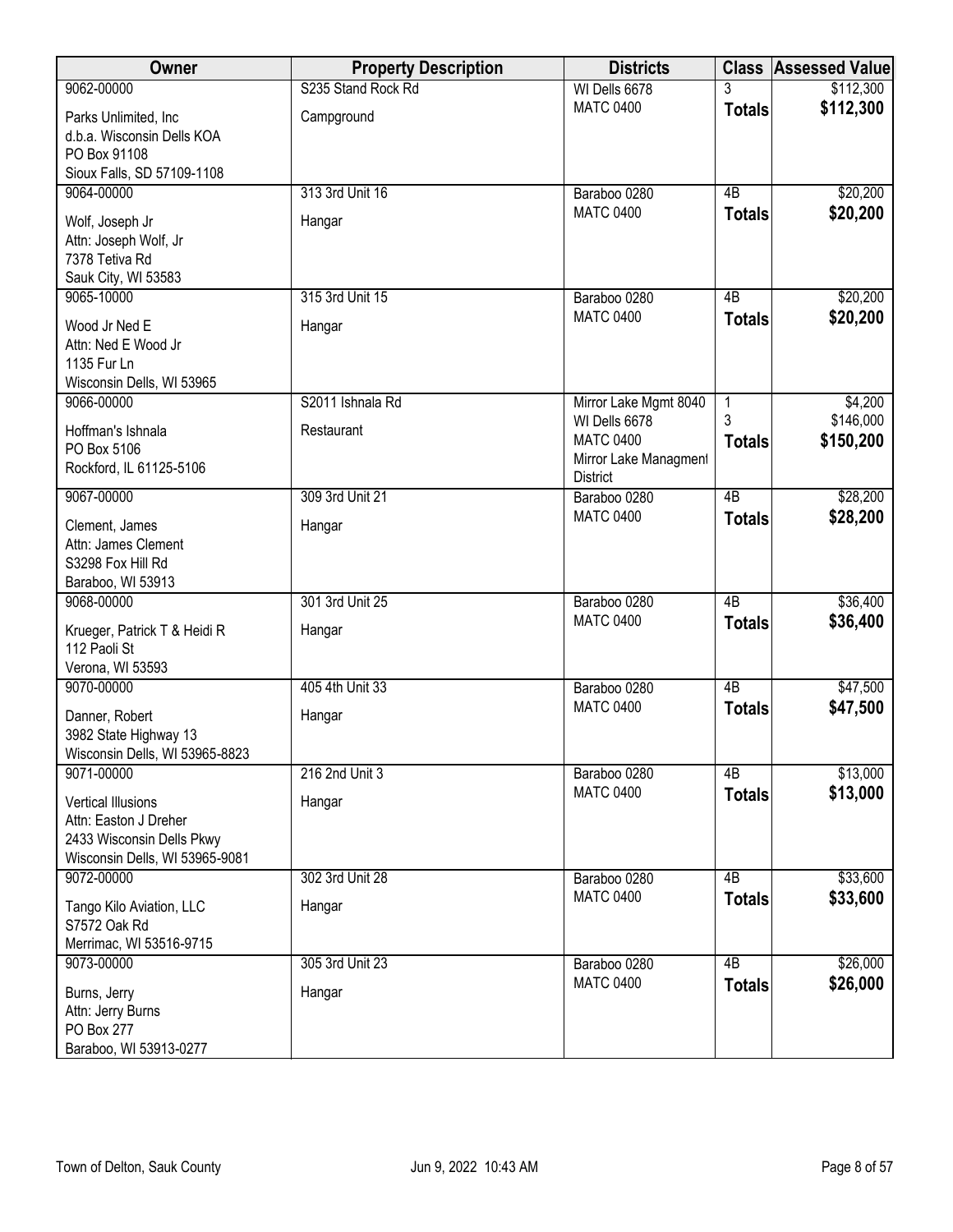| Owner | Property Description | Districts | Class | Assessed Value |
|---|---|---|---|---|
| 9062-00000 | S235 Stand Rock Rd | WI Dells 6678 | 3 | $112,300 |
| Parks Unlimited, Inc<br>d.b.a. Wisconsin Dells KOA<br>PO Box 91108<br>Sioux Falls, SD 57109-1108 | Campground | MATC 0400 | **Totals** | **$112,300** |
| 9064-00000 | 313 3rd Unit 16 | Baraboo 0280 | 4B | $20,200 |
| Wolf, Joseph Jr<br>Attn: Joseph Wolf, Jr<br>7378 Tetiva Rd<br>Sauk City, WI 53583 | Hangar | MATC 0400 | **Totals** | **$20,200** |
| 9065-10000 | 315 3rd Unit 15 | Baraboo 0280 | 4B | $20,200 |
| Wood Jr Ned E<br>Attn: Ned E Wood Jr<br>1135 Fur Ln<br>Wisconsin Dells, WI 53965 | Hangar | MATC 0400 | **Totals** | **$20,200** |
| 9066-00000 | S2011 Ishnala Rd | Mirror Lake Mgmt 8040 | 1 | $4,200 |
| Hoffman's Ishnala<br>PO Box 5106<br>Rockford, IL 61125-5106 | Restaurant | WI Dells 6678<br>MATC 0400<br>Mirror Lake Managment District | 3<br>**Totals** | $146,000<br>**$150,200** |
| 9067-00000 | 309 3rd Unit 21 | Baraboo 0280 | 4B | $28,200 |
| Clement, James<br>Attn: James Clement<br>S3298 Fox Hill Rd<br>Baraboo, WI 53913 | Hangar | MATC 0400 | **Totals** | **$28,200** |
| 9068-00000 | 301 3rd Unit 25 | Baraboo 0280 | 4B | $36,400 |
| Krueger, Patrick T & Heidi R<br>112 Paoli St<br>Verona, WI 53593 | Hangar | MATC 0400 | **Totals** | **$36,400** |
| 9070-00000 | 405 4th Unit 33 | Baraboo 0280 | 4B | $47,500 |
| Danner, Robert<br>3982 State Highway 13<br>Wisconsin Dells, WI 53965-8823 | Hangar | MATC 0400 | **Totals** | **$47,500** |
| 9071-00000 | 216 2nd Unit 3 | Baraboo 0280 | 4B | $13,000 |
| Vertical Illusions<br>Attn: Easton J Dreher<br>2433 Wisconsin Dells Pkwy<br>Wisconsin Dells, WI 53965-9081 | Hangar | MATC 0400 | **Totals** | **$13,000** |
| 9072-00000 | 302 3rd Unit 28 | Baraboo 0280 | 4B | $33,600 |
| Tango Kilo Aviation, LLC<br>S7572 Oak Rd<br>Merrimac, WI 53516-9715 | Hangar | MATC 0400 | **Totals** | **$33,600** |
| 9073-00000 | 305 3rd Unit 23 | Baraboo 0280 | 4B | $26,000 |
| Burns, Jerry<br>Attn: Jerry Burns<br>PO Box 277<br>Baraboo, WI 53913-0277 | Hangar | MATC 0400 | **Totals** | **$26,000** |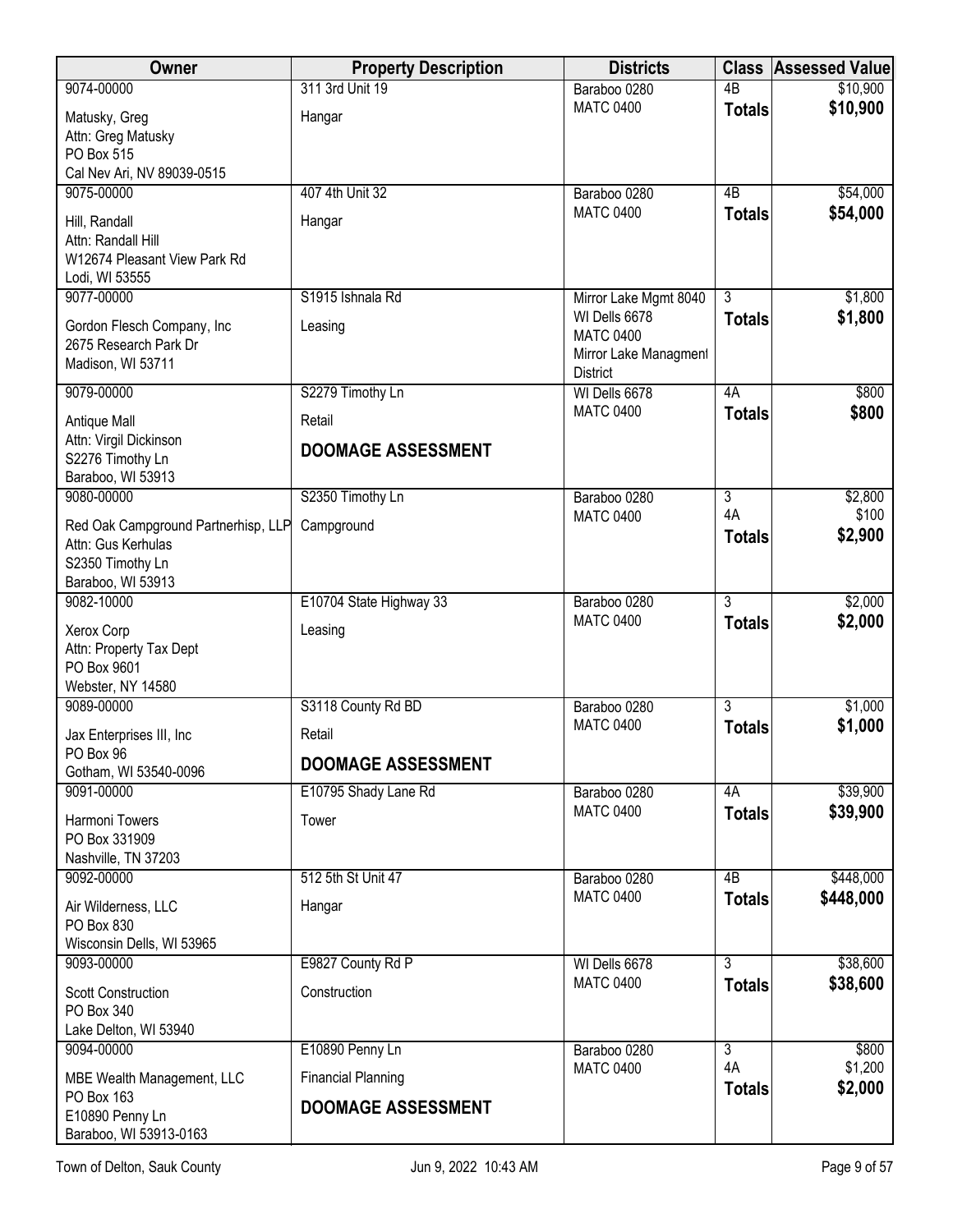| Owner | Property Description | Districts | Class | Assessed Value |
|---|---|---|---|---|
| 9074-00000<br>Matusky, Greg<br>Attn: Greg Matusky<br>PO Box 515<br>Cal Nev Ari, NV 89039-0515 | 311 3rd Unit 19<br>Hangar | Baraboo 0280<br>MATC 0400 | 4B<br>**Totals** | $10,900<br>**$10,900** |
| 9075-00000<br>Hill, Randall<br>Attn: Randall Hill<br>W12674 Pleasant View Park Rd<br>Lodi, WI 53555 | 407 4th Unit 32<br>Hangar | Baraboo 0280<br>MATC 0400 | 4B<br>**Totals** | $54,000<br>**$54,000** |
| 9077-00000<br>Gordon Flesch Company, Inc<br>2675 Research Park Dr<br>Madison, WI 53711 | S1915 Ishnala Rd<br>Leasing | Mirror Lake Mgmt 8040<br>WI Dells 6678<br>MATC 0400<br>Mirror Lake Managment District | 3<br>**Totals** | $1,800<br>**$1,800** |
| 9079-00000<br>Antique Mall<br>Attn: Virgil Dickinson<br>S2276 Timothy Ln<br>Baraboo, WI 53913 | S2279 Timothy Ln<br>Retail<br>**DOOMAGE ASSESSMENT** | WI Dells 6678<br>MATC 0400 | 4A<br>**Totals** | $800<br>**$800** |
| 9080-00000<br>Red Oak Campground Partnerhisp, LLP<br>Attn: Gus Kerhulas<br>S2350 Timothy Ln<br>Baraboo, WI 53913 | S2350 Timothy Ln<br>Campground | Baraboo 0280<br>MATC 0400 | 3<br>4A<br>**Totals** | $2,800<br>$100<br>**$2,900** |
| 9082-10000<br>Xerox Corp<br>Attn: Property Tax Dept<br>PO Box 9601<br>Webster, NY 14580 | E10704 State Highway 33<br>Leasing | Baraboo 0280<br>MATC 0400 | 3<br>**Totals** | $2,000<br>**$2,000** |
| 9089-00000<br>Jax Enterprises III, Inc<br>PO Box 96<br>Gotham, WI 53540-0096 | S3118 County Rd BD<br>Retail<br>**DOOMAGE ASSESSMENT** | Baraboo 0280<br>MATC 0400 | 3<br>**Totals** | $1,000<br>**$1,000** |
| 9091-00000<br>Harmoni Towers<br>PO Box 331909<br>Nashville, TN 37203 | E10795 Shady Lane Rd<br>Tower | Baraboo 0280<br>MATC 0400 | 4A<br>**Totals** | $39,900<br>**$39,900** |
| 9092-00000<br>Air Wilderness, LLC<br>PO Box 830<br>Wisconsin Dells, WI 53965 | 512 5th St Unit 47<br>Hangar | Baraboo 0280<br>MATC 0400 | 4B<br>**Totals** | $448,000<br>**$448,000** |
| 9093-00000<br>Scott Construction<br>PO Box 340<br>Lake Delton, WI 53940 | E9827 County Rd P<br>Construction | WI Dells 6678<br>MATC 0400 | 3<br>**Totals** | $38,600<br>**$38,600** |
| 9094-00000<br>MBE Wealth Management, LLC<br>PO Box 163<br>E10890 Penny Ln<br>Baraboo, WI 53913-0163 | E10890 Penny Ln<br>Financial Planning<br>**DOOMAGE ASSESSMENT** | Baraboo 0280<br>MATC 0400 | 3<br>4A<br>**Totals** | $800<br>$1,200<br>**$2,000** |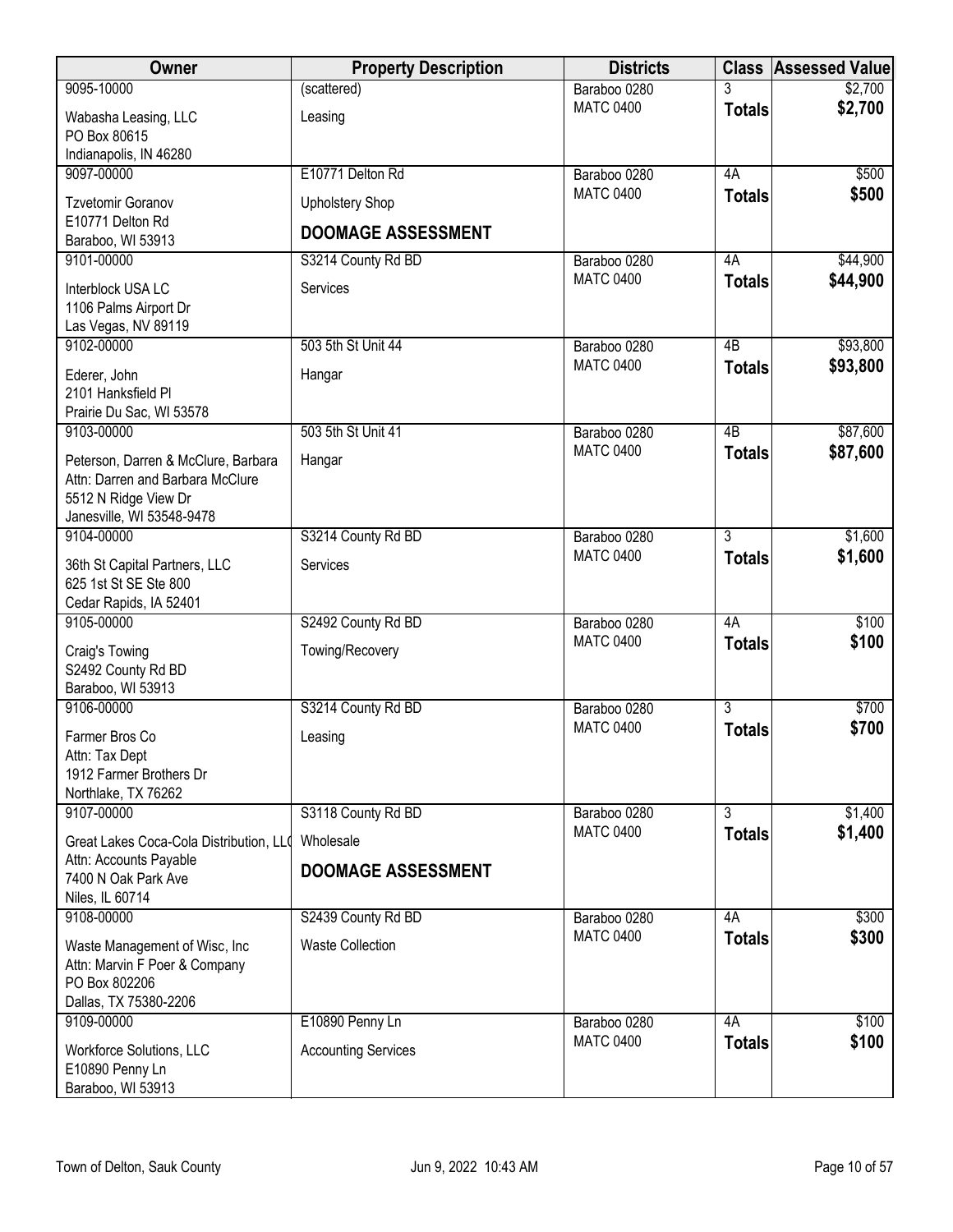| Owner | Property Description | Districts | Class | Assessed Value |
|---|---|---|---|---|
| 9095-10000<br>Wabasha Leasing, LLC<br>PO Box 80615<br>Indianapolis, IN 46280 | (scattered)<br>Leasing | Baraboo 0280<br>MATC 0400 | 3<br>**Totals** | $2,700<br>**$2,700** |
| 9097-00000<br>Tzvetomir Goranov<br>E10771 Delton Rd<br>Baraboo, WI 53913 | E10771 Delton Rd<br>Upholstery Shop<br>**DOOMAGE ASSESSMENT** | Baraboo 0280<br>MATC 0400 | 4A<br>**Totals** | $500<br>**$500** |
| 9101-00000<br>Interblock USA LC<br>1106 Palms Airport Dr<br>Las Vegas, NV 89119 | S3214 County Rd BD<br>Services | Baraboo 0280<br>MATC 0400 | 4A<br>**Totals** | $44,900<br>**$44,900** |
| 9102-00000<br>Ederer, John<br>2101 Hanksfield Pl<br>Prairie Du Sac, WI 53578 | 503 5th St Unit 44<br>Hangar | Baraboo 0280<br>MATC 0400 | 4B<br>**Totals** | $93,800<br>**$93,800** |
| 9103-00000<br>Peterson, Darren & McClure, Barbara<br>Attn: Darren and Barbara McClure<br>5512 N Ridge View Dr<br>Janesville, WI 53548-9478 | 503 5th St Unit 41<br>Hangar | Baraboo 0280<br>MATC 0400 | 4B<br>**Totals** | $87,600<br>**$87,600** |
| 9104-00000<br>36th St Capital Partners, LLC<br>625 1st St SE Ste 800<br>Cedar Rapids, IA 52401 | S3214 County Rd BD<br>Services | Baraboo 0280<br>MATC 0400 | 3<br>**Totals** | $1,600<br>**$1,600** |
| 9105-00000<br>Craig's Towing<br>S2492 County Rd BD<br>Baraboo, WI 53913 | S2492 County Rd BD<br>Towing/Recovery | Baraboo 0280<br>MATC 0400 | 4A<br>**Totals** | $100<br>**$100** |
| 9106-00000<br>Farmer Bros Co<br>Attn: Tax Dept<br>1912 Farmer Brothers Dr<br>Northlake, TX 76262 | S3214 County Rd BD<br>Leasing | Baraboo 0280<br>MATC 0400 | 3<br>**Totals** | $700<br>**$700** |
| 9107-00000<br>Great Lakes Coca-Cola Distribution, LL(<br>Attn: Accounts Payable<br>7400 N Oak Park Ave<br>Niles, IL 60714 | S3118 County Rd BD<br>Wholesale<br>**DOOMAGE ASSESSMENT** | Baraboo 0280<br>MATC 0400 | 3<br>**Totals** | $1,400<br>**$1,400** |
| 9108-00000<br>Waste Management of Wisc, Inc<br>Attn: Marvin F Poer & Company<br>PO Box 802206<br>Dallas, TX 75380-2206 | S2439 County Rd BD<br>Waste Collection | Baraboo 0280<br>MATC 0400 | 4A<br>**Totals** | $300<br>**$300** |
| 9109-00000<br>Workforce Solutions, LLC<br>E10890 Penny Ln<br>Baraboo, WI 53913 | E10890 Penny Ln<br>Accounting Services | Baraboo 0280<br>MATC 0400 | 4A<br>**Totals** | $100<br>**$100** |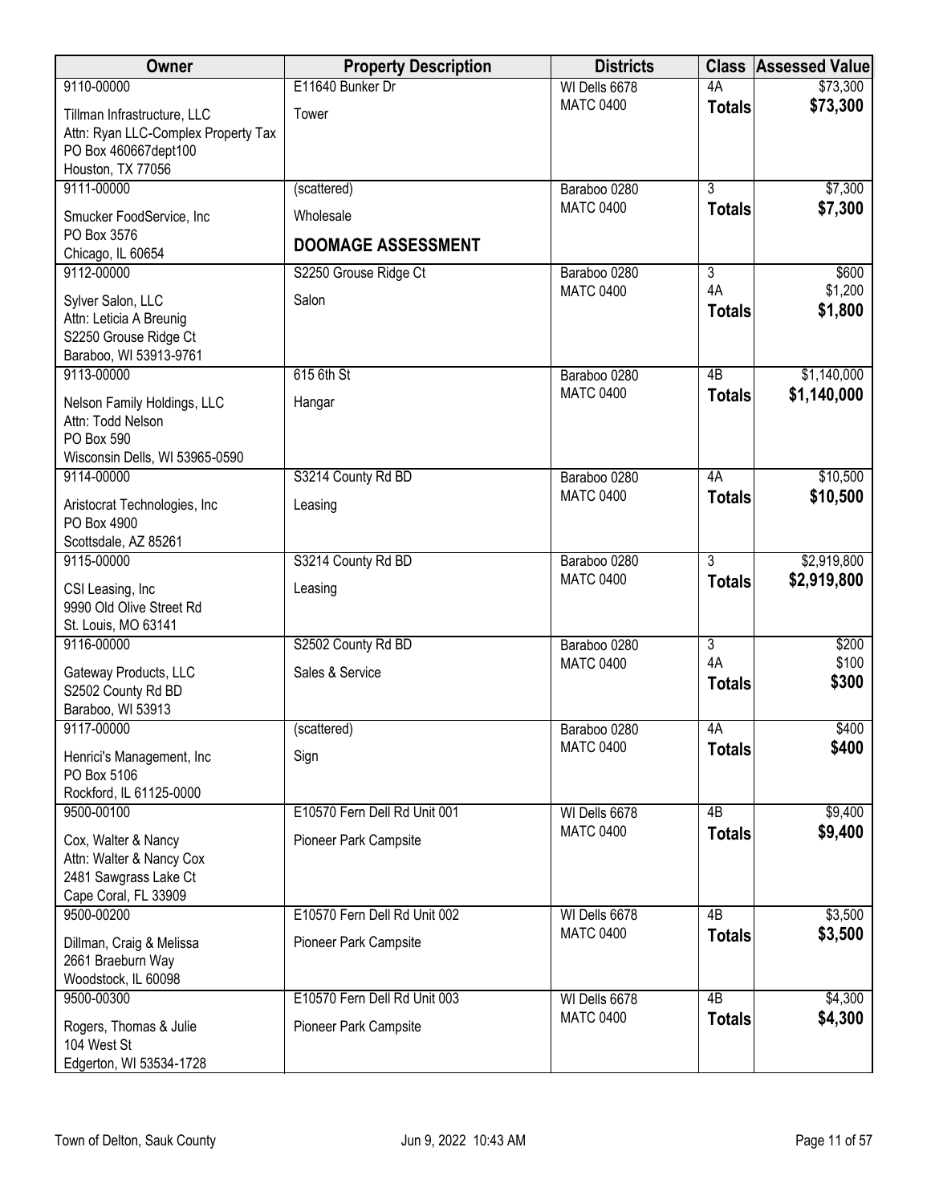| Owner | Property Description | Districts | Class | Assessed Value |
|---|---|---|---|---|
| 9110-00000<br>Tillman Infrastructure, LLC<br>Attn: Ryan LLC-Complex Property Tax<br>PO Box 460667dept100<br>Houston, TX 77056 | E11640 Bunker Dr<br>Tower | WI Dells 6678<br>MATC 0400 | 4A<br>**Totals** | $73,300<br>**$73,300** |
| 9111-00000<br>Smucker FoodService, Inc<br>PO Box 3576<br>Chicago, IL 60654 | (scattered)<br>Wholesale<br>**DOOMAGE ASSESSMENT** | Baraboo 0280<br>MATC 0400 | 3<br>**Totals** | $7,300<br>**$7,300** |
| 9112-00000<br>Sylver Salon, LLC<br>Attn: Leticia A Breunig<br>S2250 Grouse Ridge Ct<br>Baraboo, WI 53913-9761 | S2250 Grouse Ridge Ct<br>Salon | Baraboo 0280<br>MATC 0400 | 3<br>4A<br>**Totals** | $600<br>$1,200<br>**$1,800** |
| 9113-00000<br>Nelson Family Holdings, LLC<br>Attn: Todd Nelson<br>PO Box 590<br>Wisconsin Dells, WI 53965-0590 | 615 6th St<br>Hangar | Baraboo 0280<br>MATC 0400 | 4B<br>**Totals** | $1,140,000<br>**$1,140,000** |
| 9114-00000<br>Aristocrat Technologies, Inc<br>PO Box 4900<br>Scottsdale, AZ 85261 | S3214 County Rd BD<br>Leasing | Baraboo 0280<br>MATC 0400 | 4A<br>**Totals** | $10,500<br>**$10,500** |
| 9115-00000<br>CSI Leasing, Inc<br>9990 Old Olive Street Rd<br>St. Louis, MO 63141 | S3214 County Rd BD<br>Leasing | Baraboo 0280<br>MATC 0400 | 3<br>**Totals** | $2,919,800<br>**$2,919,800** |
| 9116-00000<br>Gateway Products, LLC<br>S2502 County Rd BD<br>Baraboo, WI 53913 | S2502 County Rd BD<br>Sales & Service | Baraboo 0280<br>MATC 0400 | 3<br>4A<br>**Totals** | $200<br>$100<br>**$300** |
| 9117-00000<br>Henrici's Management, Inc<br>PO Box 5106<br>Rockford, IL 61125-0000 | (scattered)<br>Sign | Baraboo 0280<br>MATC 0400 | 4A<br>**Totals** | $400<br>**$400** |
| 9500-00100<br>Cox, Walter & Nancy<br>Attn: Walter & Nancy Cox<br>2481 Sawgrass Lake Ct<br>Cape Coral, FL 33909 | E10570 Fern Dell Rd Unit 001<br>Pioneer Park Campsite | WI Dells 6678<br>MATC 0400 | 4B<br>**Totals** | $9,400<br>**$9,400** |
| 9500-00200<br>Dillman, Craig & Melissa<br>2661 Braeburn Way<br>Woodstock, IL 60098 | E10570 Fern Dell Rd Unit 002<br>Pioneer Park Campsite | WI Dells 6678<br>MATC 0400 | 4B<br>**Totals** | $3,500<br>**$3,500** |
| 9500-00300<br>Rogers, Thomas & Julie<br>104 West St<br>Edgerton, WI 53534-1728 | E10570 Fern Dell Rd Unit 003<br>Pioneer Park Campsite | WI Dells 6678<br>MATC 0400 | 4B<br>**Totals** | $4,300<br>**$4,300** |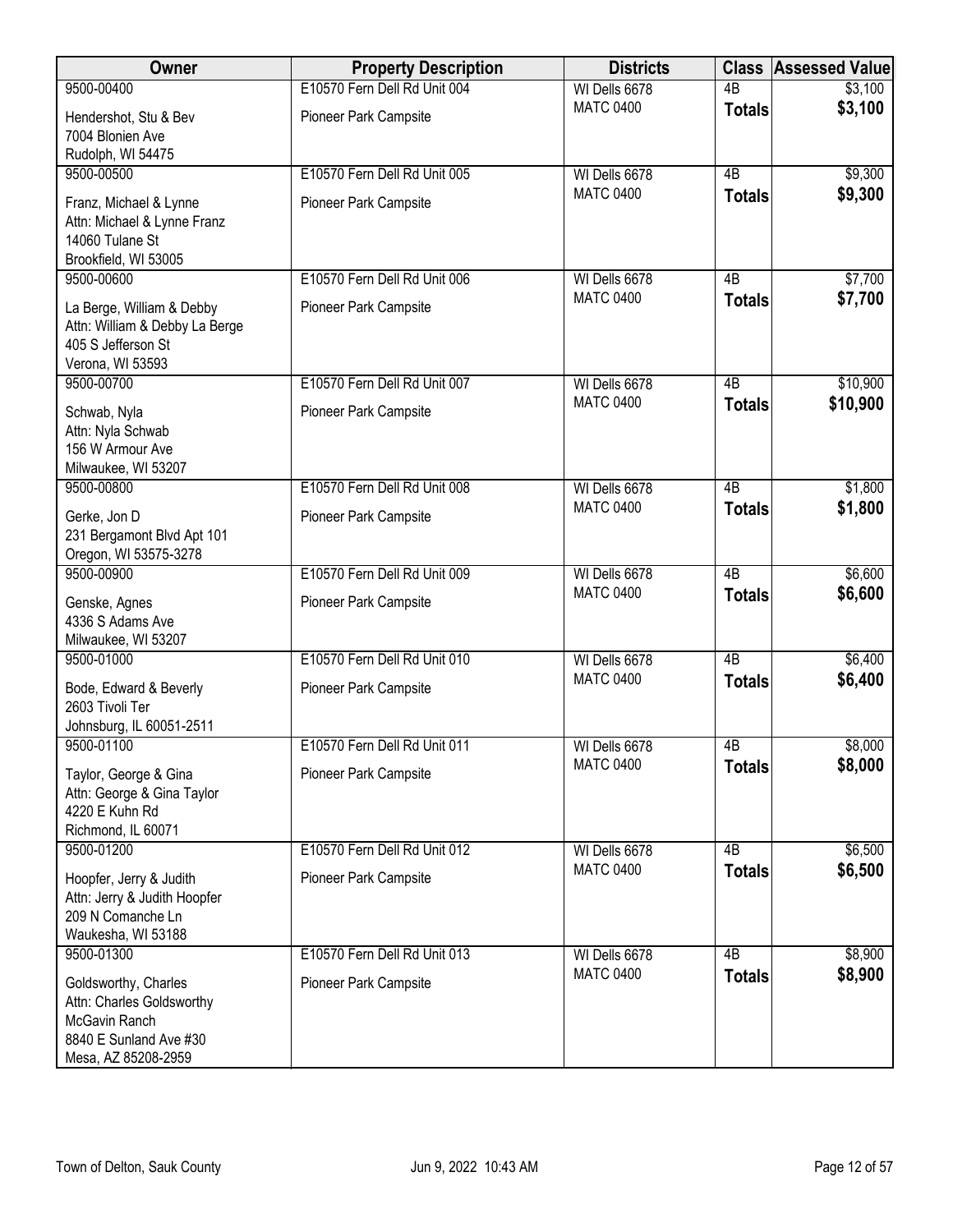| Owner | Property Description | Districts | Class | Assessed Value |
|---|---|---|---|---|
| 9500-00400<br>Hendershot, Stu & Bev<br>7004 Blonien Ave<br>Rudolph, WI 54475 | E10570 Fern Dell Rd Unit 004<br>Pioneer Park Campsite | WI Dells 6678<br>MATC 0400 | 4B<br>**Totals** | $3,100<br>**$3,100** |
| 9500-00500<br>Franz, Michael & Lynne<br>Attn: Michael & Lynne Franz<br>14060 Tulane St<br>Brookfield, WI 53005 | E10570 Fern Dell Rd Unit 005<br>Pioneer Park Campsite | WI Dells 6678<br>MATC 0400 | 4B<br>**Totals** | $9,300<br>**$9,300** |
| 9500-00600<br>La Berge, William & Debby<br>Attn: William & Debby La Berge<br>405 S Jefferson St<br>Verona, WI 53593 | E10570 Fern Dell Rd Unit 006<br>Pioneer Park Campsite | WI Dells 6678<br>MATC 0400 | 4B<br>**Totals** | $7,700<br>**$7,700** |
| 9500-00700<br>Schwab, Nyla<br>Attn: Nyla Schwab<br>156 W Armour Ave<br>Milwaukee, WI 53207 | E10570 Fern Dell Rd Unit 007<br>Pioneer Park Campsite | WI Dells 6678<br>MATC 0400 | 4B<br>**Totals** | $10,900<br>**$10,900** |
| 9500-00800<br>Gerke, Jon D<br>231 Bergamont Blvd Apt 101<br>Oregon, WI 53575-3278 | E10570 Fern Dell Rd Unit 008<br>Pioneer Park Campsite | WI Dells 6678<br>MATC 0400 | 4B<br>**Totals** | $1,800<br>**$1,800** |
| 9500-00900<br>Genske, Agnes<br>4336 S Adams Ave<br>Milwaukee, WI 53207 | E10570 Fern Dell Rd Unit 009<br>Pioneer Park Campsite | WI Dells 6678<br>MATC 0400 | 4B<br>**Totals** | $6,600<br>**$6,600** |
| 9500-01000<br>Bode, Edward & Beverly<br>2603 Tivoli Ter<br>Johnsburg, IL 60051-2511 | E10570 Fern Dell Rd Unit 010<br>Pioneer Park Campsite | WI Dells 6678<br>MATC 0400 | 4B<br>**Totals** | $6,400<br>**$6,400** |
| 9500-01100<br>Taylor, George & Gina<br>Attn: George & Gina Taylor<br>4220 E Kuhn Rd<br>Richmond, IL 60071 | E10570 Fern Dell Rd Unit 011<br>Pioneer Park Campsite | WI Dells 6678<br>MATC 0400 | 4B<br>**Totals** | $8,000<br>**$8,000** |
| 9500-01200<br>Hoopfer, Jerry & Judith<br>Attn: Jerry & Judith Hoopfer<br>209 N Comanche Ln<br>Waukesha, WI 53188 | E10570 Fern Dell Rd Unit 012<br>Pioneer Park Campsite | WI Dells 6678<br>MATC 0400 | 4B<br>**Totals** | $6,500<br>**$6,500** |
| 9500-01300<br>Goldsworthy, Charles<br>Attn: Charles Goldsworthy<br>McGavin Ranch<br>8840 E Sunland Ave #30<br>Mesa, AZ 85208-2959 | E10570 Fern Dell Rd Unit 013<br>Pioneer Park Campsite | WI Dells 6678<br>MATC 0400 | 4B<br>**Totals** | $8,900<br>**$8,900** |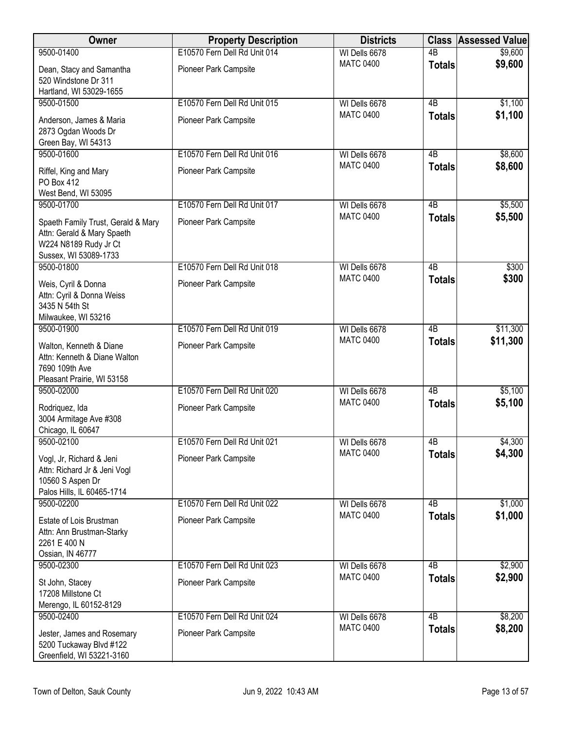| Owner | Property Description | Districts | Class | Assessed Value |
|---|---|---|---|---|
| 9500-01400<br>Dean, Stacy and Samantha<br>520 Windstone Dr 311<br>Hartland, WI 53029-1655 | E10570 Fern Dell Rd Unit 014<br>Pioneer Park Campsite | WI Dells 6678<br>MATC 0400 | 4B<br>**Totals** | $9,600<br>**$9,600** |
| 9500-01500<br>Anderson, James & Maria<br>2873 Ogdan Woods Dr<br>Green Bay, WI 54313 | E10570 Fern Dell Rd Unit 015<br>Pioneer Park Campsite | WI Dells 6678<br>MATC 0400 | 4B<br>**Totals** | $1,100<br>**$1,100** |
| 9500-01600<br>Riffel, King and Mary<br>PO Box 412<br>West Bend, WI 53095 | E10570 Fern Dell Rd Unit 016<br>Pioneer Park Campsite | WI Dells 6678<br>MATC 0400 | 4B<br>**Totals** | $8,600<br>**$8,600** |
| 9500-01700<br>Spaeth Family Trust, Gerald & Mary<br>Attn: Gerald & Mary Spaeth<br>W224 N8189 Rudy Jr Ct<br>Sussex, WI 53089-1733 | E10570 Fern Dell Rd Unit 017<br>Pioneer Park Campsite | WI Dells 6678<br>MATC 0400 | 4B<br>**Totals** | $5,500<br>**$5,500** |
| 9500-01800<br>Weis, Cyril & Donna<br>Attn: Cyril & Donna Weiss<br>3435 N 54th St<br>Milwaukee, WI 53216 | E10570 Fern Dell Rd Unit 018<br>Pioneer Park Campsite | WI Dells 6678<br>MATC 0400 | 4B<br>**Totals** | $300<br>**$300** |
| 9500-01900<br>Walton, Kenneth & Diane<br>Attn: Kenneth & Diane Walton<br>7690 109th Ave<br>Pleasant Prairie, WI 53158 | E10570 Fern Dell Rd Unit 019<br>Pioneer Park Campsite | WI Dells 6678<br>MATC 0400 | 4B<br>**Totals** | $11,300<br>**$11,300** |
| 9500-02000<br>Rodriquez, Ida<br>3004 Armitage Ave #308<br>Chicago, IL 60647 | E10570 Fern Dell Rd Unit 020<br>Pioneer Park Campsite | WI Dells 6678<br>MATC 0400 | 4B<br>**Totals** | $5,100<br>**$5,100** |
| 9500-02100<br>Vogl, Jr, Richard & Jeni<br>Attn: Richard Jr & Jeni Vogl<br>10560 S Aspen Dr<br>Palos Hills, IL 60465-1714 | E10570 Fern Dell Rd Unit 021<br>Pioneer Park Campsite | WI Dells 6678<br>MATC 0400 | 4B<br>**Totals** | $4,300<br>**$4,300** |
| 9500-02200<br>Estate of Lois Brustman<br>Attn: Ann Brustman-Starky<br>2261 E 400 N<br>Ossian, IN 46777 | E10570 Fern Dell Rd Unit 022<br>Pioneer Park Campsite | WI Dells 6678<br>MATC 0400 | 4B<br>**Totals** | $1,000<br>**$1,000** |
| 9500-02300<br>St John, Stacey<br>17208 Millstone Ct<br>Merengo, IL 60152-8129 | E10570 Fern Dell Rd Unit 023<br>Pioneer Park Campsite | WI Dells 6678<br>MATC 0400 | 4B<br>**Totals** | $2,900<br>**$2,900** |
| 9500-02400<br>Jester, James and Rosemary<br>5200 Tuckaway Blvd #122<br>Greenfield, WI 53221-3160 | E10570 Fern Dell Rd Unit 024<br>Pioneer Park Campsite | WI Dells 6678<br>MATC 0400 | 4B<br>**Totals** | $8,200<br>**$8,200** |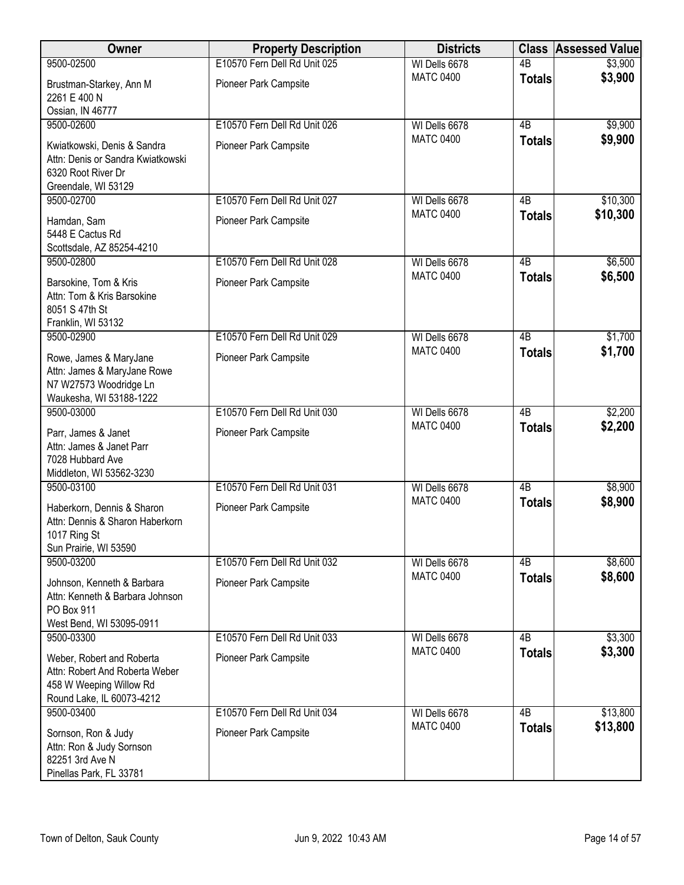| Owner | Property Description | Districts | Class | Assessed Value |
|---|---|---|---|---|
| 9500-02500<br>Brustman-Starkey, Ann M<br>2261 E 400 N<br>Ossian, IN 46777 | E10570 Fern Dell Rd Unit 025<br>Pioneer Park Campsite | WI Dells 6678<br>MATC 0400 | 4B<br>**Totals** | $3,900<br>**$3,900** |
| 9500-02600<br>Kwiatkowski, Denis & Sandra<br>Attn: Denis or Sandra Kwiatkowski<br>6320 Root River Dr<br>Greendale, WI 53129 | E10570 Fern Dell Rd Unit 026<br>Pioneer Park Campsite | WI Dells 6678<br>MATC 0400 | 4B<br>**Totals** | $9,900<br>**$9,900** |
| 9500-02700<br>Hamdan, Sam<br>5448 E Cactus Rd<br>Scottsdale, AZ 85254-4210 | E10570 Fern Dell Rd Unit 027<br>Pioneer Park Campsite | WI Dells 6678<br>MATC 0400 | 4B<br>**Totals** | $10,300<br>**$10,300** |
| 9500-02800<br>Barsokine, Tom & Kris<br>Attn: Tom & Kris Barsokine<br>8051 S 47th St<br>Franklin, WI 53132 | E10570 Fern Dell Rd Unit 028<br>Pioneer Park Campsite | WI Dells 6678<br>MATC 0400 | 4B<br>**Totals** | $6,500<br>**$6,500** |
| 9500-02900<br>Rowe, James & MaryJane<br>Attn: James & MaryJane Rowe<br>N7 W27573 Woodridge Ln<br>Waukesha, WI 53188-1222 | E10570 Fern Dell Rd Unit 029<br>Pioneer Park Campsite | WI Dells 6678<br>MATC 0400 | 4B<br>**Totals** | $1,700<br>**$1,700** |
| 9500-03000<br>Parr, James & Janet<br>Attn: James & Janet Parr<br>7028 Hubbard Ave<br>Middleton, WI 53562-3230 | E10570 Fern Dell Rd Unit 030<br>Pioneer Park Campsite | WI Dells 6678<br>MATC 0400 | 4B<br>**Totals** | $2,200<br>**$2,200** |
| 9500-03100<br>Haberkorn, Dennis & Sharon<br>Attn: Dennis & Sharon Haberkorn<br>1017 Ring St<br>Sun Prairie, WI 53590 | E10570 Fern Dell Rd Unit 031<br>Pioneer Park Campsite | WI Dells 6678<br>MATC 0400 | 4B<br>**Totals** | $8,900<br>**$8,900** |
| 9500-03200<br>Johnson, Kenneth & Barbara<br>Attn: Kenneth & Barbara Johnson<br>PO Box 911<br>West Bend, WI 53095-0911 | E10570 Fern Dell Rd Unit 032<br>Pioneer Park Campsite | WI Dells 6678<br>MATC 0400 | 4B<br>**Totals** | $8,600<br>**$8,600** |
| 9500-03300<br>Weber, Robert and Roberta<br>Attn: Robert And Roberta Weber<br>458 W Weeping Willow Rd<br>Round Lake, IL 60073-4212 | E10570 Fern Dell Rd Unit 033<br>Pioneer Park Campsite | WI Dells 6678<br>MATC 0400 | 4B<br>**Totals** | $3,300<br>**$3,300** |
| 9500-03400<br>Sornson, Ron & Judy<br>Attn: Ron & Judy Sornson<br>82251 3rd Ave N<br>Pinellas Park, FL 33781 | E10570 Fern Dell Rd Unit 034<br>Pioneer Park Campsite | WI Dells 6678<br>MATC 0400 | 4B<br>**Totals** | $13,800<br>**$13,800** |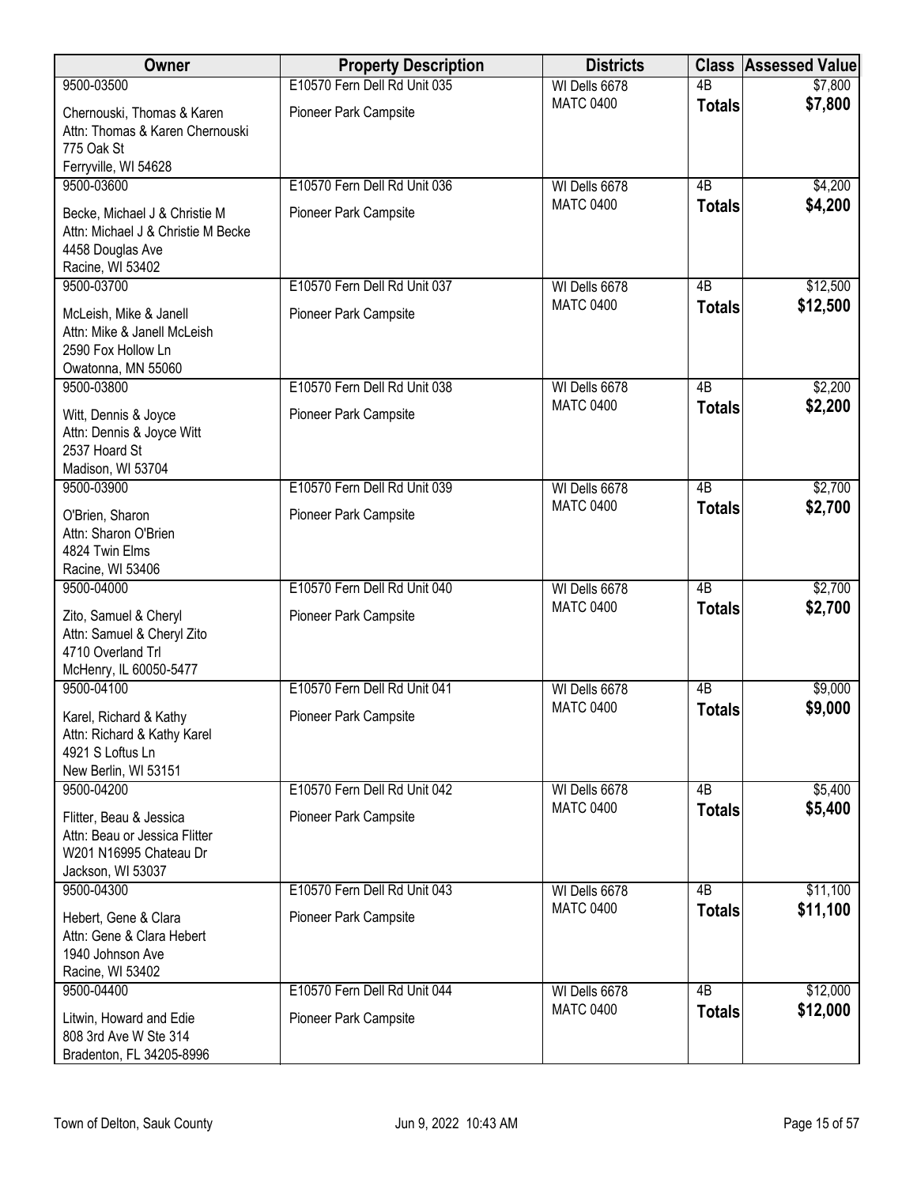| Owner | Property Description | Districts | Class | Assessed Value |
|---|---|---|---|---|
| 9500-03500<br>Chernouski, Thomas & Karen<br>Attn: Thomas & Karen Chernouski<br>775 Oak St<br>Ferryville, WI 54628 | E10570 Fern Dell Rd Unit 035<br>Pioneer Park Campsite | WI Dells 6678<br>MATC 0400 | 4B<br>**Totals** | $7,800<br>**$7,800** |
| 9500-03600<br>Becke, Michael J & Christie M<br>Attn: Michael J & Christie M Becke<br>4458 Douglas Ave<br>Racine, WI 53402 | E10570 Fern Dell Rd Unit 036<br>Pioneer Park Campsite | WI Dells 6678<br>MATC 0400 | 4B<br>**Totals** | $4,200<br>**$4,200** |
| 9500-03700<br>McLeish, Mike & Janell<br>Attn: Mike & Janell McLeish<br>2590 Fox Hollow Ln<br>Owatonna, MN 55060 | E10570 Fern Dell Rd Unit 037<br>Pioneer Park Campsite | WI Dells 6678<br>MATC 0400 | 4B<br>**Totals** | $12,500<br>**$12,500** |
| 9500-03800<br>Witt, Dennis & Joyce<br>Attn: Dennis & Joyce Witt<br>2537 Hoard St<br>Madison, WI 53704 | E10570 Fern Dell Rd Unit 038<br>Pioneer Park Campsite | WI Dells 6678<br>MATC 0400 | 4B<br>**Totals** | $2,200<br>**$2,200** |
| 9500-03900<br>O'Brien, Sharon<br>Attn: Sharon O'Brien<br>4824 Twin Elms<br>Racine, WI 53406 | E10570 Fern Dell Rd Unit 039<br>Pioneer Park Campsite | WI Dells 6678<br>MATC 0400 | 4B<br>**Totals** | $2,700<br>**$2,700** |
| 9500-04000<br>Zito, Samuel & Cheryl<br>Attn: Samuel & Cheryl Zito<br>4710 Overland Trl<br>McHenry, IL 60050-5477 | E10570 Fern Dell Rd Unit 040<br>Pioneer Park Campsite | WI Dells 6678<br>MATC 0400 | 4B<br>**Totals** | $2,700<br>**$2,700** |
| 9500-04100<br>Karel, Richard & Kathy<br>Attn: Richard & Kathy Karel<br>4921 S Loftus Ln<br>New Berlin, WI 53151 | E10570 Fern Dell Rd Unit 041<br>Pioneer Park Campsite | WI Dells 6678<br>MATC 0400 | 4B<br>**Totals** | $9,000<br>**$9,000** |
| 9500-04200<br>Flitter, Beau & Jessica<br>Attn: Beau or Jessica Flitter<br>W201 N16995 Chateau Dr<br>Jackson, WI 53037 | E10570 Fern Dell Rd Unit 042<br>Pioneer Park Campsite | WI Dells 6678<br>MATC 0400 | 4B<br>**Totals** | $5,400<br>**$5,400** |
| 9500-04300<br>Hebert, Gene & Clara<br>Attn: Gene & Clara Hebert<br>1940 Johnson Ave<br>Racine, WI 53402 | E10570 Fern Dell Rd Unit 043<br>Pioneer Park Campsite | WI Dells 6678<br>MATC 0400 | 4B<br>**Totals** | $11,100<br>**$11,100** |
| 9500-04400<br>Litwin, Howard and Edie<br>808 3rd Ave W Ste 314<br>Bradenton, FL 34205-8996 | E10570 Fern Dell Rd Unit 044<br>Pioneer Park Campsite | WI Dells 6678<br>MATC 0400 | 4B<br>**Totals** | $12,000<br>**$12,000** |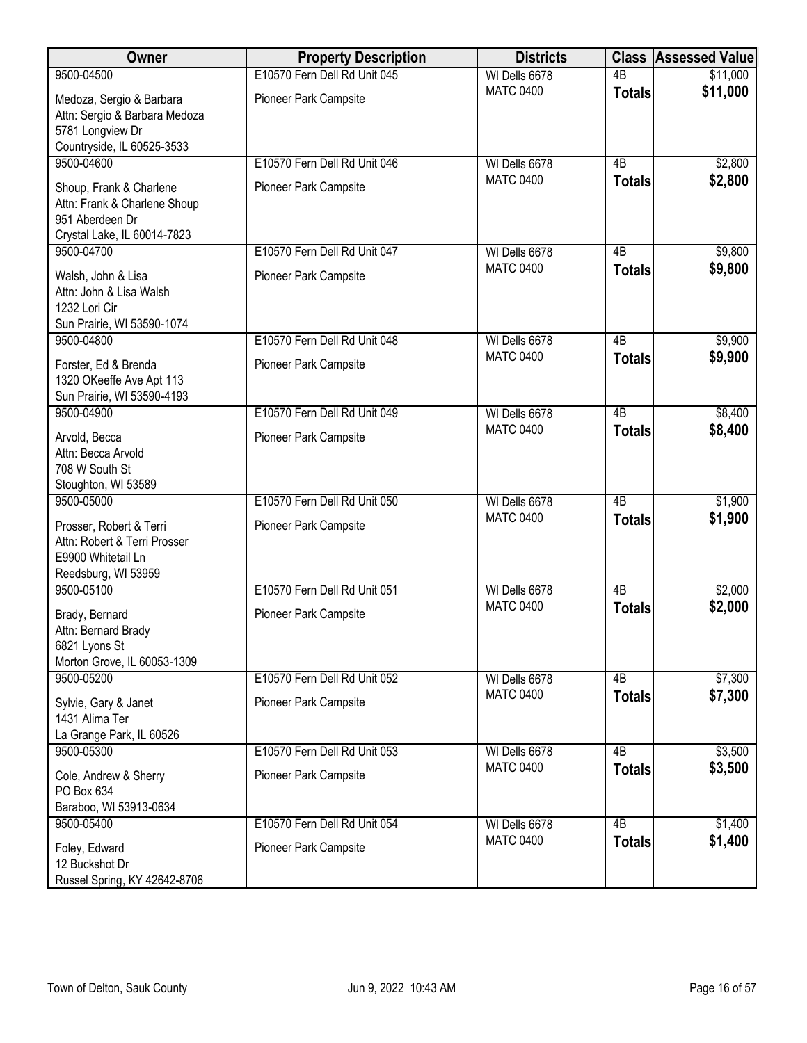| Owner | Property Description | Districts | Class | Assessed Value |
|---|---|---|---|---|
| 9500-04500<br>Medoza, Sergio & Barbara<br>Attn: Sergio & Barbara Medoza<br>5781 Longview Dr<br>Countryside, IL 60525-3533 | E10570 Fern Dell Rd Unit 045<br>Pioneer Park Campsite | WI Dells 6678<br>MATC 0400 | 4B<br>**Totals** | $11,000<br>**$11,000** |
| 9500-04600<br>Shoup, Frank & Charlene<br>Attn: Frank & Charlene Shoup<br>951 Aberdeen Dr<br>Crystal Lake, IL 60014-7823 | E10570 Fern Dell Rd Unit 046<br>Pioneer Park Campsite | WI Dells 6678<br>MATC 0400 | 4B<br>**Totals** | $2,800<br>**$2,800** |
| 9500-04700<br>Walsh, John & Lisa<br>Attn: John & Lisa Walsh<br>1232 Lori Cir<br>Sun Prairie, WI 53590-1074 | E10570 Fern Dell Rd Unit 047<br>Pioneer Park Campsite | WI Dells 6678<br>MATC 0400 | 4B<br>**Totals** | $9,800<br>**$9,800** |
| 9500-04800<br>Forster, Ed & Brenda<br>1320 OKeeffe Ave Apt 113<br>Sun Prairie, WI 53590-4193 | E10570 Fern Dell Rd Unit 048<br>Pioneer Park Campsite | WI Dells 6678<br>MATC 0400 | 4B<br>**Totals** | $9,900<br>**$9,900** |
| 9500-04900<br>Arvold, Becca<br>Attn: Becca Arvold<br>708 W South St<br>Stoughton, WI 53589 | E10570 Fern Dell Rd Unit 049<br>Pioneer Park Campsite | WI Dells 6678<br>MATC 0400 | 4B<br>**Totals** | $8,400<br>**$8,400** |
| 9500-05000<br>Prosser, Robert & Terri<br>Attn: Robert & Terri Prosser<br>E9900 Whitetail Ln<br>Reedsburg, WI 53959 | E10570 Fern Dell Rd Unit 050<br>Pioneer Park Campsite | WI Dells 6678<br>MATC 0400 | 4B<br>**Totals** | $1,900<br>**$1,900** |
| 9500-05100<br>Brady, Bernard<br>Attn: Bernard Brady<br>6821 Lyons St<br>Morton Grove, IL 60053-1309 | E10570 Fern Dell Rd Unit 051<br>Pioneer Park Campsite | WI Dells 6678<br>MATC 0400 | 4B<br>**Totals** | $2,000<br>**$2,000** |
| 9500-05200<br>Sylvie, Gary & Janet<br>1431 Alima Ter<br>La Grange Park, IL 60526 | E10570 Fern Dell Rd Unit 052<br>Pioneer Park Campsite | WI Dells 6678<br>MATC 0400 | 4B<br>**Totals** | $7,300<br>**$7,300** |
| 9500-05300<br>Cole, Andrew & Sherry<br>PO Box 634<br>Baraboo, WI 53913-0634 | E10570 Fern Dell Rd Unit 053<br>Pioneer Park Campsite | WI Dells 6678<br>MATC 0400 | 4B<br>**Totals** | $3,500<br>**$3,500** |
| 9500-05400<br>Foley, Edward<br>12 Buckshot Dr<br>Russel Spring, KY 42642-8706 | E10570 Fern Dell Rd Unit 054<br>Pioneer Park Campsite | WI Dells 6678<br>MATC 0400 | 4B<br>**Totals** | $1,400<br>**$1,400** |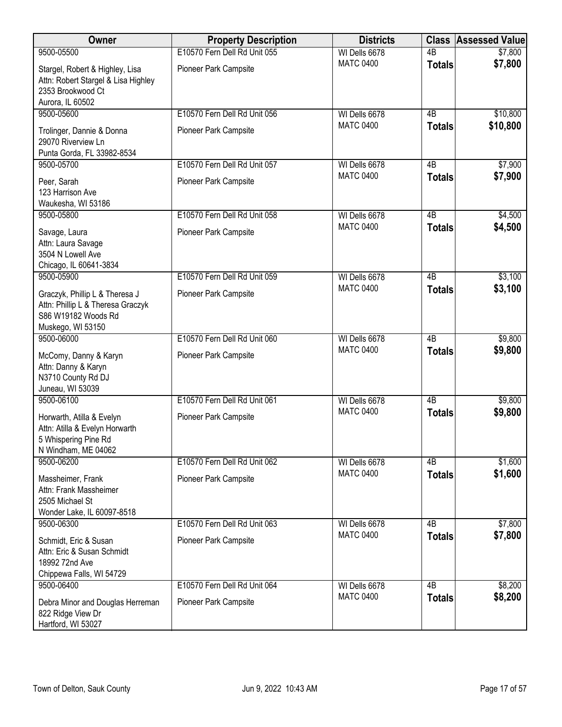| Owner | Property Description | Districts | Class | Assessed Value |
|---|---|---|---|---|
| 9500-05500<br>Stargel, Robert & Highley, Lisa<br>Attn: Robert Stargel & Lisa Highley<br>2353 Brookwood Ct<br>Aurora, IL 60502 | E10570 Fern Dell Rd Unit 055<br>Pioneer Park Campsite | WI Dells 6678<br>MATC 0400 | 4B<br>**Totals** | $7,800<br>**$7,800** |
| 9500-05600<br>Trolinger, Dannie & Donna<br>29070 Riverview Ln<br>Punta Gorda, FL 33982-8534 | E10570 Fern Dell Rd Unit 056<br>Pioneer Park Campsite | WI Dells 6678<br>MATC 0400 | 4B<br>**Totals** | $10,800<br>**$10,800** |
| 9500-05700<br>Peer, Sarah<br>123 Harrison Ave<br>Waukesha, WI 53186 | E10570 Fern Dell Rd Unit 057<br>Pioneer Park Campsite | WI Dells 6678<br>MATC 0400 | 4B<br>**Totals** | $7,900<br>**$7,900** |
| 9500-05800<br>Savage, Laura<br>Attn: Laura Savage<br>3504 N Lowell Ave<br>Chicago, IL 60641-3834 | E10570 Fern Dell Rd Unit 058<br>Pioneer Park Campsite | WI Dells 6678<br>MATC 0400 | 4B<br>**Totals** | $4,500<br>**$4,500** |
| 9500-05900<br>Graczyk, Phillip L & Theresa J<br>Attn: Phillip L & Theresa Graczyk<br>S86 W19182 Woods Rd<br>Muskego, WI 53150 | E10570 Fern Dell Rd Unit 059<br>Pioneer Park Campsite | WI Dells 6678<br>MATC 0400 | 4B<br>**Totals** | $3,100<br>**$3,100** |
| 9500-06000<br>McComy, Danny & Karyn<br>Attn: Danny & Karyn<br>N3710 County Rd DJ<br>Juneau, WI 53039 | E10570 Fern Dell Rd Unit 060<br>Pioneer Park Campsite | WI Dells 6678<br>MATC 0400 | 4B<br>**Totals** | $9,800<br>**$9,800** |
| 9500-06100<br>Horwarth, Atilla & Evelyn<br>Attn: Atilla & Evelyn Horwarth<br>5 Whispering Pine Rd<br>N Windham, ME 04062 | E10570 Fern Dell Rd Unit 061<br>Pioneer Park Campsite | WI Dells 6678<br>MATC 0400 | 4B<br>**Totals** | $9,800<br>**$9,800** |
| 9500-06200<br>Massheimer, Frank<br>Attn: Frank Massheimer<br>2505 Michael St<br>Wonder Lake, IL 60097-8518 | E10570 Fern Dell Rd Unit 062<br>Pioneer Park Campsite | WI Dells 6678<br>MATC 0400 | 4B<br>**Totals** | $1,600<br>**$1,600** |
| 9500-06300<br>Schmidt, Eric & Susan<br>Attn: Eric & Susan Schmidt<br>18992 72nd Ave<br>Chippewa Falls, WI 54729 | E10570 Fern Dell Rd Unit 063<br>Pioneer Park Campsite | WI Dells 6678<br>MATC 0400 | 4B<br>**Totals** | $7,800<br>**$7,800** |
| 9500-06400<br>Debra Minor and Douglas Herreman<br>822 Ridge View Dr<br>Hartford, WI 53027 | E10570 Fern Dell Rd Unit 064<br>Pioneer Park Campsite | WI Dells 6678<br>MATC 0400 | 4B<br>**Totals** | $8,200<br>**$8,200** |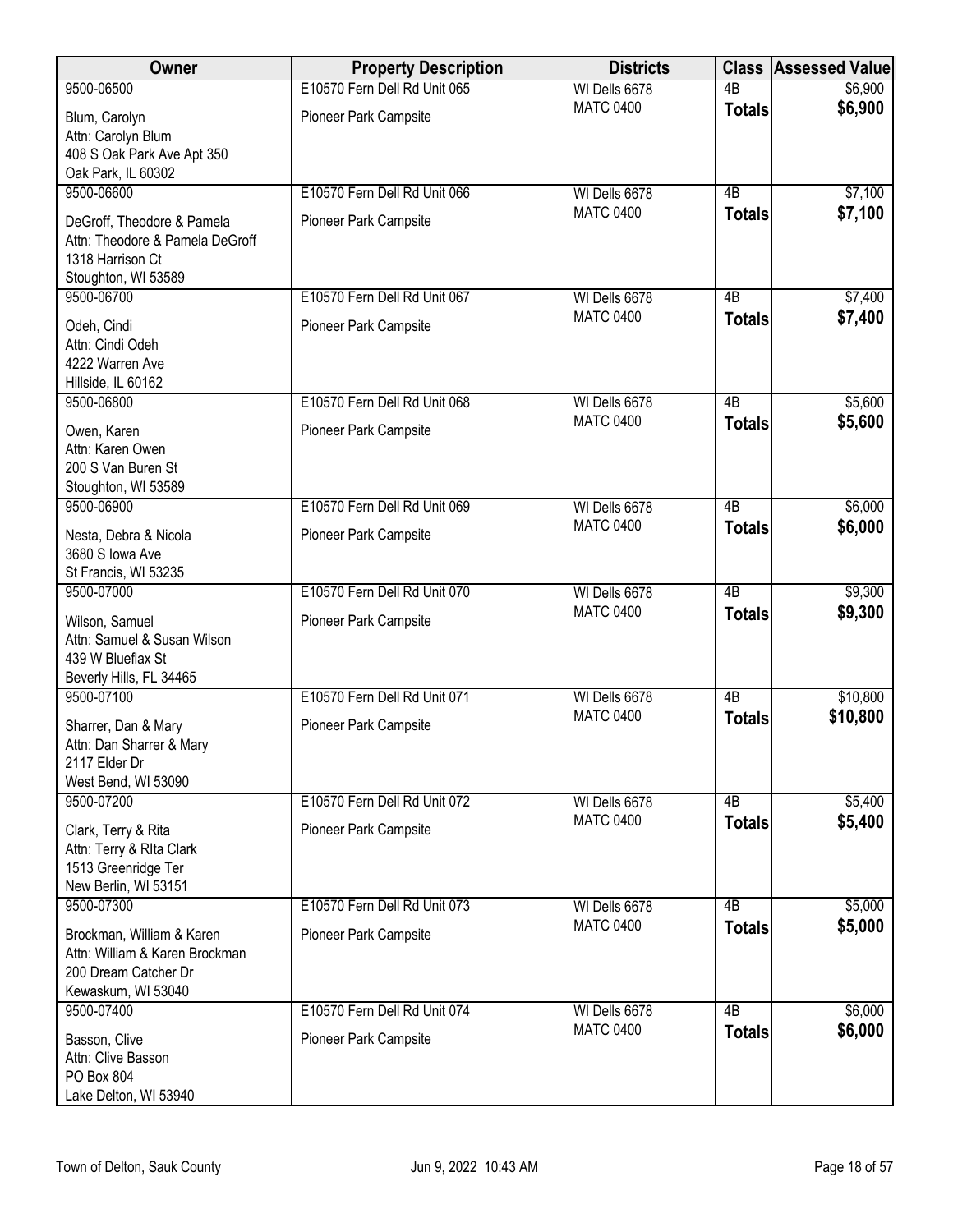| Owner | Property Description | Districts | Class | Assessed Value |
|---|---|---|---|---|
| 9500-06500<br>Blum, Carolyn<br>Attn: Carolyn Blum<br>408 S Oak Park Ave Apt 350<br>Oak Park, IL 60302 | E10570 Fern Dell Rd Unit 065<br>Pioneer Park Campsite | WI Dells 6678<br>MATC 0400 | 4B<br>**Totals** | $6,900<br>**$6,900** |
| 9500-06600<br>DeGroff, Theodore & Pamela<br>Attn: Theodore & Pamela DeGroff<br>1318 Harrison Ct<br>Stoughton, WI 53589 | E10570 Fern Dell Rd Unit 066<br>Pioneer Park Campsite | WI Dells 6678<br>MATC 0400 | 4B<br>**Totals** | $7,100<br>**$7,100** |
| 9500-06700<br>Odeh, Cindi<br>Attn: Cindi Odeh<br>4222 Warren Ave<br>Hillside, IL 60162 | E10570 Fern Dell Rd Unit 067<br>Pioneer Park Campsite | WI Dells 6678<br>MATC 0400 | 4B<br>**Totals** | $7,400<br>**$7,400** |
| 9500-06800<br>Owen, Karen<br>Attn: Karen Owen<br>200 S Van Buren St<br>Stoughton, WI 53589 | E10570 Fern Dell Rd Unit 068<br>Pioneer Park Campsite | WI Dells 6678<br>MATC 0400 | 4B<br>**Totals** | $5,600<br>**$5,600** |
| 9500-06900<br>Nesta, Debra & Nicola<br>3680 S Iowa Ave<br>St Francis, WI 53235 | E10570 Fern Dell Rd Unit 069<br>Pioneer Park Campsite | WI Dells 6678<br>MATC 0400 | 4B<br>**Totals** | $6,000<br>**$6,000** |
| 9500-07000<br>Wilson, Samuel<br>Attn: Samuel & Susan Wilson<br>439 W Blueflax St<br>Beverly Hills, FL 34465 | E10570 Fern Dell Rd Unit 070<br>Pioneer Park Campsite | WI Dells 6678<br>MATC 0400 | 4B<br>**Totals** | $9,300<br>**$9,300** |
| 9500-07100<br>Sharrer, Dan & Mary<br>Attn: Dan Sharrer & Mary<br>2117 Elder Dr<br>West Bend, WI 53090 | E10570 Fern Dell Rd Unit 071<br>Pioneer Park Campsite | WI Dells 6678<br>MATC 0400 | 4B<br>**Totals** | $10,800<br>**$10,800** |
| 9500-07200<br>Clark, Terry & Rita<br>Attn: Terry & RIta Clark<br>1513 Greenridge Ter<br>New Berlin, WI 53151 | E10570 Fern Dell Rd Unit 072<br>Pioneer Park Campsite | WI Dells 6678<br>MATC 0400 | 4B<br>**Totals** | $5,400<br>**$5,400** |
| 9500-07300<br>Brockman, William & Karen<br>Attn: William & Karen Brockman<br>200 Dream Catcher Dr<br>Kewaskum, WI 53040 | E10570 Fern Dell Rd Unit 073<br>Pioneer Park Campsite | WI Dells 6678<br>MATC 0400 | 4B<br>**Totals** | $5,000<br>**$5,000** |
| 9500-07400<br>Basson, Clive<br>Attn: Clive Basson<br>PO Box 804<br>Lake Delton, WI 53940 | E10570 Fern Dell Rd Unit 074<br>Pioneer Park Campsite | WI Dells 6678<br>MATC 0400 | 4B<br>**Totals** | $6,000<br>**$6,000** |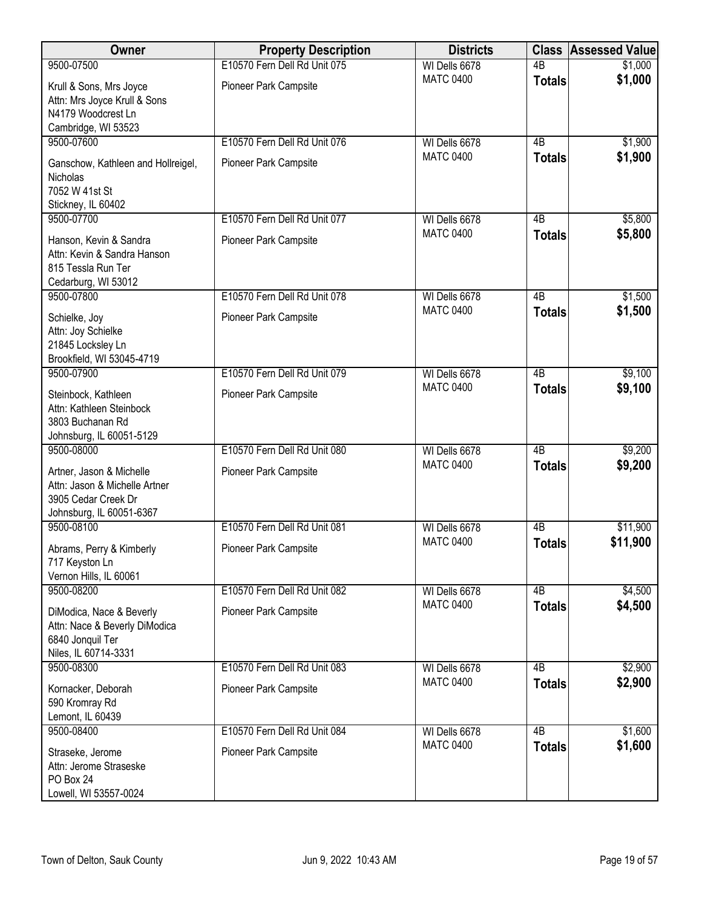| Owner | Property Description | Districts | Class | Assessed Value |
|---|---|---|---|---|
| 9500-07500<br>Krull & Sons, Mrs Joyce<br>Attn: Mrs Joyce Krull & Sons<br>N4179 Woodcrest Ln<br>Cambridge, WI 53523 | E10570 Fern Dell Rd Unit 075<br>Pioneer Park Campsite | WI Dells 6678<br>MATC 0400 | 4B<br>**Totals** | $1,000<br>**$1,000** |
| 9500-07600<br>Ganschow, Kathleen and Hollreigel, Nicholas<br>7052 W 41st St<br>Stickney, IL 60402 | E10570 Fern Dell Rd Unit 076<br>Pioneer Park Campsite | WI Dells 6678<br>MATC 0400 | 4B<br>**Totals** | $1,900<br>**$1,900** |
| 9500-07700<br>Hanson, Kevin & Sandra<br>Attn: Kevin & Sandra Hanson<br>815 Tessla Run Ter<br>Cedarburg, WI 53012 | E10570 Fern Dell Rd Unit 077<br>Pioneer Park Campsite | WI Dells 6678<br>MATC 0400 | 4B<br>**Totals** | $5,800<br>**$5,800** |
| 9500-07800<br>Schielke, Joy<br>Attn: Joy Schielke<br>21845 Locksley Ln<br>Brookfield, WI 53045-4719 | E10570 Fern Dell Rd Unit 078<br>Pioneer Park Campsite | WI Dells 6678<br>MATC 0400 | 4B<br>**Totals** | $1,500<br>**$1,500** |
| 9500-07900<br>Steinbock, Kathleen<br>Attn: Kathleen Steinbock<br>3803 Buchanan Rd<br>Johnsburg, IL 60051-5129 | E10570 Fern Dell Rd Unit 079<br>Pioneer Park Campsite | WI Dells 6678<br>MATC 0400 | 4B<br>**Totals** | $9,100<br>**$9,100** |
| 9500-08000<br>Artner, Jason & Michelle<br>Attn: Jason & Michelle Artner<br>3905 Cedar Creek Dr<br>Johnsburg, IL 60051-6367 | E10570 Fern Dell Rd Unit 080<br>Pioneer Park Campsite | WI Dells 6678<br>MATC 0400 | 4B<br>**Totals** | $9,200<br>**$9,200** |
| 9500-08100<br>Abrams, Perry & Kimberly<br>717 Keyston Ln<br>Vernon Hills, IL 60061 | E10570 Fern Dell Rd Unit 081<br>Pioneer Park Campsite | WI Dells 6678<br>MATC 0400 | 4B<br>**Totals** | $11,900<br>**$11,900** |
| 9500-08200<br>DiModica, Nace & Beverly<br>Attn: Nace & Beverly DiModica<br>6840 Jonquil Ter<br>Niles, IL 60714-3331 | E10570 Fern Dell Rd Unit 082<br>Pioneer Park Campsite | WI Dells 6678<br>MATC 0400 | 4B<br>**Totals** | $4,500<br>**$4,500** |
| 9500-08300<br>Kornacker, Deborah<br>590 Kromray Rd<br>Lemont, IL 60439 | E10570 Fern Dell Rd Unit 083<br>Pioneer Park Campsite | WI Dells 6678<br>MATC 0400 | 4B<br>**Totals** | $2,900<br>**$2,900** |
| 9500-08400<br>Straseke, Jerome<br>Attn: Jerome Straseske<br>PO Box 24<br>Lowell, WI 53557-0024 | E10570 Fern Dell Rd Unit 084<br>Pioneer Park Campsite | WI Dells 6678<br>MATC 0400 | 4B<br>**Totals** | $1,600<br>**$1,600** |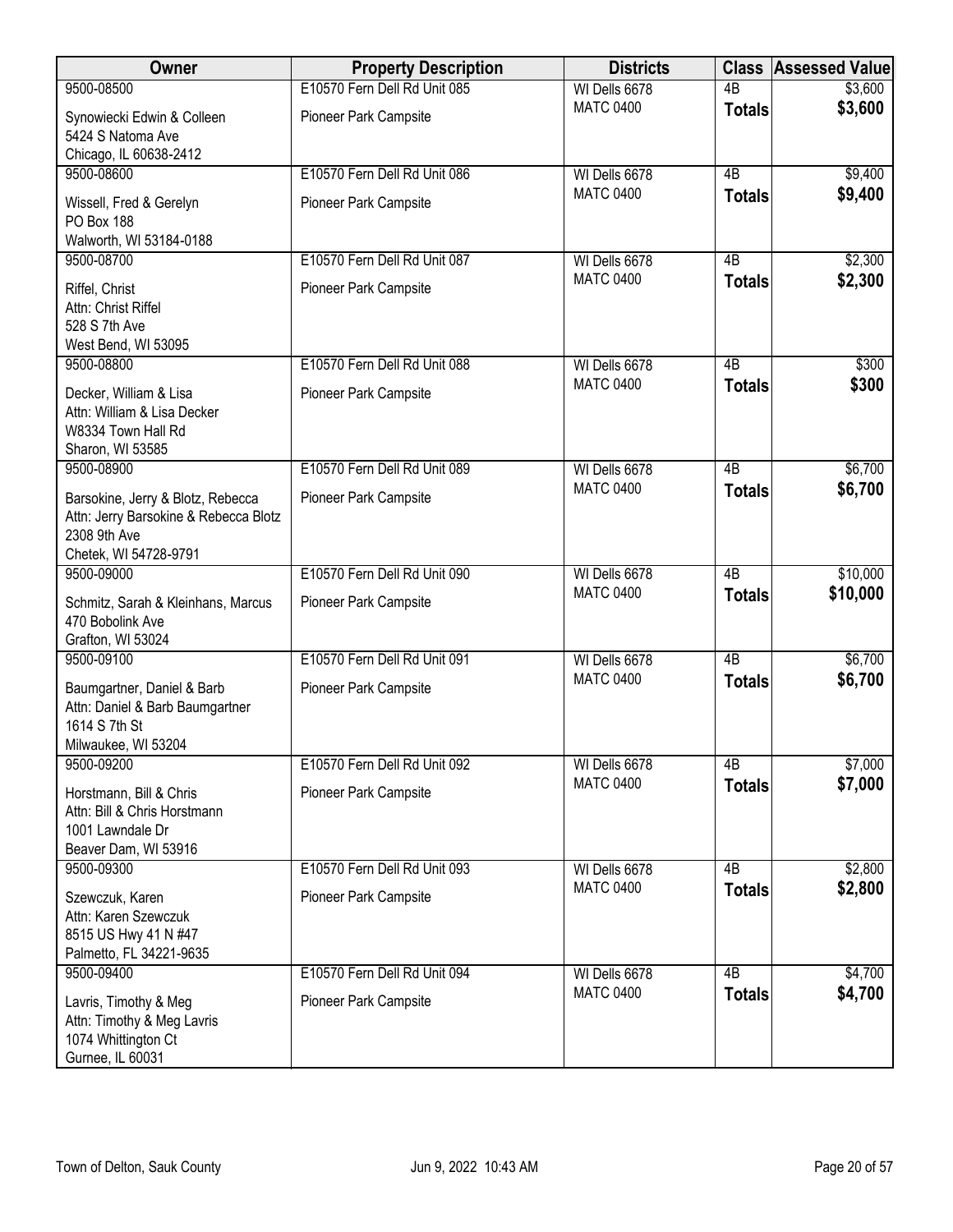| Owner | Property Description | Districts | Class | Assessed Value |
|---|---|---|---|---|
| 9500-08500<br>Synowiecki Edwin & Colleen<br>5424 S Natoma Ave<br>Chicago, IL 60638-2412 | E10570 Fern Dell Rd Unit 085<br>Pioneer Park Campsite | WI Dells 6678<br>MATC 0400 | 4B<br>**Totals** | $3,600<br>**$3,600** |
| 9500-08600<br>Wissell, Fred & Gerelyn<br>PO Box 188<br>Walworth, WI 53184-0188 | E10570 Fern Dell Rd Unit 086<br>Pioneer Park Campsite | WI Dells 6678<br>MATC 0400 | 4B<br>**Totals** | $9,400<br>**$9,400** |
| 9500-08700<br>Riffel, Christ<br>Attn: Christ Riffel<br>528 S 7th Ave<br>West Bend, WI 53095 | E10570 Fern Dell Rd Unit 087<br>Pioneer Park Campsite | WI Dells 6678<br>MATC 0400 | 4B<br>**Totals** | $2,300<br>**$2,300** |
| 9500-08800<br>Decker, William & Lisa<br>Attn: William & Lisa Decker<br>W8334 Town Hall Rd<br>Sharon, WI 53585 | E10570 Fern Dell Rd Unit 088<br>Pioneer Park Campsite | WI Dells 6678<br>MATC 0400 | 4B<br>**Totals** | $300<br>**$300** |
| 9500-08900<br>Barsokine, Jerry & Blotz, Rebecca<br>Attn: Jerry Barsokine & Rebecca Blotz<br>2308 9th Ave<br>Chetek, WI 54728-9791 | E10570 Fern Dell Rd Unit 089<br>Pioneer Park Campsite | WI Dells 6678<br>MATC 0400 | 4B<br>**Totals** | $6,700<br>**$6,700** |
| 9500-09000<br>Schmitz, Sarah & Kleinhans, Marcus<br>470 Bobolink Ave<br>Grafton, WI 53024 | E10570 Fern Dell Rd Unit 090<br>Pioneer Park Campsite | WI Dells 6678<br>MATC 0400 | 4B<br>**Totals** | $10,000<br>**$10,000** |
| 9500-09100<br>Baumgartner, Daniel & Barb<br>Attn: Daniel & Barb Baumgartner<br>1614 S 7th St<br>Milwaukee, WI 53204 | E10570 Fern Dell Rd Unit 091<br>Pioneer Park Campsite | WI Dells 6678<br>MATC 0400 | 4B<br>**Totals** | $6,700<br>**$6,700** |
| 9500-09200<br>Horstmann, Bill & Chris<br>Attn: Bill & Chris Horstmann<br>1001 Lawndale Dr<br>Beaver Dam, WI 53916 | E10570 Fern Dell Rd Unit 092<br>Pioneer Park Campsite | WI Dells 6678<br>MATC 0400 | 4B<br>**Totals** | $7,000<br>**$7,000** |
| 9500-09300<br>Szewczuk, Karen<br>Attn: Karen Szewczuk<br>8515 US Hwy 41 N #47<br>Palmetto, FL 34221-9635 | E10570 Fern Dell Rd Unit 093<br>Pioneer Park Campsite | WI Dells 6678<br>MATC 0400 | 4B<br>**Totals** | $2,800<br>**$2,800** |
| 9500-09400<br>Lavris, Timothy & Meg<br>Attn: Timothy & Meg Lavris<br>1074 Whittington Ct<br>Gurnee, IL 60031 | E10570 Fern Dell Rd Unit 094<br>Pioneer Park Campsite | WI Dells 6678<br>MATC 0400 | 4B<br>**Totals** | $4,700<br>**$4,700** |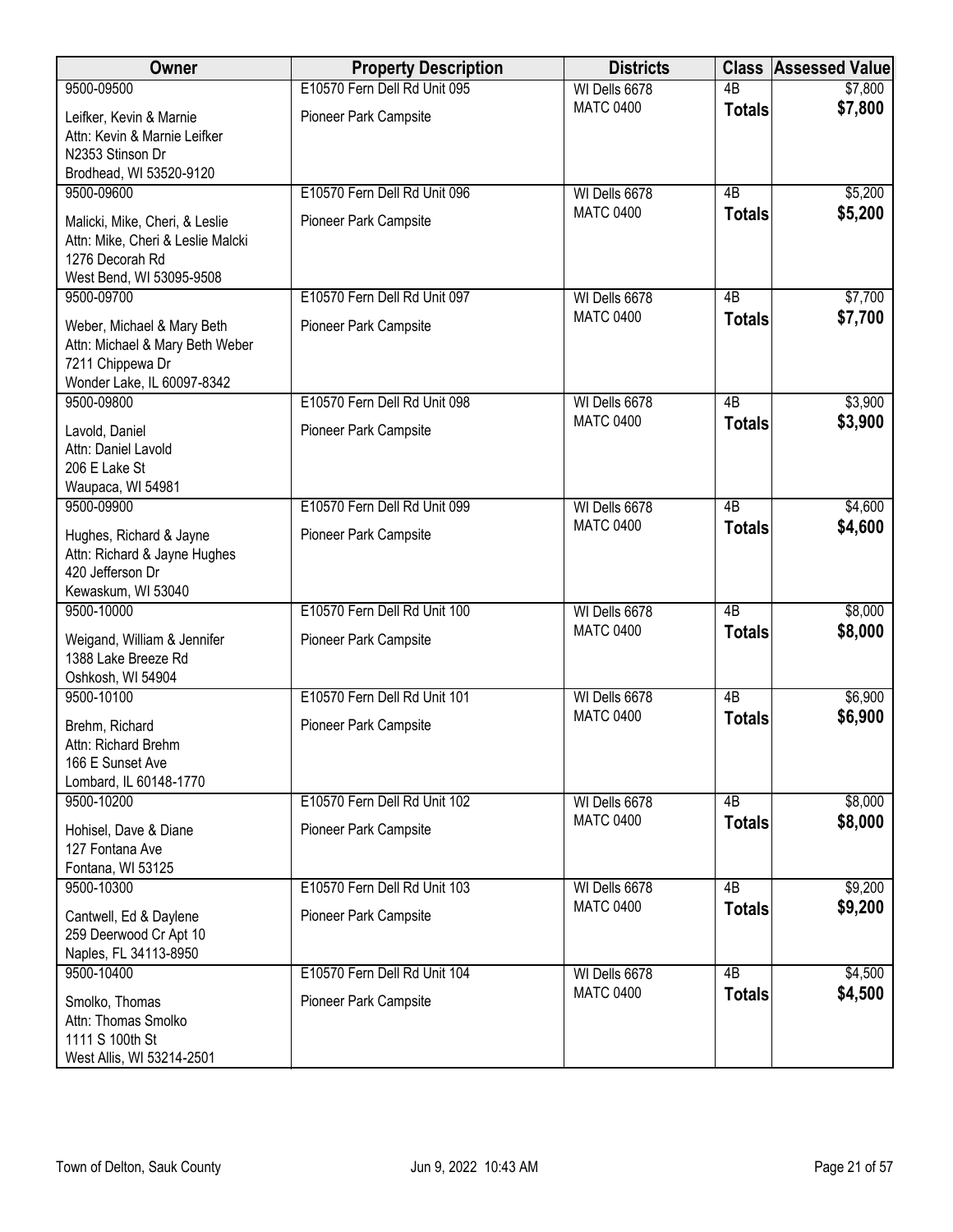| Owner | Property Description | Districts | Class | Assessed Value |
|---|---|---|---|---|
| 9500-09500<br>Leifker, Kevin & Marnie<br>Attn: Kevin & Marnie Leifker<br>N2353 Stinson Dr<br>Brodhead, WI 53520-9120 | E10570 Fern Dell Rd Unit 095<br>Pioneer Park Campsite | WI Dells 6678<br>MATC 0400 | 4B<br>**Totals** | $7,800<br>**$7,800** |
| 9500-09600<br>Malicki, Mike, Cheri, & Leslie<br>Attn: Mike, Cheri & Leslie Malcki<br>1276 Decorah Rd<br>West Bend, WI 53095-9508 | E10570 Fern Dell Rd Unit 096<br>Pioneer Park Campsite | WI Dells 6678<br>MATC 0400 | 4B<br>**Totals** | $5,200<br>**$5,200** |
| 9500-09700<br>Weber, Michael & Mary Beth<br>Attn: Michael & Mary Beth Weber<br>7211 Chippewa Dr<br>Wonder Lake, IL 60097-8342 | E10570 Fern Dell Rd Unit 097<br>Pioneer Park Campsite | WI Dells 6678<br>MATC 0400 | 4B<br>**Totals** | $7,700<br>**$7,700** |
| 9500-09800<br>Lavold, Daniel<br>Attn: Daniel Lavold<br>206 E Lake St<br>Waupaca, WI 54981 | E10570 Fern Dell Rd Unit 098<br>Pioneer Park Campsite | WI Dells 6678<br>MATC 0400 | 4B<br>**Totals** | $3,900<br>**$3,900** |
| 9500-09900<br>Hughes, Richard & Jayne<br>Attn: Richard & Jayne Hughes<br>420 Jefferson Dr<br>Kewaskum, WI 53040 | E10570 Fern Dell Rd Unit 099<br>Pioneer Park Campsite | WI Dells 6678<br>MATC 0400 | 4B<br>**Totals** | $4,600<br>**$4,600** |
| 9500-10000<br>Weigand, William & Jennifer<br>1388 Lake Breeze Rd<br>Oshkosh, WI 54904 | E10570 Fern Dell Rd Unit 100<br>Pioneer Park Campsite | WI Dells 6678<br>MATC 0400 | 4B<br>**Totals** | $8,000<br>**$8,000** |
| 9500-10100<br>Brehm, Richard<br>Attn: Richard Brehm<br>166 E Sunset Ave<br>Lombard, IL 60148-1770 | E10570 Fern Dell Rd Unit 101<br>Pioneer Park Campsite | WI Dells 6678<br>MATC 0400 | 4B<br>**Totals** | $6,900<br>**$6,900** |
| 9500-10200<br>Hohisel, Dave & Diane<br>127 Fontana Ave<br>Fontana, WI 53125 | E10570 Fern Dell Rd Unit 102<br>Pioneer Park Campsite | WI Dells 6678<br>MATC 0400 | 4B<br>**Totals** | $8,000<br>**$8,000** |
| 9500-10300<br>Cantwell, Ed & Daylene<br>259 Deerwood Cr Apt 10<br>Naples, FL 34113-8950 | E10570 Fern Dell Rd Unit 103<br>Pioneer Park Campsite | WI Dells 6678<br>MATC 0400 | 4B<br>**Totals** | $9,200<br>**$9,200** |
| 9500-10400<br>Smolko, Thomas<br>Attn: Thomas Smolko<br>1111 S 100th St<br>West Allis, WI 53214-2501 | E10570 Fern Dell Rd Unit 104<br>Pioneer Park Campsite | WI Dells 6678<br>MATC 0400 | 4B<br>**Totals** | $4,500<br>**$4,500** |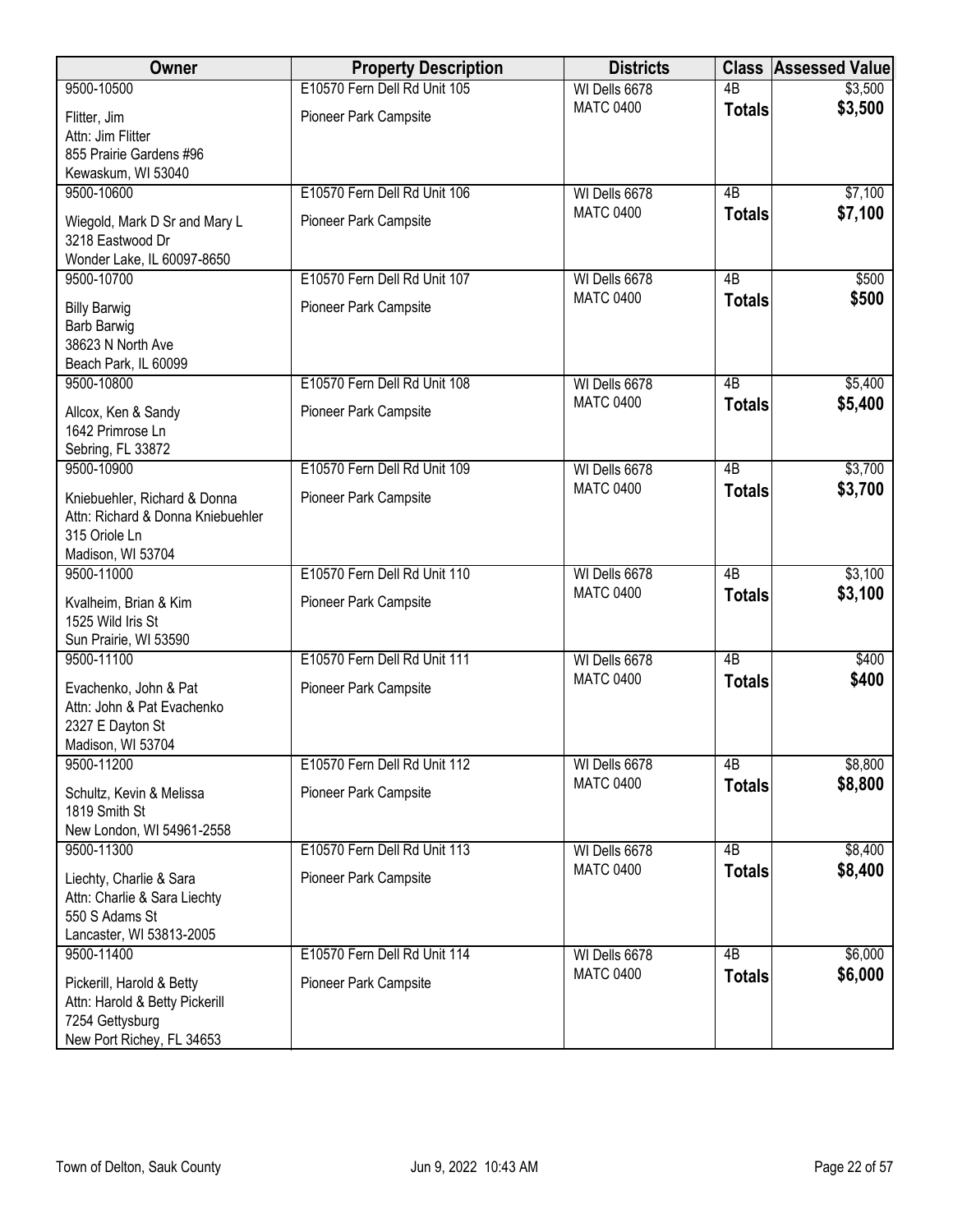| Owner | Property Description | Districts | Class | Assessed Value |
|---|---|---|---|---|
| 9500-10500<br>Flitter, Jim<br>Attn: Jim Flitter<br>855 Prairie Gardens #96<br>Kewaskum, WI 53040 | E10570 Fern Dell Rd Unit 105<br>Pioneer Park Campsite | WI Dells 6678<br>MATC 0400 | 4B<br>**Totals** | $3,500<br>**$3,500** |
| 9500-10600<br>Wiegold, Mark D Sr and Mary L<br>3218 Eastwood Dr<br>Wonder Lake, IL 60097-8650 | E10570 Fern Dell Rd Unit 106<br>Pioneer Park Campsite | WI Dells 6678<br>MATC 0400 | 4B<br>**Totals** | $7,100<br>**$7,100** |
| 9500-10700<br>Billy Barwig<br>Barb Barwig<br>38623 N North Ave<br>Beach Park, IL 60099 | E10570 Fern Dell Rd Unit 107<br>Pioneer Park Campsite | WI Dells 6678<br>MATC 0400 | 4B<br>**Totals** | $500<br>**$500** |
| 9500-10800<br>Allcox, Ken & Sandy<br>1642 Primrose Ln<br>Sebring, FL 33872 | E10570 Fern Dell Rd Unit 108<br>Pioneer Park Campsite | WI Dells 6678<br>MATC 0400 | 4B<br>**Totals** | $5,400<br>**$5,400** |
| 9500-10900<br>Kniebuehler, Richard & Donna<br>Attn: Richard & Donna Kniebuehler<br>315 Oriole Ln<br>Madison, WI 53704 | E10570 Fern Dell Rd Unit 109<br>Pioneer Park Campsite | WI Dells 6678<br>MATC 0400 | 4B<br>**Totals** | $3,700<br>**$3,700** |
| 9500-11000<br>Kvalheim, Brian & Kim<br>1525 Wild Iris St<br>Sun Prairie, WI 53590 | E10570 Fern Dell Rd Unit 110<br>Pioneer Park Campsite | WI Dells 6678<br>MATC 0400 | 4B<br>**Totals** | $3,100<br>**$3,100** |
| 9500-11100<br>Evachenko, John & Pat<br>Attn: John & Pat Evachenko<br>2327 E Dayton St<br>Madison, WI 53704 | E10570 Fern Dell Rd Unit 111<br>Pioneer Park Campsite | WI Dells 6678<br>MATC 0400 | 4B<br>**Totals** | $400<br>**$400** |
| 9500-11200<br>Schultz, Kevin & Melissa<br>1819 Smith St<br>New London, WI 54961-2558 | E10570 Fern Dell Rd Unit 112<br>Pioneer Park Campsite | WI Dells 6678<br>MATC 0400 | 4B<br>**Totals** | $8,800<br>**$8,800** |
| 9500-11300<br>Liechty, Charlie & Sara<br>Attn: Charlie & Sara Liechty<br>550 S Adams St<br>Lancaster, WI 53813-2005 | E10570 Fern Dell Rd Unit 113<br>Pioneer Park Campsite | WI Dells 6678<br>MATC 0400 | 4B<br>**Totals** | $8,400<br>**$8,400** |
| 9500-11400<br>Pickerill, Harold & Betty<br>Attn: Harold & Betty Pickerill<br>7254 Gettysburg<br>New Port Richey, FL 34653 | E10570 Fern Dell Rd Unit 114<br>Pioneer Park Campsite | WI Dells 6678<br>MATC 0400 | 4B<br>**Totals** | $6,000<br>**$6,000** |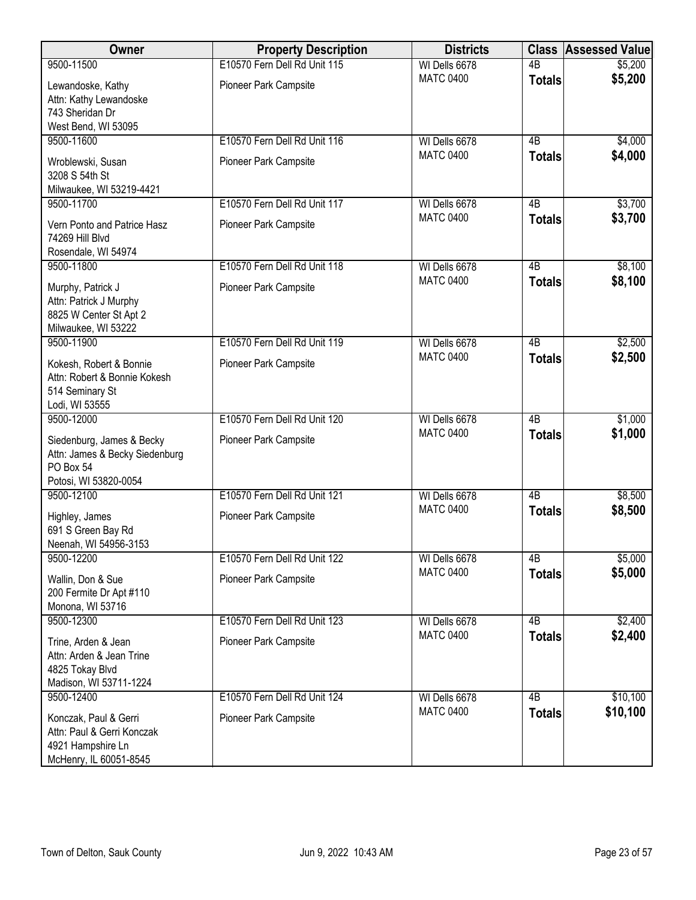| Owner | Property Description | Districts | Class | Assessed Value |
|---|---|---|---|---|
| 9500-11500<br>Lewandoske, Kathy<br>Attn: Kathy Lewandoske<br>743 Sheridan Dr<br>West Bend, WI 53095 | E10570 Fern Dell Rd Unit 115<br>Pioneer Park Campsite | WI Dells 6678<br>MATC 0400 | 4B<br>**Totals** | $5,200<br>**$5,200** |
| 9500-11600<br>Wroblewski, Susan<br>3208 S 54th St<br>Milwaukee, WI 53219-4421 | E10570 Fern Dell Rd Unit 116<br>Pioneer Park Campsite | WI Dells 6678<br>MATC 0400 | 4B<br>**Totals** | $4,000<br>**$4,000** |
| 9500-11700<br>Vern Ponto and Patrice Hasz<br>74269 Hill Blvd<br>Rosendale, WI 54974 | E10570 Fern Dell Rd Unit 117<br>Pioneer Park Campsite | WI Dells 6678<br>MATC 0400 | 4B<br>**Totals** | $3,700<br>**$3,700** |
| 9500-11800<br>Murphy, Patrick J<br>Attn: Patrick J Murphy<br>8825 W Center St Apt 2<br>Milwaukee, WI 53222 | E10570 Fern Dell Rd Unit 118<br>Pioneer Park Campsite | WI Dells 6678<br>MATC 0400 | 4B<br>**Totals** | $8,100<br>**$8,100** |
| 9500-11900<br>Kokesh, Robert & Bonnie<br>Attn: Robert & Bonnie Kokesh<br>514 Seminary St<br>Lodi, WI 53555 | E10570 Fern Dell Rd Unit 119<br>Pioneer Park Campsite | WI Dells 6678<br>MATC 0400 | 4B<br>**Totals** | $2,500<br>**$2,500** |
| 9500-12000<br>Siedenburg, James & Becky<br>Attn: James & Becky Siedenburg<br>PO Box 54<br>Potosi, WI 53820-0054 | E10570 Fern Dell Rd Unit 120<br>Pioneer Park Campsite | WI Dells 6678<br>MATC 0400 | 4B<br>**Totals** | $1,000<br>**$1,000** |
| 9500-12100<br>Highley, James<br>691 S Green Bay Rd<br>Neenah, WI 54956-3153 | E10570 Fern Dell Rd Unit 121<br>Pioneer Park Campsite | WI Dells 6678<br>MATC 0400 | 4B<br>**Totals** | $8,500<br>**$8,500** |
| 9500-12200<br>Wallin, Don & Sue<br>200 Fermite Dr Apt #110<br>Monona, WI 53716 | E10570 Fern Dell Rd Unit 122<br>Pioneer Park Campsite | WI Dells 6678<br>MATC 0400 | 4B<br>**Totals** | $5,000<br>**$5,000** |
| 9500-12300<br>Trine, Arden & Jean<br>Attn: Arden & Jean Trine<br>4825 Tokay Blvd<br>Madison, WI 53711-1224 | E10570 Fern Dell Rd Unit 123<br>Pioneer Park Campsite | WI Dells 6678<br>MATC 0400 | 4B<br>**Totals** | $2,400<br>**$2,400** |
| 9500-12400<br>Konczak, Paul & Gerri<br>Attn: Paul & Gerri Konczak<br>4921 Hampshire Ln<br>McHenry, IL 60051-8545 | E10570 Fern Dell Rd Unit 124<br>Pioneer Park Campsite | WI Dells 6678<br>MATC 0400 | 4B<br>**Totals** | $10,100<br>**$10,100** |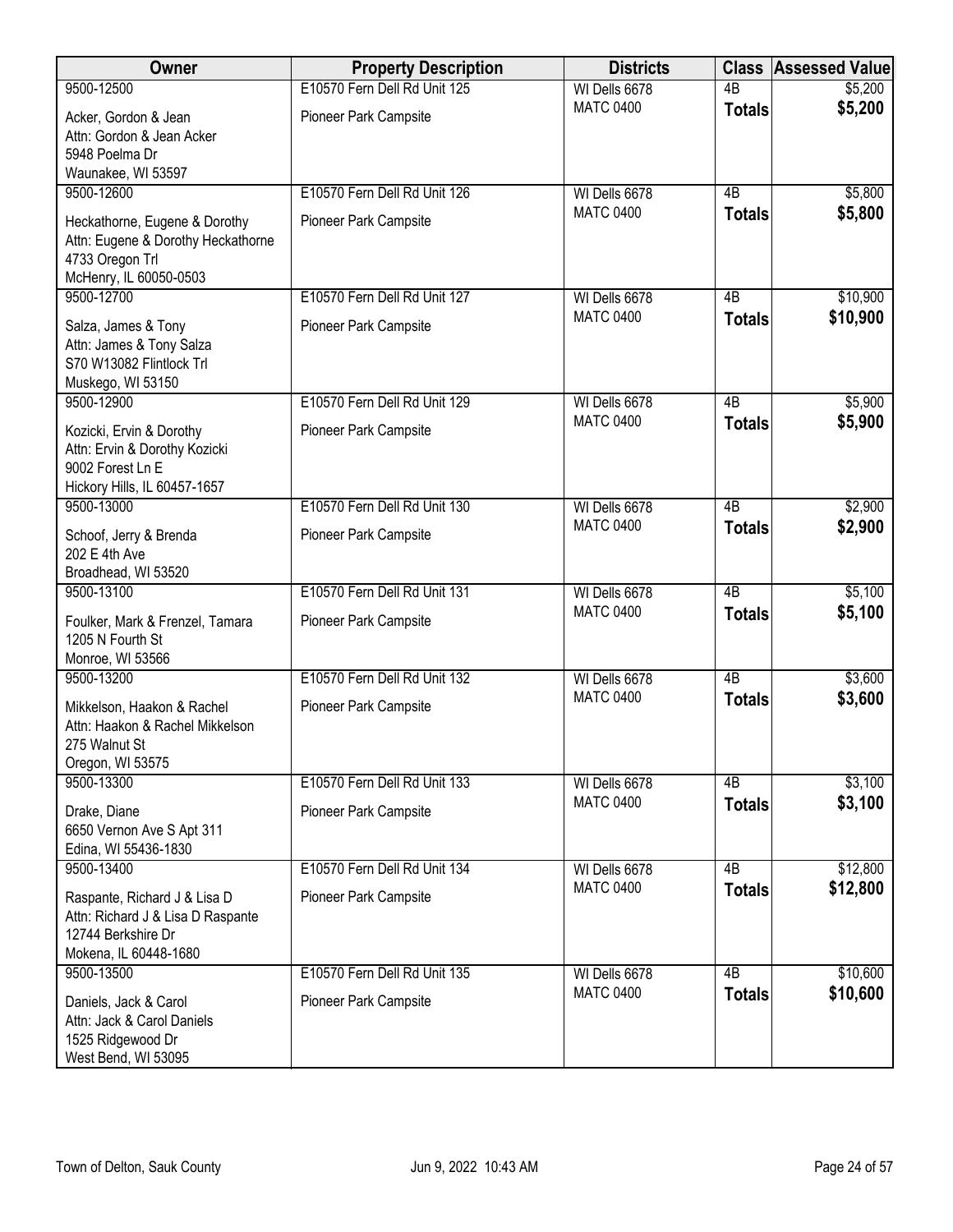| Owner | Property Description | Districts | Class | Assessed Value |
|---|---|---|---|---|
| 9500-12500<br>Acker, Gordon & Jean<br>Attn: Gordon & Jean Acker<br>5948 Poelma Dr<br>Waunakee, WI 53597 | E10570 Fern Dell Rd Unit 125<br>Pioneer Park Campsite | WI Dells 6678<br>MATC 0400 | 4B<br>**Totals** | $5,200<br>**$5,200** |
| 9500-12600<br>Heckathorne, Eugene & Dorothy<br>Attn: Eugene & Dorothy Heckathorne<br>4733 Oregon Trl<br>McHenry, IL 60050-0503 | E10570 Fern Dell Rd Unit 126<br>Pioneer Park Campsite | WI Dells 6678<br>MATC 0400 | 4B<br>**Totals** | $5,800<br>**$5,800** |
| 9500-12700<br>Salza, James & Tony<br>Attn: James & Tony Salza<br>S70 W13082 Flintlock Trl<br>Muskego, WI 53150 | E10570 Fern Dell Rd Unit 127<br>Pioneer Park Campsite | WI Dells 6678<br>MATC 0400 | 4B<br>**Totals** | $10,900<br>**$10,900** |
| 9500-12900<br>Kozicki, Ervin & Dorothy<br>Attn: Ervin & Dorothy Kozicki<br>9002 Forest Ln E<br>Hickory Hills, IL 60457-1657 | E10570 Fern Dell Rd Unit 129<br>Pioneer Park Campsite | WI Dells 6678<br>MATC 0400 | 4B<br>**Totals** | $5,900<br>**$5,900** |
| 9500-13000<br>Schoof, Jerry & Brenda<br>202 E 4th Ave<br>Broadhead, WI 53520 | E10570 Fern Dell Rd Unit 130<br>Pioneer Park Campsite | WI Dells 6678<br>MATC 0400 | 4B<br>**Totals** | $2,900<br>**$2,900** |
| 9500-13100<br>Foulker, Mark & Frenzel, Tamara<br>1205 N Fourth St<br>Monroe, WI 53566 | E10570 Fern Dell Rd Unit 131<br>Pioneer Park Campsite | WI Dells 6678<br>MATC 0400 | 4B<br>**Totals** | $5,100<br>**$5,100** |
| 9500-13200<br>Mikkelson, Haakon & Rachel<br>Attn: Haakon & Rachel Mikkelson<br>275 Walnut St<br>Oregon, WI 53575 | E10570 Fern Dell Rd Unit 132<br>Pioneer Park Campsite | WI Dells 6678<br>MATC 0400 | 4B<br>**Totals** | $3,600<br>**$3,600** |
| 9500-13300<br>Drake, Diane<br>6650 Vernon Ave S Apt 311<br>Edina, WI 55436-1830 | E10570 Fern Dell Rd Unit 133<br>Pioneer Park Campsite | WI Dells 6678<br>MATC 0400 | 4B<br>**Totals** | $3,100<br>**$3,100** |
| 9500-13400<br>Raspante, Richard J & Lisa D<br>Attn: Richard J & Lisa D Raspante<br>12744 Berkshire Dr<br>Mokena, IL 60448-1680 | E10570 Fern Dell Rd Unit 134<br>Pioneer Park Campsite | WI Dells 6678<br>MATC 0400 | 4B<br>**Totals** | $12,800<br>**$12,800** |
| 9500-13500<br>Daniels, Jack & Carol<br>Attn: Jack & Carol Daniels<br>1525 Ridgewood Dr<br>West Bend, WI 53095 | E10570 Fern Dell Rd Unit 135<br>Pioneer Park Campsite | WI Dells 6678<br>MATC 0400 | 4B<br>**Totals** | $10,600<br>**$10,600** |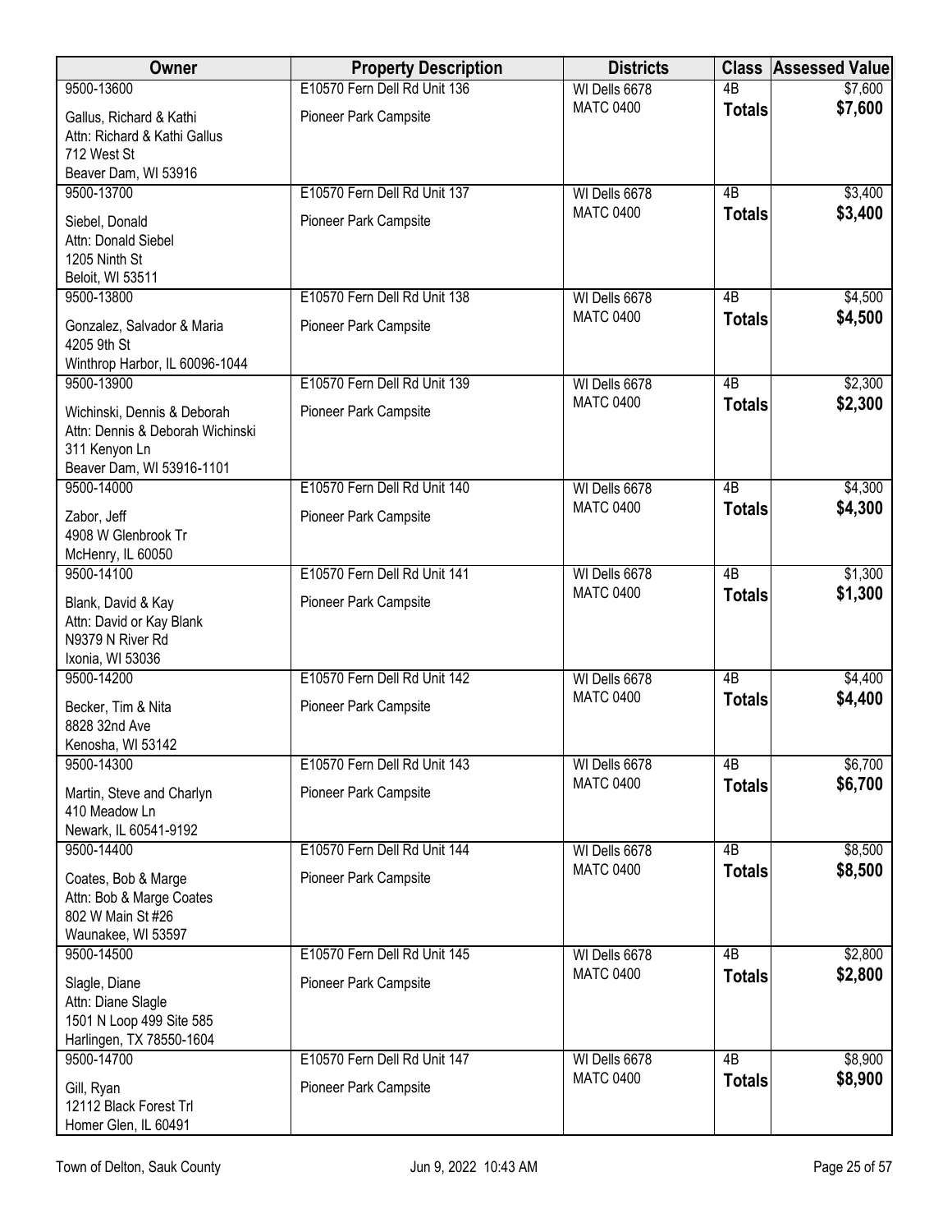| Owner | Property Description | Districts | Class | Assessed Value |
|---|---|---|---|---|
| 9500-13600<br>Gallus, Richard & Kathi<br>Attn: Richard & Kathi Gallus<br>712 West St<br>Beaver Dam, WI 53916 | E10570 Fern Dell Rd Unit 136<br>Pioneer Park Campsite | WI Dells 6678<br>MATC 0400 | 4B<br>**Totals** | $7,600<br>**$7,600** |
| 9500-13700<br>Siebel, Donald<br>Attn: Donald Siebel<br>1205 Ninth St<br>Beloit, WI 53511 | E10570 Fern Dell Rd Unit 137<br>Pioneer Park Campsite | WI Dells 6678<br>MATC 0400 | 4B<br>**Totals** | $3,400<br>**$3,400** |
| 9500-13800<br>Gonzalez, Salvador & Maria<br>4205 9th St<br>Winthrop Harbor, IL 60096-1044 | E10570 Fern Dell Rd Unit 138<br>Pioneer Park Campsite | WI Dells 6678<br>MATC 0400 | 4B<br>**Totals** | $4,500<br>**$4,500** |
| 9500-13900<br>Wichinski, Dennis & Deborah<br>Attn: Dennis & Deborah Wichinski<br>311 Kenyon Ln<br>Beaver Dam, WI 53916-1101 | E10570 Fern Dell Rd Unit 139<br>Pioneer Park Campsite | WI Dells 6678<br>MATC 0400 | 4B<br>**Totals** | $2,300<br>**$2,300** |
| 9500-14000<br>Zabor, Jeff<br>4908 W Glenbrook Tr<br>McHenry, IL 60050 | E10570 Fern Dell Rd Unit 140<br>Pioneer Park Campsite | WI Dells 6678<br>MATC 0400 | 4B<br>**Totals** | $4,300<br>**$4,300** |
| 9500-14100<br>Blank, David & Kay<br>Attn: David or Kay Blank<br>N9379 N River Rd<br>Ixonia, WI 53036 | E10570 Fern Dell Rd Unit 141<br>Pioneer Park Campsite | WI Dells 6678<br>MATC 0400 | 4B<br>**Totals** | $1,300<br>**$1,300** |
| 9500-14200<br>Becker, Tim & Nita<br>8828 32nd Ave<br>Kenosha, WI 53142 | E10570 Fern Dell Rd Unit 142<br>Pioneer Park Campsite | WI Dells 6678<br>MATC 0400 | 4B<br>**Totals** | $4,400<br>**$4,400** |
| 9500-14300<br>Martin, Steve and Charlyn<br>410 Meadow Ln<br>Newark, IL 60541-9192 | E10570 Fern Dell Rd Unit 143<br>Pioneer Park Campsite | WI Dells 6678<br>MATC 0400 | 4B<br>**Totals** | $6,700<br>**$6,700** |
| 9500-14400<br>Coates, Bob & Marge<br>Attn: Bob & Marge Coates<br>802 W Main St #26<br>Waunakee, WI 53597 | E10570 Fern Dell Rd Unit 144<br>Pioneer Park Campsite | WI Dells 6678<br>MATC 0400 | 4B<br>**Totals** | $8,500<br>**$8,500** |
| 9500-14500<br>Slagle, Diane<br>Attn: Diane Slagle<br>1501 N Loop 499 Site 585<br>Harlingen, TX 78550-1604 | E10570 Fern Dell Rd Unit 145<br>Pioneer Park Campsite | WI Dells 6678<br>MATC 0400 | 4B<br>**Totals** | $2,800<br>**$2,800** |
| 9500-14700<br>Gill, Ryan<br>12112 Black Forest Trl<br>Homer Glen, IL 60491 | E10570 Fern Dell Rd Unit 147<br>Pioneer Park Campsite | WI Dells 6678<br>MATC 0400 | 4B<br>**Totals** | $8,900<br>**$8,900** |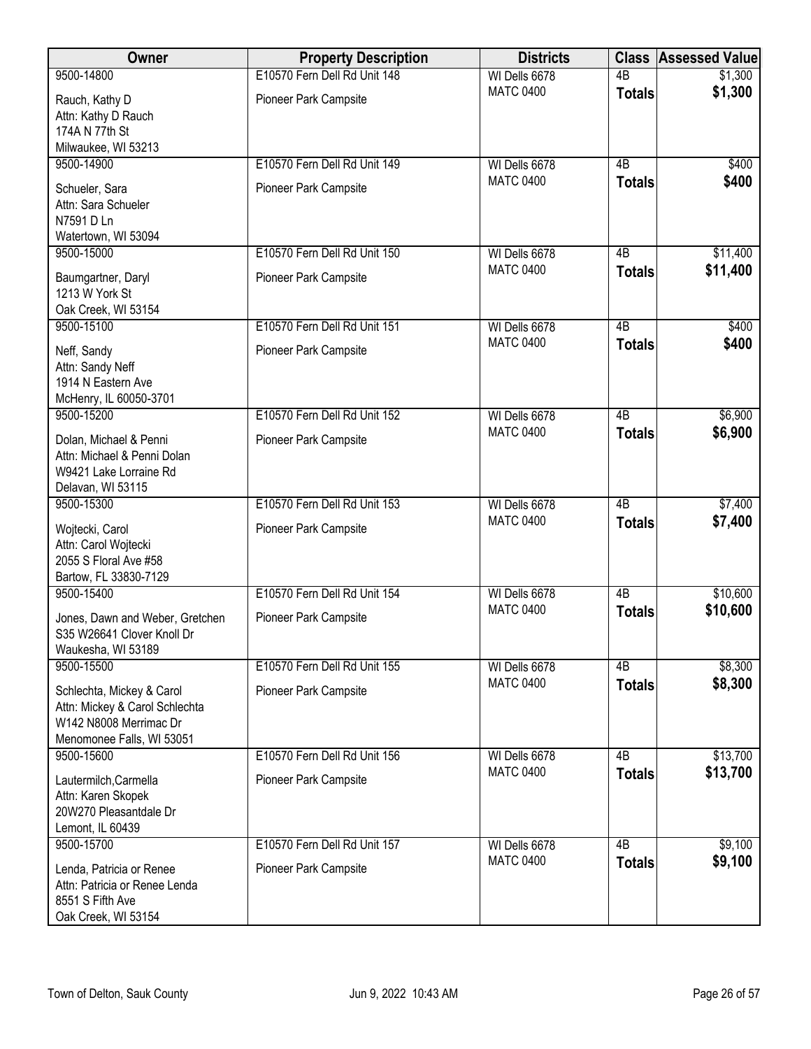| Owner | Property Description | Districts | Class | Assessed Value |
|---|---|---|---|---|
| 9500-14800<br>Rauch, Kathy D<br>Attn: Kathy D Rauch<br>174A N 77th St<br>Milwaukee, WI 53213 | E10570 Fern Dell Rd Unit 148<br>Pioneer Park Campsite | WI Dells 6678<br>MATC 0400 | 4B<br>**Totals** | $1,300<br>**$1,300** |
| 9500-14900<br>Schueler, Sara<br>Attn: Sara Schueler<br>N7591 D Ln<br>Watertown, WI 53094 | E10570 Fern Dell Rd Unit 149<br>Pioneer Park Campsite | WI Dells 6678<br>MATC 0400 | 4B<br>**Totals** | $400<br>**$400** |
| 9500-15000<br>Baumgartner, Daryl<br>1213 W York St<br>Oak Creek, WI 53154 | E10570 Fern Dell Rd Unit 150<br>Pioneer Park Campsite | WI Dells 6678<br>MATC 0400 | 4B<br>**Totals** | $11,400<br>**$11,400** |
| 9500-15100<br>Neff, Sandy<br>Attn: Sandy Neff<br>1914 N Eastern Ave<br>McHenry, IL 60050-3701 | E10570 Fern Dell Rd Unit 151<br>Pioneer Park Campsite | WI Dells 6678<br>MATC 0400 | 4B<br>**Totals** | $400<br>**$400** |
| 9500-15200<br>Dolan, Michael & Penni<br>Attn: Michael & Penni Dolan<br>W9421 Lake Lorraine Rd<br>Delavan, WI 53115 | E10570 Fern Dell Rd Unit 152<br>Pioneer Park Campsite | WI Dells 6678<br>MATC 0400 | 4B<br>**Totals** | $6,900<br>**$6,900** |
| 9500-15300<br>Wojtecki, Carol<br>Attn: Carol Wojtecki<br>2055 S Floral Ave #58<br>Bartow, FL 33830-7129 | E10570 Fern Dell Rd Unit 153<br>Pioneer Park Campsite | WI Dells 6678<br>MATC 0400 | 4B<br>**Totals** | $7,400<br>**$7,400** |
| 9500-15400<br>Jones, Dawn and Weber, Gretchen<br>S35 W26641 Clover Knoll Dr<br>Waukesha, WI 53189 | E10570 Fern Dell Rd Unit 154<br>Pioneer Park Campsite | WI Dells 6678<br>MATC 0400 | 4B<br>**Totals** | $10,600<br>**$10,600** |
| 9500-15500<br>Schlechta, Mickey & Carol<br>Attn: Mickey & Carol Schlechta<br>W142 N8008 Merrimac Dr<br>Menomonee Falls, WI 53051 | E10570 Fern Dell Rd Unit 155<br>Pioneer Park Campsite | WI Dells 6678<br>MATC 0400 | 4B<br>**Totals** | $8,300<br>**$8,300** |
| 9500-15600<br>Lautermilch,Carmella<br>Attn: Karen Skopek<br>20W270 Pleasantdale Dr<br>Lemont, IL 60439 | E10570 Fern Dell Rd Unit 156<br>Pioneer Park Campsite | WI Dells 6678<br>MATC 0400 | 4B<br>**Totals** | $13,700<br>**$13,700** |
| 9500-15700<br>Lenda, Patricia or Renee<br>Attn: Patricia or Renee Lenda<br>8551 S Fifth Ave<br>Oak Creek, WI 53154 | E10570 Fern Dell Rd Unit 157<br>Pioneer Park Campsite | WI Dells 6678<br>MATC 0400 | 4B<br>**Totals** | $9,100<br>**$9,100** |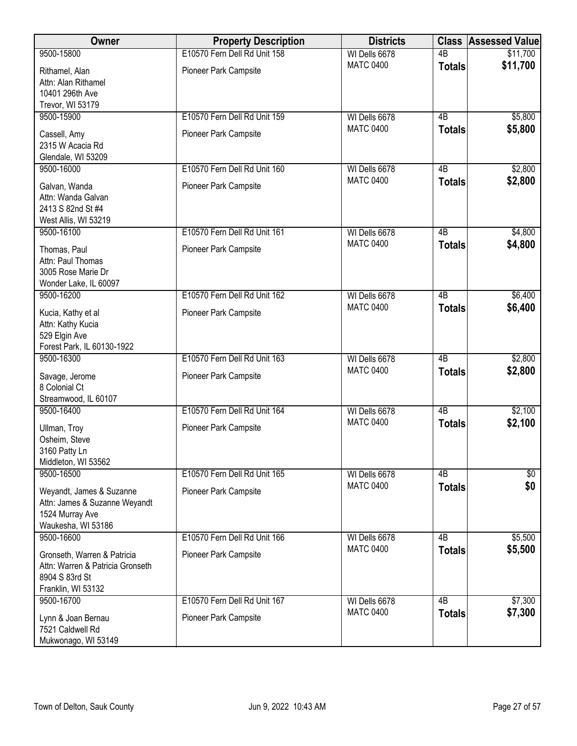| Owner | Property Description | Districts | Class | Assessed Value |
|---|---|---|---|---|
| 9500-15800<br>Rithamel, Alan<br>Attn: Alan Rithamel<br>10401 296th Ave<br>Trevor, WI 53179 | E10570 Fern Dell Rd Unit 158<br>Pioneer Park Campsite | WI Dells 6678<br>MATC 0400 | 4B<br>**Totals** | $11,700<br>**$11,700** |
| 9500-15900<br>Cassell, Amy<br>2315 W Acacia Rd<br>Glendale, WI 53209 | E10570 Fern Dell Rd Unit 159<br>Pioneer Park Campsite | WI Dells 6678<br>MATC 0400 | 4B<br>**Totals** | $5,800<br>**$5,800** |
| 9500-16000<br>Galvan, Wanda<br>Attn: Wanda Galvan<br>2413 S 82nd St #4<br>West Allis, WI 53219 | E10570 Fern Dell Rd Unit 160<br>Pioneer Park Campsite | WI Dells 6678<br>MATC 0400 | 4B<br>**Totals** | $2,800<br>**$2,800** |
| 9500-16100<br>Thomas, Paul<br>Attn: Paul Thomas<br>3005 Rose Marie Dr<br>Wonder Lake, IL 60097 | E10570 Fern Dell Rd Unit 161<br>Pioneer Park Campsite | WI Dells 6678<br>MATC 0400 | 4B<br>**Totals** | $4,800<br>**$4,800** |
| 9500-16200<br>Kucia, Kathy et al<br>Attn: Kathy Kucia<br>529 Elgin Ave<br>Forest Park, IL 60130-1922 | E10570 Fern Dell Rd Unit 162<br>Pioneer Park Campsite | WI Dells 6678<br>MATC 0400 | 4B<br>**Totals** | $6,400<br>**$6,400** |
| 9500-16300<br>Savage, Jerome<br>8 Colonial Ct<br>Streamwood, IL 60107 | E10570 Fern Dell Rd Unit 163<br>Pioneer Park Campsite | WI Dells 6678<br>MATC 0400 | 4B<br>**Totals** | $2,800<br>**$2,800** |
| 9500-16400<br>Ullman, Troy<br>Osheim, Steve<br>3160 Patty Ln<br>Middleton, WI 53562 | E10570 Fern Dell Rd Unit 164<br>Pioneer Park Campsite | WI Dells 6678<br>MATC 0400 | 4B<br>**Totals** | $2,100<br>**$2,100** |
| 9500-16500<br>Weyandt, James & Suzanne<br>Attn: James & Suzanne Weyandt<br>1524 Murray Ave<br>Waukesha, WI 53186 | E10570 Fern Dell Rd Unit 165<br>Pioneer Park Campsite | WI Dells 6678<br>MATC 0400 | 4B<br>**Totals** | $0<br>**$0** |
| 9500-16600<br>Gronseth, Warren & Patricia<br>Attn: Warren & Patricia Gronseth<br>8904 S 83rd St<br>Franklin, WI 53132 | E10570 Fern Dell Rd Unit 166<br>Pioneer Park Campsite | WI Dells 6678<br>MATC 0400 | 4B<br>**Totals** | $5,500<br>**$5,500** |
| 9500-16700<br>Lynn & Joan Bernau<br>7521 Caldwell Rd<br>Mukwonago, WI 53149 | E10570 Fern Dell Rd Unit 167<br>Pioneer Park Campsite | WI Dells 6678<br>MATC 0400 | 4B<br>**Totals** | $7,300<br>**$7,300** |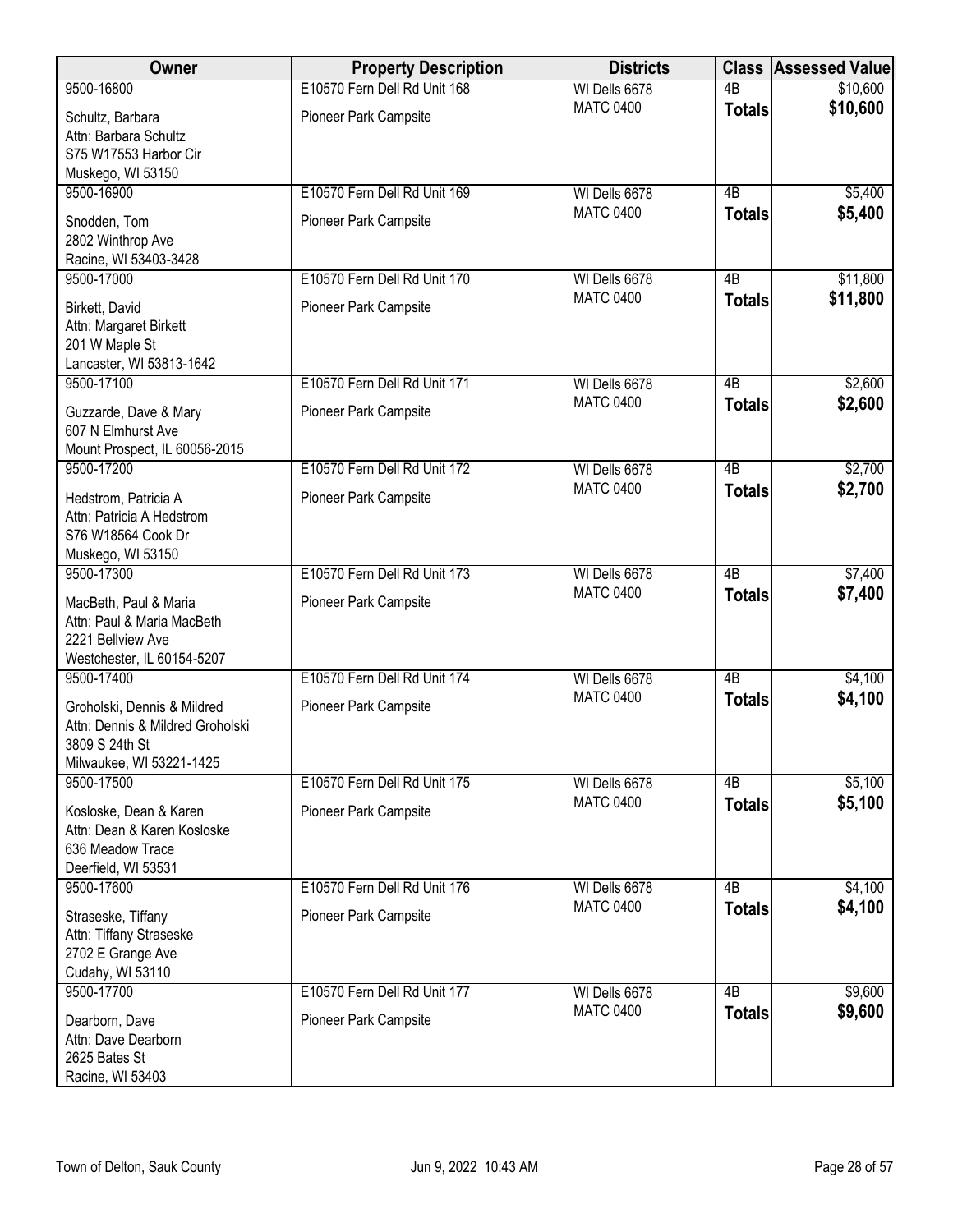| Owner | Property Description | Districts | Class | Assessed Value |
|---|---|---|---|---|
| 9500-16800<br>Schultz, Barbara<br>Attn: Barbara Schultz<br>S75 W17553 Harbor Cir<br>Muskego, WI 53150 | E10570 Fern Dell Rd Unit 168<br>Pioneer Park Campsite | WI Dells 6678<br>MATC 0400 | 4B<br>**Totals** | $10,600<br>**$10,600** |
| 9500-16900<br>Snodden, Tom<br>2802 Winthrop Ave<br>Racine, WI 53403-3428 | E10570 Fern Dell Rd Unit 169<br>Pioneer Park Campsite | WI Dells 6678<br>MATC 0400 | 4B<br>**Totals** | $5,400<br>**$5,400** |
| 9500-17000<br>Birkett, David<br>Attn: Margaret Birkett<br>201 W Maple St<br>Lancaster, WI 53813-1642 | E10570 Fern Dell Rd Unit 170<br>Pioneer Park Campsite | WI Dells 6678<br>MATC 0400 | 4B<br>**Totals** | $11,800<br>**$11,800** |
| 9500-17100<br>Guzzarde, Dave & Mary<br>607 N Elmhurst Ave<br>Mount Prospect, IL 60056-2015 | E10570 Fern Dell Rd Unit 171<br>Pioneer Park Campsite | WI Dells 6678<br>MATC 0400 | 4B<br>**Totals** | $2,600<br>**$2,600** |
| 9500-17200<br>Hedstrom, Patricia A<br>Attn: Patricia A Hedstrom<br>S76 W18564 Cook Dr<br>Muskego, WI 53150 | E10570 Fern Dell Rd Unit 172<br>Pioneer Park Campsite | WI Dells 6678<br>MATC 0400 | 4B<br>**Totals** | $2,700<br>**$2,700** |
| 9500-17300<br>MacBeth, Paul & Maria<br>Attn: Paul & Maria MacBeth<br>2221 Bellview Ave<br>Westchester, IL 60154-5207 | E10570 Fern Dell Rd Unit 173<br>Pioneer Park Campsite | WI Dells 6678<br>MATC 0400 | 4B<br>**Totals** | $7,400<br>**$7,400** |
| 9500-17400<br>Groholski, Dennis & Mildred<br>Attn: Dennis & Mildred Groholski<br>3809 S 24th St<br>Milwaukee, WI 53221-1425 | E10570 Fern Dell Rd Unit 174<br>Pioneer Park Campsite | WI Dells 6678<br>MATC 0400 | 4B<br>**Totals** | $4,100<br>**$4,100** |
| 9500-17500<br>Kosloske, Dean & Karen<br>Attn: Dean & Karen Kosloske<br>636 Meadow Trace<br>Deerfield, WI 53531 | E10570 Fern Dell Rd Unit 175<br>Pioneer Park Campsite | WI Dells 6678<br>MATC 0400 | 4B<br>**Totals** | $5,100<br>**$5,100** |
| 9500-17600<br>Straseske, Tiffany<br>Attn: Tiffany Straseske<br>2702 E Grange Ave<br>Cudahy, WI 53110 | E10570 Fern Dell Rd Unit 176<br>Pioneer Park Campsite | WI Dells 6678<br>MATC 0400 | 4B<br>**Totals** | $4,100<br>**$4,100** |
| 9500-17700<br>Dearborn, Dave<br>Attn: Dave Dearborn<br>2625 Bates St<br>Racine, WI 53403 | E10570 Fern Dell Rd Unit 177<br>Pioneer Park Campsite | WI Dells 6678<br>MATC 0400 | 4B<br>**Totals** | $9,600<br>**$9,600** |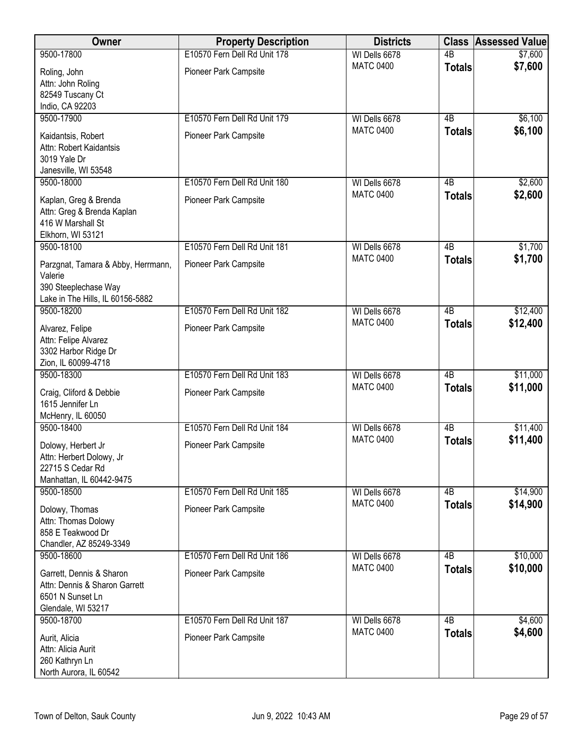| Owner | Property Description | Districts | Class | Assessed Value |
|---|---|---|---|---|
| 9500-17800<br>Roling, John<br>Attn: John Roling<br>82549 Tuscany Ct<br>Indio, CA 92203 | E10570 Fern Dell Rd Unit 178<br>Pioneer Park Campsite | WI Dells 6678<br>MATC 0400 | 4B<br>**Totals** | $7,600<br>**$7,600** |
| 9500-17900<br>Kaidantsis, Robert<br>Attn: Robert Kaidantsis<br>3019 Yale Dr<br>Janesville, WI 53548 | E10570 Fern Dell Rd Unit 179<br>Pioneer Park Campsite | WI Dells 6678<br>MATC 0400 | 4B<br>**Totals** | $6,100<br>**$6,100** |
| 9500-18000<br>Kaplan, Greg & Brenda<br>Attn: Greg & Brenda Kaplan<br>416 W Marshall St<br>Elkhorn, WI 53121 | E10570 Fern Dell Rd Unit 180<br>Pioneer Park Campsite | WI Dells 6678<br>MATC 0400 | 4B<br>**Totals** | $2,600<br>**$2,600** |
| 9500-18100<br>Parzgnat, Tamara & Abby, Herrmann, Valerie<br>390 Steeplechase Way<br>Lake in The Hills, IL 60156-5882 | E10570 Fern Dell Rd Unit 181<br>Pioneer Park Campsite | WI Dells 6678<br>MATC 0400 | 4B<br>**Totals** | $1,700<br>**$1,700** |
| 9500-18200<br>Alvarez, Felipe<br>Attn: Felipe Alvarez<br>3302 Harbor Ridge Dr<br>Zion, IL 60099-4718 | E10570 Fern Dell Rd Unit 182<br>Pioneer Park Campsite | WI Dells 6678<br>MATC 0400 | 4B<br>**Totals** | $12,400<br>**$12,400** |
| 9500-18300<br>Craig, Cliford & Debbie<br>1615 Jennifer Ln<br>McHenry, IL 60050 | E10570 Fern Dell Rd Unit 183<br>Pioneer Park Campsite | WI Dells 6678<br>MATC 0400 | 4B<br>**Totals** | $11,000<br>**$11,000** |
| 9500-18400<br>Dolowy, Herbert Jr<br>Attn: Herbert Dolowy, Jr<br>22715 S Cedar Rd<br>Manhattan, IL 60442-9475 | E10570 Fern Dell Rd Unit 184<br>Pioneer Park Campsite | WI Dells 6678<br>MATC 0400 | 4B<br>**Totals** | $11,400<br>**$11,400** |
| 9500-18500<br>Dolowy, Thomas<br>Attn: Thomas Dolowy<br>858 E Teakwood Dr<br>Chandler, AZ 85249-3349 | E10570 Fern Dell Rd Unit 185<br>Pioneer Park Campsite | WI Dells 6678<br>MATC 0400 | 4B<br>**Totals** | $14,900<br>**$14,900** |
| 9500-18600<br>Garrett, Dennis & Sharon<br>Attn: Dennis & Sharon Garrett<br>6501 N Sunset Ln<br>Glendale, WI 53217 | E10570 Fern Dell Rd Unit 186<br>Pioneer Park Campsite | WI Dells 6678<br>MATC 0400 | 4B<br>**Totals** | $10,000<br>**$10,000** |
| 9500-18700<br>Aurit, Alicia<br>Attn: Alicia Aurit<br>260 Kathryn Ln<br>North Aurora, IL 60542 | E10570 Fern Dell Rd Unit 187<br>Pioneer Park Campsite | WI Dells 6678<br>MATC 0400 | 4B<br>**Totals** | $4,600<br>**$4,600** |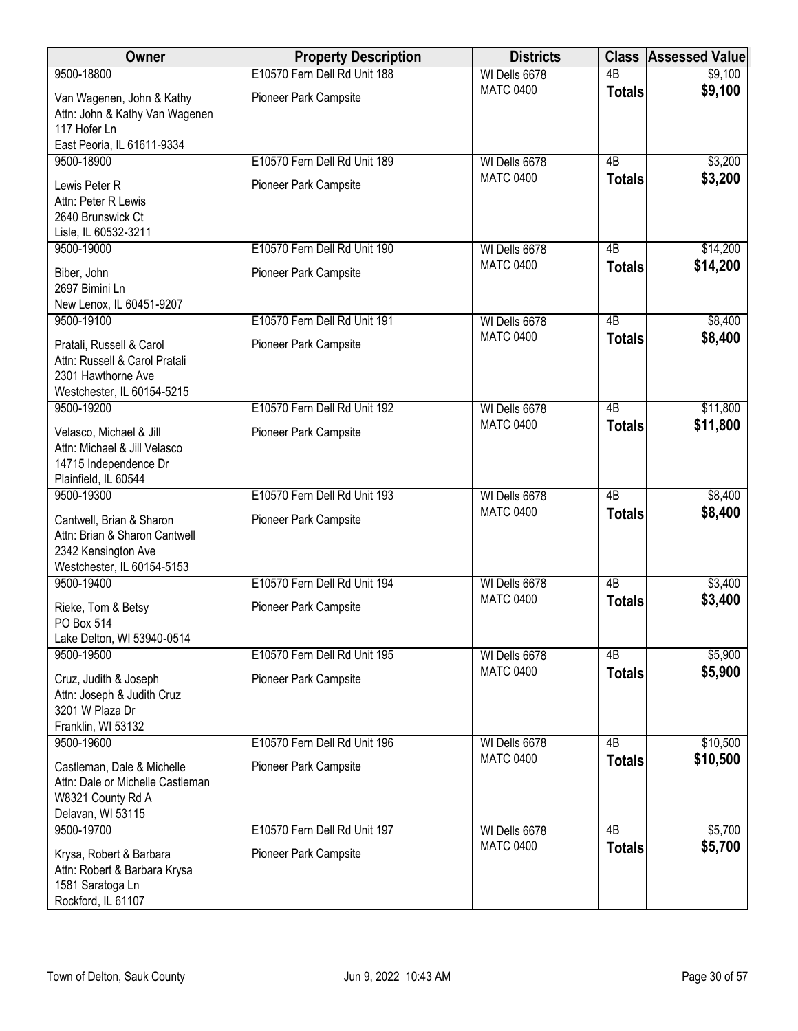| Owner | Property Description | Districts | Class | Assessed Value |
| --- | --- | --- | --- | --- |
| 9500-18800 | E10570 Fern Dell Rd Unit 188 | WI Dells 6678 | 4B | $9,100 |
| Van Wagenen, John & Kathy<br>Attn: John & Kathy Van Wagenen<br>117 Hofer Ln<br>East Peoria, IL 61611-9334 | Pioneer Park Campsite | MATC 0400 | **Totals** | **$9,100** |
| 9500-18900 | E10570 Fern Dell Rd Unit 189 | WI Dells 6678 | 4B | $3,200 |
| Lewis Peter R<br>Attn: Peter R Lewis<br>2640 Brunswick Ct<br>Lisle, IL 60532-3211 | Pioneer Park Campsite | MATC 0400 | **Totals** | **$3,200** |
| 9500-19000 | E10570 Fern Dell Rd Unit 190 | WI Dells 6678 | 4B | $14,200 |
| Biber, John<br>2697 Bimini Ln<br>New Lenox, IL 60451-9207 | Pioneer Park Campsite | MATC 0400 | **Totals** | **$14,200** |
| 9500-19100 | E10570 Fern Dell Rd Unit 191 | WI Dells 6678 | 4B | $8,400 |
| Pratali, Russell & Carol<br>Attn: Russell & Carol Pratali<br>2301 Hawthorne Ave<br>Westchester, IL 60154-5215 | Pioneer Park Campsite | MATC 0400 | **Totals** | **$8,400** |
| 9500-19200 | E10570 Fern Dell Rd Unit 192 | WI Dells 6678 | 4B | $11,800 |
| Velasco, Michael & Jill<br>Attn: Michael & Jill Velasco<br>14715 Independence Dr<br>Plainfield, IL 60544 | Pioneer Park Campsite | MATC 0400 | **Totals** | **$11,800** |
| 9500-19300 | E10570 Fern Dell Rd Unit 193 | WI Dells 6678 | 4B | $8,400 |
| Cantwell, Brian & Sharon<br>Attn: Brian & Sharon Cantwell<br>2342 Kensington Ave<br>Westchester, IL 60154-5153 | Pioneer Park Campsite | MATC 0400 | **Totals** | **$8,400** |
| 9500-19400 | E10570 Fern Dell Rd Unit 194 | WI Dells 6678 | 4B | $3,400 |
| Rieke, Tom & Betsy<br>PO Box 514<br>Lake Delton, WI 53940-0514 | Pioneer Park Campsite | MATC 0400 | **Totals** | **$3,400** |
| 9500-19500 | E10570 Fern Dell Rd Unit 195 | WI Dells 6678 | 4B | $5,900 |
| Cruz, Judith & Joseph<br>Attn: Joseph & Judith Cruz<br>3201 W Plaza Dr<br>Franklin, WI 53132 | Pioneer Park Campsite | MATC 0400 | **Totals** | **$5,900** |
| 9500-19600 | E10570 Fern Dell Rd Unit 196 | WI Dells 6678 | 4B | $10,500 |
| Castleman, Dale & Michelle<br>Attn: Dale or Michelle Castleman<br>W8321 County Rd A<br>Delavan, WI 53115 | Pioneer Park Campsite | MATC 0400 | **Totals** | **$10,500** |
| 9500-19700 | E10570 Fern Dell Rd Unit 197 | WI Dells 6678 | 4B | $5,700 |
| Krysa, Robert & Barbara<br>Attn: Robert & Barbara Krysa<br>1581 Saratoga Ln<br>Rockford, IL 61107 | Pioneer Park Campsite | MATC 0400 | **Totals** | **$5,700** |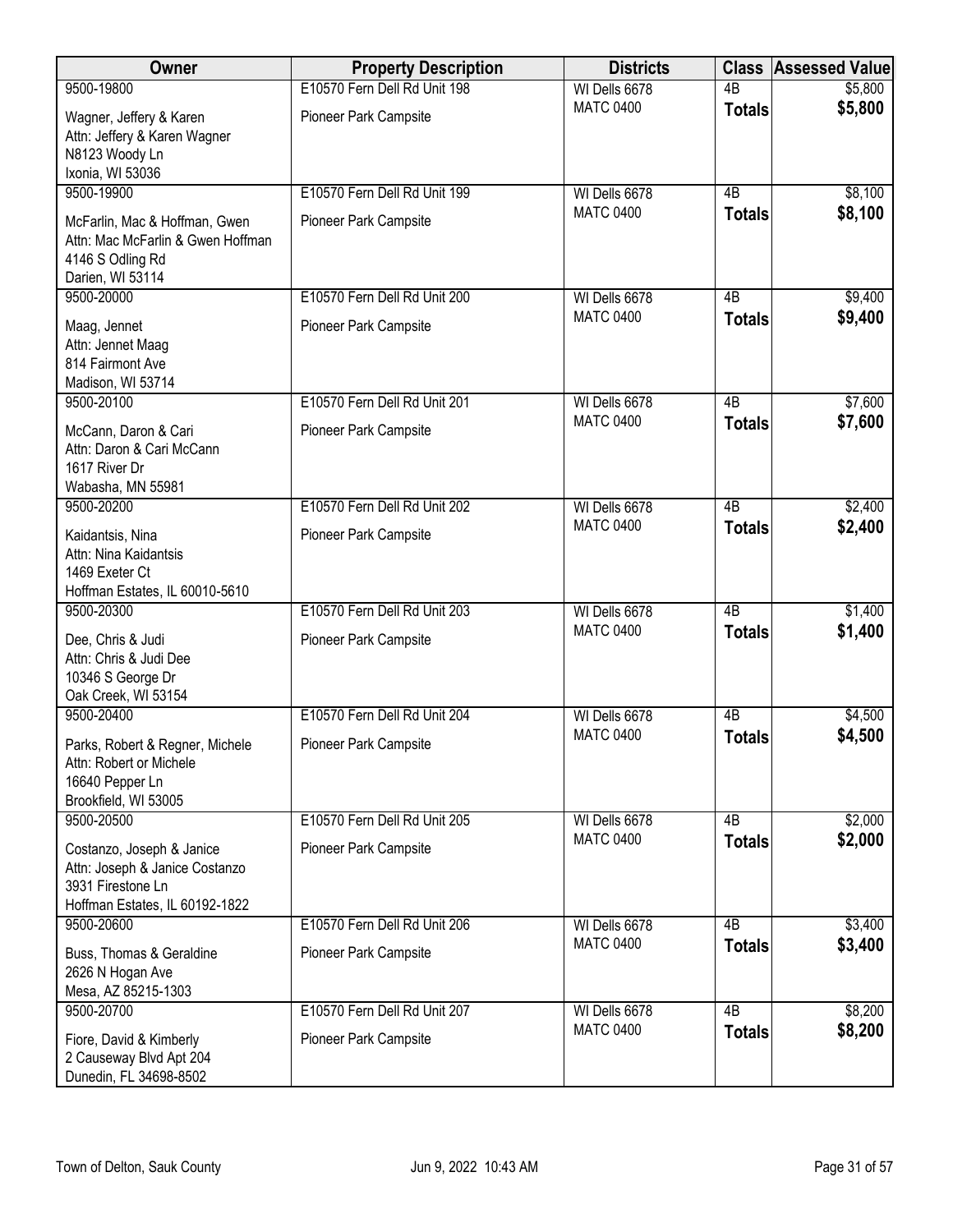| Owner | Property Description | Districts | Class | Assessed Value |
|---|---|---|---|---|
| 9500-19800<br>Wagner, Jeffery & Karen<br>Attn: Jeffery & Karen Wagner<br>N8123 Woody Ln<br>Ixonia, WI 53036 | E10570 Fern Dell Rd Unit 198<br>Pioneer Park Campsite | WI Dells 6678<br>MATC 0400 | 4B<br>**Totals** | $5,800<br>**$5,800** |
| 9500-19900<br>McFarlin, Mac & Hoffman, Gwen<br>Attn: Mac McFarlin & Gwen Hoffman<br>4146 S Odling Rd<br>Darien, WI 53114 | E10570 Fern Dell Rd Unit 199<br>Pioneer Park Campsite | WI Dells 6678<br>MATC 0400 | 4B<br>**Totals** | $8,100<br>**$8,100** |
| 9500-20000<br>Maag, Jennet<br>Attn: Jennet Maag<br>814 Fairmont Ave<br>Madison, WI 53714 | E10570 Fern Dell Rd Unit 200<br>Pioneer Park Campsite | WI Dells 6678<br>MATC 0400 | 4B<br>**Totals** | $9,400<br>**$9,400** |
| 9500-20100<br>McCann, Daron & Cari<br>Attn: Daron & Cari McCann<br>1617 River Dr<br>Wabasha, MN 55981 | E10570 Fern Dell Rd Unit 201<br>Pioneer Park Campsite | WI Dells 6678<br>MATC 0400 | 4B<br>**Totals** | $7,600<br>**$7,600** |
| 9500-20200<br>Kaidantsis, Nina<br>Attn: Nina Kaidantsis<br>1469 Exeter Ct<br>Hoffman Estates, IL 60010-5610 | E10570 Fern Dell Rd Unit 202<br>Pioneer Park Campsite | WI Dells 6678<br>MATC 0400 | 4B<br>**Totals** | $2,400<br>**$2,400** |
| 9500-20300<br>Dee, Chris & Judi<br>Attn: Chris & Judi Dee<br>10346 S George Dr<br>Oak Creek, WI 53154 | E10570 Fern Dell Rd Unit 203<br>Pioneer Park Campsite | WI Dells 6678<br>MATC 0400 | 4B<br>**Totals** | $1,400<br>**$1,400** |
| 9500-20400<br>Parks, Robert & Regner, Michele<br>Attn: Robert or Michele<br>16640 Pepper Ln<br>Brookfield, WI 53005 | E10570 Fern Dell Rd Unit 204<br>Pioneer Park Campsite | WI Dells 6678<br>MATC 0400 | 4B<br>**Totals** | $4,500<br>**$4,500** |
| 9500-20500<br>Costanzo, Joseph & Janice<br>Attn: Joseph & Janice Costanzo<br>3931 Firestone Ln<br>Hoffman Estates, IL 60192-1822 | E10570 Fern Dell Rd Unit 205<br>Pioneer Park Campsite | WI Dells 6678<br>MATC 0400 | 4B<br>**Totals** | $2,000<br>**$2,000** |
| 9500-20600<br>Buss, Thomas & Geraldine<br>2626 N Hogan Ave<br>Mesa, AZ 85215-1303 | E10570 Fern Dell Rd Unit 206<br>Pioneer Park Campsite | WI Dells 6678<br>MATC 0400 | 4B<br>**Totals** | $3,400<br>**$3,400** |
| 9500-20700<br>Fiore, David & Kimberly<br>2 Causeway Blvd Apt 204<br>Dunedin, FL 34698-8502 | E10570 Fern Dell Rd Unit 207<br>Pioneer Park Campsite | WI Dells 6678<br>MATC 0400 | 4B<br>**Totals** | $8,200<br>**$8,200** |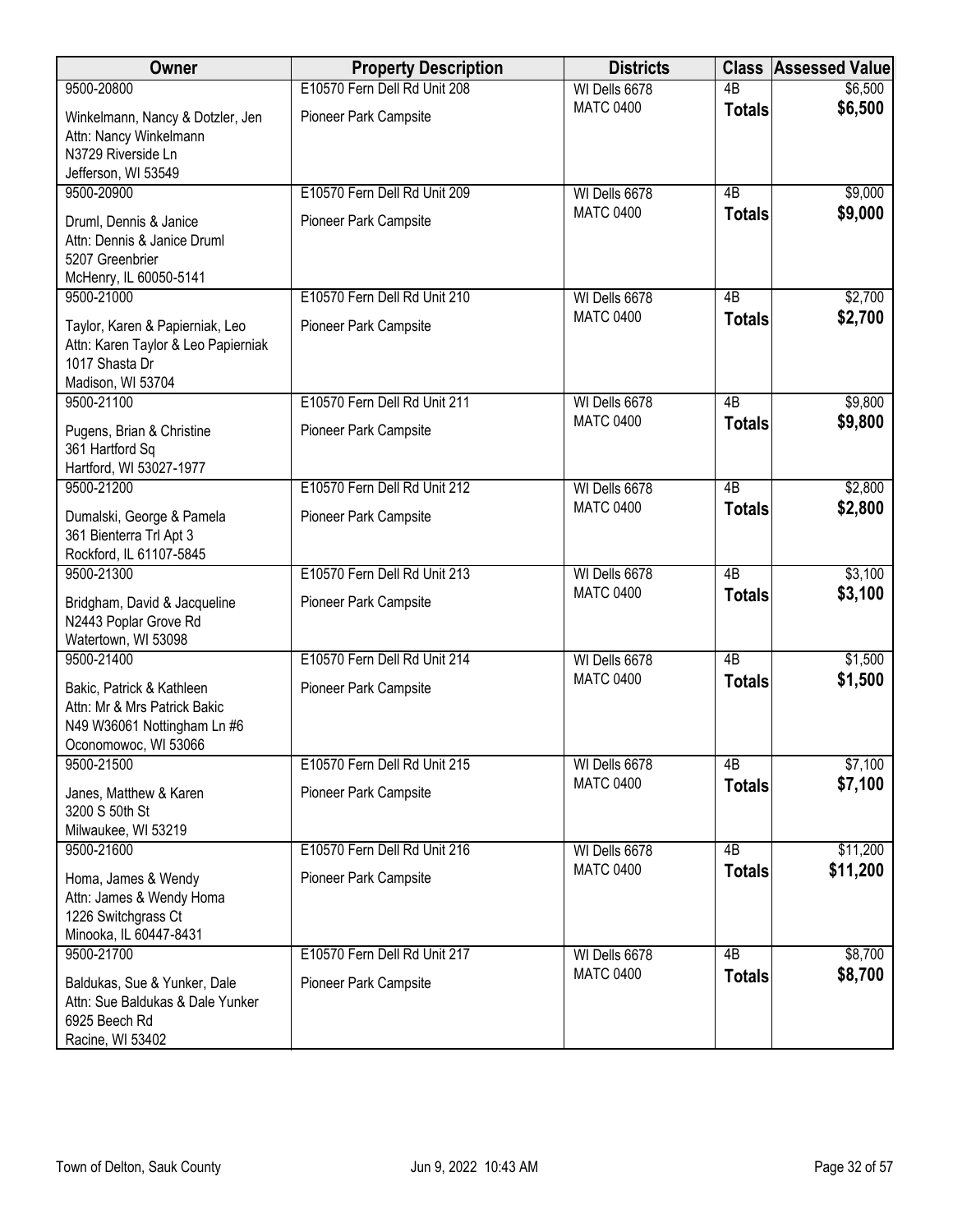| Owner | Property Description | Districts | Class | Assessed Value |
|---|---|---|---|---|
| 9500-20800<br>Winkelmann, Nancy & Dotzler, Jen<br>Attn: Nancy Winkelmann<br>N3729 Riverside Ln<br>Jefferson, WI 53549 | E10570 Fern Dell Rd Unit 208<br>Pioneer Park Campsite | WI Dells 6678<br>MATC 0400 | 4B<br>**Totals** | $6,500<br>**$6,500** |
| 9500-20900<br>Druml, Dennis & Janice<br>Attn: Dennis & Janice Druml<br>5207 Greenbrier<br>McHenry, IL 60050-5141 | E10570 Fern Dell Rd Unit 209<br>Pioneer Park Campsite | WI Dells 6678<br>MATC 0400 | 4B<br>**Totals** | $9,000<br>**$9,000** |
| 9500-21000<br>Taylor, Karen & Papierniak, Leo<br>Attn: Karen Taylor & Leo Papierniak<br>1017 Shasta Dr<br>Madison, WI 53704 | E10570 Fern Dell Rd Unit 210<br>Pioneer Park Campsite | WI Dells 6678<br>MATC 0400 | 4B<br>**Totals** | $2,700<br>**$2,700** |
| 9500-21100<br>Pugens, Brian & Christine<br>361 Hartford Sq<br>Hartford, WI 53027-1977 | E10570 Fern Dell Rd Unit 211<br>Pioneer Park Campsite | WI Dells 6678<br>MATC 0400 | 4B<br>**Totals** | $9,800<br>**$9,800** |
| 9500-21200<br>Dumalski, George & Pamela<br>361 Bienterra Trl Apt 3<br>Rockford, IL 61107-5845 | E10570 Fern Dell Rd Unit 212<br>Pioneer Park Campsite | WI Dells 6678<br>MATC 0400 | 4B<br>**Totals** | $2,800<br>**$2,800** |
| 9500-21300<br>Bridgham, David & Jacqueline<br>N2443 Poplar Grove Rd<br>Watertown, WI 53098 | E10570 Fern Dell Rd Unit 213<br>Pioneer Park Campsite | WI Dells 6678<br>MATC 0400 | 4B<br>**Totals** | $3,100<br>**$3,100** |
| 9500-21400<br>Bakic, Patrick & Kathleen<br>Attn: Mr & Mrs Patrick Bakic<br>N49 W36061 Nottingham Ln #6<br>Oconomowoc, WI 53066 | E10570 Fern Dell Rd Unit 214<br>Pioneer Park Campsite | WI Dells 6678<br>MATC 0400 | 4B<br>**Totals** | $1,500<br>**$1,500** |
| 9500-21500<br>Janes, Matthew & Karen<br>3200 S 50th St<br>Milwaukee, WI 53219 | E10570 Fern Dell Rd Unit 215<br>Pioneer Park Campsite | WI Dells 6678<br>MATC 0400 | 4B<br>**Totals** | $7,100<br>**$7,100** |
| 9500-21600<br>Homa, James & Wendy<br>Attn: James & Wendy Homa<br>1226 Switchgrass Ct<br>Minooka, IL 60447-8431 | E10570 Fern Dell Rd Unit 216<br>Pioneer Park Campsite | WI Dells 6678<br>MATC 0400 | 4B<br>**Totals** | $11,200<br>**$11,200** |
| 9500-21700<br>Baldukas, Sue & Yunker, Dale<br>Attn: Sue Baldukas & Dale Yunker<br>6925 Beech Rd<br>Racine, WI 53402 | E10570 Fern Dell Rd Unit 217<br>Pioneer Park Campsite | WI Dells 6678<br>MATC 0400 | 4B<br>**Totals** | $8,700<br>**$8,700** |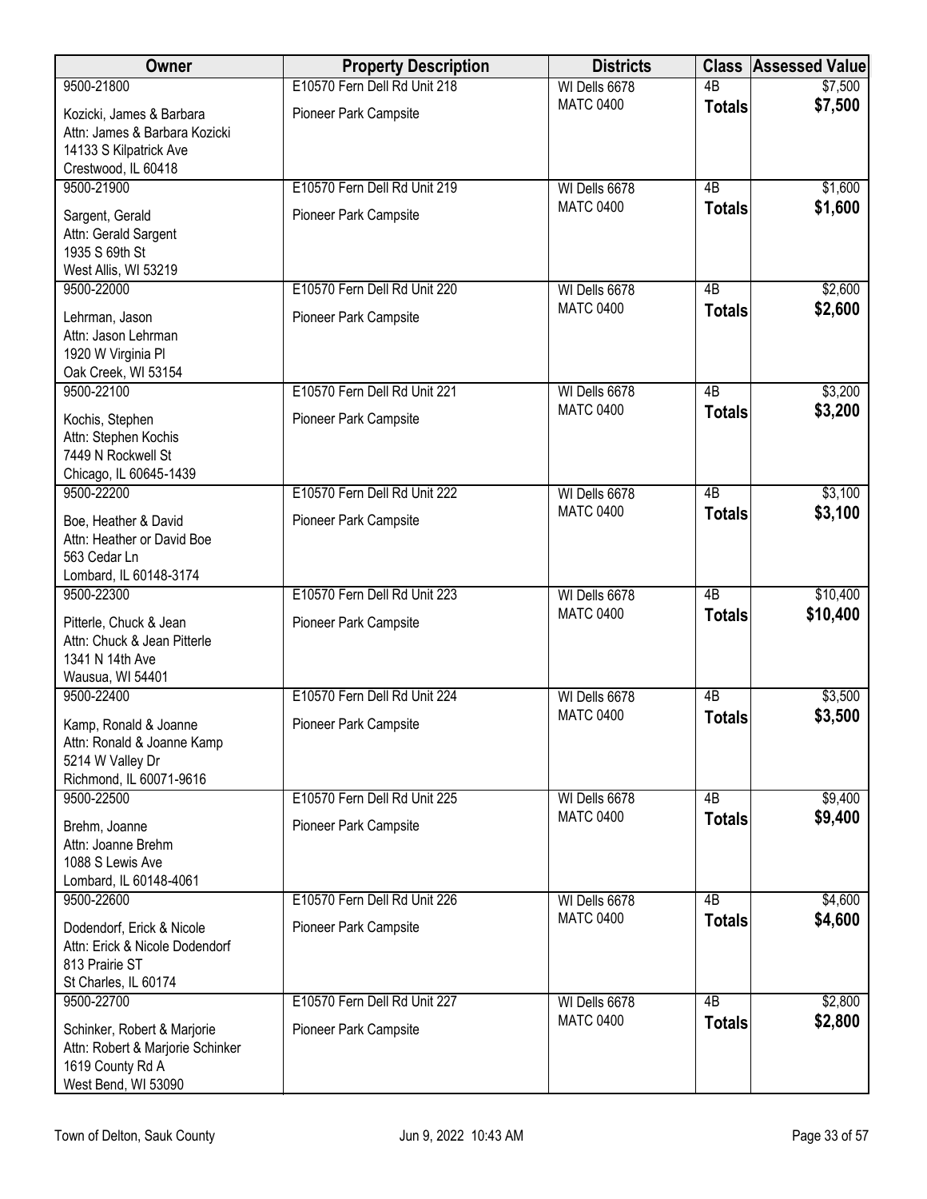| Owner | Property Description | Districts | Class | Assessed Value |
|---|---|---|---|---|
| 9500-21800<br>Kozicki, James & Barbara<br>Attn: James & Barbara Kozicki<br>14133 S Kilpatrick Ave<br>Crestwood, IL 60418 | E10570 Fern Dell Rd Unit 218<br>Pioneer Park Campsite | WI Dells 6678<br>MATC 0400 | 4B<br>**Totals** | $7,500<br>**$7,500** |
| 9500-21900<br>Sargent, Gerald<br>Attn: Gerald Sargent<br>1935 S 69th St<br>West Allis, WI 53219 | E10570 Fern Dell Rd Unit 219<br>Pioneer Park Campsite | WI Dells 6678<br>MATC 0400 | 4B<br>**Totals** | $1,600<br>**$1,600** |
| 9500-22000<br>Lehrman, Jason<br>Attn: Jason Lehrman<br>1920 W Virginia Pl<br>Oak Creek, WI 53154 | E10570 Fern Dell Rd Unit 220<br>Pioneer Park Campsite | WI Dells 6678<br>MATC 0400 | 4B<br>**Totals** | $2,600<br>**$2,600** |
| 9500-22100<br>Kochis, Stephen<br>Attn: Stephen Kochis<br>7449 N Rockwell St<br>Chicago, IL 60645-1439 | E10570 Fern Dell Rd Unit 221<br>Pioneer Park Campsite | WI Dells 6678<br>MATC 0400 | 4B<br>**Totals** | $3,200<br>**$3,200** |
| 9500-22200<br>Boe, Heather & David<br>Attn: Heather or David Boe<br>563 Cedar Ln<br>Lombard, IL 60148-3174 | E10570 Fern Dell Rd Unit 222<br>Pioneer Park Campsite | WI Dells 6678<br>MATC 0400 | 4B<br>**Totals** | $3,100<br>**$3,100** |
| 9500-22300<br>Pitterle, Chuck & Jean<br>Attn: Chuck & Jean Pitterle<br>1341 N 14th Ave<br>Wausua, WI 54401 | E10570 Fern Dell Rd Unit 223<br>Pioneer Park Campsite | WI Dells 6678<br>MATC 0400 | 4B<br>**Totals** | $10,400<br>**$10,400** |
| 9500-22400<br>Kamp, Ronald & Joanne<br>Attn: Ronald & Joanne Kamp<br>5214 W Valley Dr<br>Richmond, IL 60071-9616 | E10570 Fern Dell Rd Unit 224<br>Pioneer Park Campsite | WI Dells 6678<br>MATC 0400 | 4B<br>**Totals** | $3,500<br>**$3,500** |
| 9500-22500<br>Brehm, Joanne<br>Attn: Joanne Brehm<br>1088 S Lewis Ave<br>Lombard, IL 60148-4061 | E10570 Fern Dell Rd Unit 225<br>Pioneer Park Campsite | WI Dells 6678<br>MATC 0400 | 4B<br>**Totals** | $9,400<br>**$9,400** |
| 9500-22600<br>Dodendorf, Erick & Nicole<br>Attn: Erick & Nicole Dodendorf<br>813 Prairie ST<br>St Charles, IL 60174 | E10570 Fern Dell Rd Unit 226<br>Pioneer Park Campsite | WI Dells 6678<br>MATC 0400 | 4B<br>**Totals** | $4,600<br>**$4,600** |
| 9500-22700<br>Schinker, Robert & Marjorie<br>Attn: Robert & Marjorie Schinker<br>1619 County Rd A<br>West Bend, WI 53090 | E10570 Fern Dell Rd Unit 227<br>Pioneer Park Campsite | WI Dells 6678<br>MATC 0400 | 4B<br>**Totals** | $2,800<br>**$2,800** |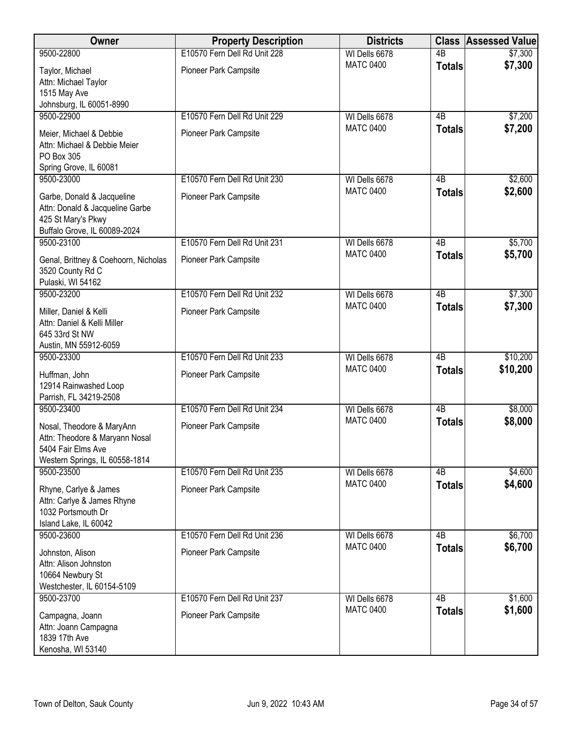| Owner | Property Description | Districts | Class | Assessed Value |
|---|---|---|---|---|
| 9500-22800<br>Taylor, Michael<br>Attn: Michael Taylor<br>1515 May Ave<br>Johnsburg, IL 60051-8990 | E10570 Fern Dell Rd Unit 228<br>Pioneer Park Campsite | WI Dells 6678<br>MATC 0400 | 4B<br>**Totals** | $7,300<br>**$7,300** |
| 9500-22900<br>Meier, Michael & Debbie<br>Attn: Michael & Debbie Meier<br>PO Box 305<br>Spring Grove, IL 60081 | E10570 Fern Dell Rd Unit 229<br>Pioneer Park Campsite | WI Dells 6678<br>MATC 0400 | 4B<br>**Totals** | $7,200<br>**$7,200** |
| 9500-23000<br>Garbe, Donald & Jacqueline<br>Attn: Donald & Jacqueline Garbe<br>425 St Mary's Pkwy<br>Buffalo Grove, IL 60089-2024 | E10570 Fern Dell Rd Unit 230<br>Pioneer Park Campsite | WI Dells 6678<br>MATC 0400 | 4B<br>**Totals** | $2,600<br>**$2,600** |
| 9500-23100<br>Genal, Brittney & Coehoorn, Nicholas<br>3520 County Rd C<br>Pulaski, WI 54162 | E10570 Fern Dell Rd Unit 231<br>Pioneer Park Campsite | WI Dells 6678<br>MATC 0400 | 4B<br>**Totals** | $5,700<br>**$5,700** |
| 9500-23200<br>Miller, Daniel & Kelli<br>Attn: Daniel & Kelli Miller<br>645 33rd St NW<br>Austin, MN 55912-6059 | E10570 Fern Dell Rd Unit 232<br>Pioneer Park Campsite | WI Dells 6678<br>MATC 0400 | 4B<br>**Totals** | $7,300<br>**$7,300** |
| 9500-23300<br>Huffman, John<br>12914 Rainwashed Loop<br>Parrish, FL 34219-2508 | E10570 Fern Dell Rd Unit 233<br>Pioneer Park Campsite | WI Dells 6678<br>MATC 0400 | 4B<br>**Totals** | $10,200<br>**$10,200** |
| 9500-23400<br>Nosal, Theodore & MaryAnn<br>Attn: Theodore & Maryann Nosal<br>5404 Fair Elms Ave<br>Western Springs, IL 60558-1814 | E10570 Fern Dell Rd Unit 234<br>Pioneer Park Campsite | WI Dells 6678<br>MATC 0400 | 4B<br>**Totals** | $8,000<br>**$8,000** |
| 9500-23500<br>Rhyne, Carlye & James<br>Attn: Carlye & James Rhyne<br>1032 Portsmouth Dr<br>Island Lake, IL 60042 | E10570 Fern Dell Rd Unit 235<br>Pioneer Park Campsite | WI Dells 6678<br>MATC 0400 | 4B<br>**Totals** | $4,600<br>**$4,600** |
| 9500-23600<br>Johnston, Alison<br>Attn: Alison Johnston<br>10664 Newbury St<br>Westchester, IL 60154-5109 | E10570 Fern Dell Rd Unit 236<br>Pioneer Park Campsite | WI Dells 6678<br>MATC 0400 | 4B<br>**Totals** | $6,700<br>**$6,700** |
| 9500-23700<br>Campagna, Joann<br>Attn: Joann Campagna<br>1839 17th Ave<br>Kenosha, WI 53140 | E10570 Fern Dell Rd Unit 237<br>Pioneer Park Campsite | WI Dells 6678<br>MATC 0400 | 4B<br>**Totals** | $1,600<br>**$1,600** |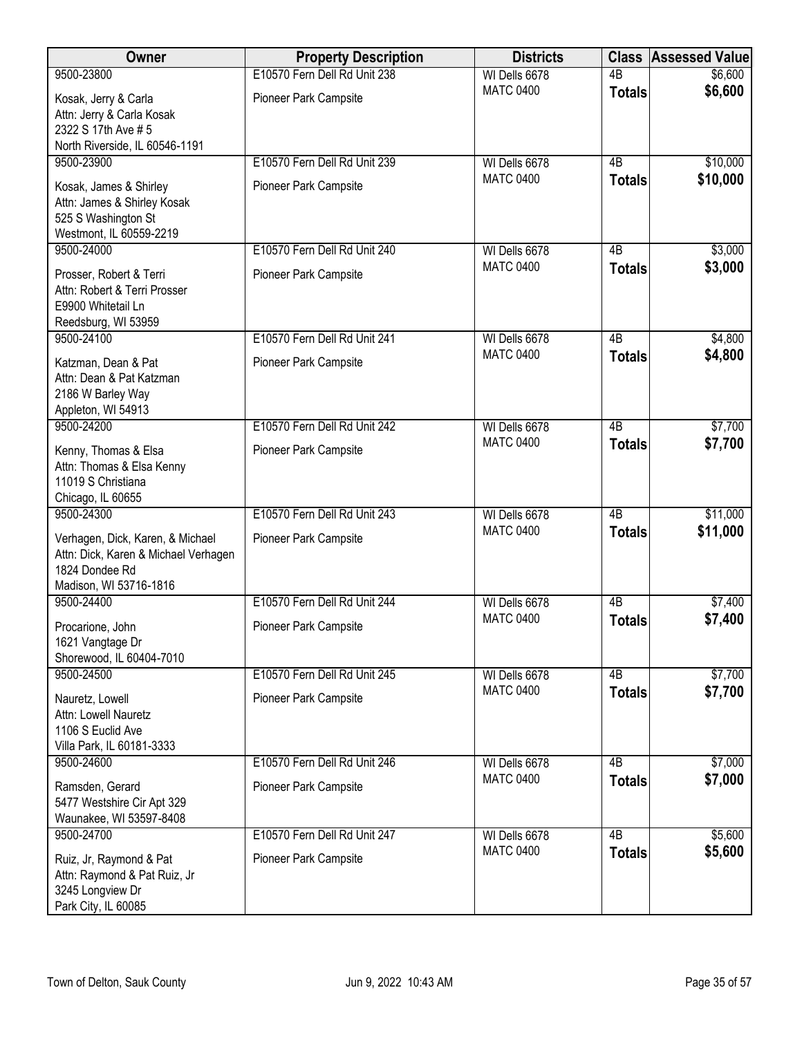| Owner | Property Description | Districts | Class | Assessed Value |
|---|---|---|---|---|
| 9500-23800<br>Kosak, Jerry & Carla<br>Attn: Jerry & Carla Kosak<br>2322 S 17th Ave # 5<br>North Riverside, IL 60546-1191 | E10570 Fern Dell Rd Unit 238<br>Pioneer Park Campsite | WI Dells 6678<br>MATC 0400 | 4B<br>**Totals** | $6,600<br>**$6,600** |
| 9500-23900<br>Kosak, James & Shirley<br>Attn: James & Shirley Kosak<br>525 S Washington St<br>Westmont, IL 60559-2219 | E10570 Fern Dell Rd Unit 239<br>Pioneer Park Campsite | WI Dells 6678<br>MATC 0400 | 4B<br>**Totals** | $10,000<br>**$10,000** |
| 9500-24000<br>Prosser, Robert & Terri<br>Attn: Robert & Terri Prosser<br>E9900 Whitetail Ln<br>Reedsburg, WI 53959 | E10570 Fern Dell Rd Unit 240<br>Pioneer Park Campsite | WI Dells 6678<br>MATC 0400 | 4B<br>**Totals** | $3,000<br>**$3,000** |
| 9500-24100<br>Katzman, Dean & Pat<br>Attn: Dean & Pat Katzman<br>2186 W Barley Way<br>Appleton, WI 54913 | E10570 Fern Dell Rd Unit 241<br>Pioneer Park Campsite | WI Dells 6678<br>MATC 0400 | 4B<br>**Totals** | $4,800<br>**$4,800** |
| 9500-24200<br>Kenny, Thomas & Elsa<br>Attn: Thomas & Elsa Kenny<br>11019 S Christiana<br>Chicago, IL 60655 | E10570 Fern Dell Rd Unit 242<br>Pioneer Park Campsite | WI Dells 6678<br>MATC 0400 | 4B<br>**Totals** | $7,700<br>**$7,700** |
| 9500-24300<br>Verhagen, Dick, Karen, & Michael<br>Attn: Dick, Karen & Michael Verhagen<br>1824 Dondee Rd<br>Madison, WI 53716-1816 | E10570 Fern Dell Rd Unit 243<br>Pioneer Park Campsite | WI Dells 6678<br>MATC 0400 | 4B<br>**Totals** | $11,000<br>**$11,000** |
| 9500-24400<br>Procarione, John<br>1621 Vangtage Dr<br>Shorewood, IL 60404-7010 | E10570 Fern Dell Rd Unit 244<br>Pioneer Park Campsite | WI Dells 6678<br>MATC 0400 | 4B<br>**Totals** | $7,400<br>**$7,400** |
| 9500-24500<br>Nauretz, Lowell<br>Attn: Lowell Nauretz<br>1106 S Euclid Ave<br>Villa Park, IL 60181-3333 | E10570 Fern Dell Rd Unit 245<br>Pioneer Park Campsite | WI Dells 6678<br>MATC 0400 | 4B<br>**Totals** | $7,700<br>**$7,700** |
| 9500-24600<br>Ramsden, Gerard<br>5477 Westshire Cir Apt 329<br>Waunakee, WI 53597-8408 | E10570 Fern Dell Rd Unit 246<br>Pioneer Park Campsite | WI Dells 6678<br>MATC 0400 | 4B<br>**Totals** | $7,000<br>**$7,000** |
| 9500-24700<br>Ruiz, Jr, Raymond & Pat<br>Attn: Raymond & Pat Ruiz, Jr<br>3245 Longview Dr<br>Park City, IL 60085 | E10570 Fern Dell Rd Unit 247<br>Pioneer Park Campsite | WI Dells 6678<br>MATC 0400 | 4B<br>**Totals** | $5,600<br>**$5,600** |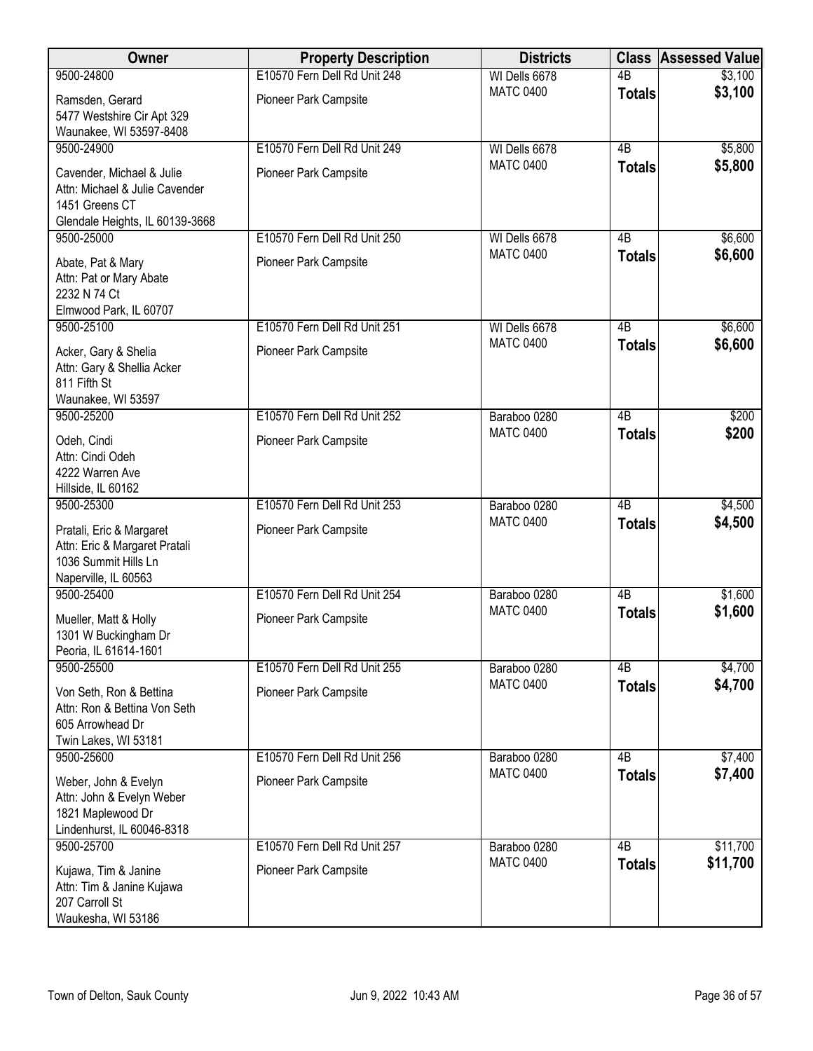| Owner | Property Description | Districts | Class | Assessed Value |
|---|---|---|---|---|
| 9500-24800<br>Ramsden, Gerard<br>5477 Westshire Cir Apt 329<br>Waunakee, WI 53597-8408 | E10570 Fern Dell Rd Unit 248<br>Pioneer Park Campsite | WI Dells 6678<br>MATC 0400 | 4B<br>**Totals** | \$3,100<br>**\$3,100** |
| 9500-24900<br>Cavender, Michael & Julie<br>Attn: Michael & Julie Cavender<br>1451 Greens CT<br>Glendale Heights, IL 60139-3668 | E10570 Fern Dell Rd Unit 249<br>Pioneer Park Campsite | WI Dells 6678<br>MATC 0400 | 4B<br>**Totals** | \$5,800<br>**\$5,800** |
| 9500-25000<br>Abate, Pat & Mary<br>Attn: Pat or Mary Abate<br>2232 N 74 Ct<br>Elmwood Park, IL 60707 | E10570 Fern Dell Rd Unit 250<br>Pioneer Park Campsite | WI Dells 6678<br>MATC 0400 | 4B<br>**Totals** | \$6,600<br>**\$6,600** |
| 9500-25100<br>Acker, Gary & Shelia<br>Attn: Gary & Shellia Acker<br>811 Fifth St<br>Waunakee, WI 53597 | E10570 Fern Dell Rd Unit 251<br>Pioneer Park Campsite | WI Dells 6678<br>MATC 0400 | 4B<br>**Totals** | \$6,600<br>**\$6,600** |
| 9500-25200<br>Odeh, Cindi<br>Attn: Cindi Odeh<br>4222 Warren Ave<br>Hillside, IL 60162 | E10570 Fern Dell Rd Unit 252<br>Pioneer Park Campsite | Baraboo 0280<br>MATC 0400 | 4B<br>**Totals** | \$200<br>**\$200** |
| 9500-25300<br>Pratali, Eric & Margaret<br>Attn: Eric & Margaret Pratali<br>1036 Summit Hills Ln<br>Naperville, IL 60563 | E10570 Fern Dell Rd Unit 253<br>Pioneer Park Campsite | Baraboo 0280<br>MATC 0400 | 4B<br>**Totals** | \$4,500<br>**\$4,500** |
| 9500-25400<br>Mueller, Matt & Holly<br>1301 W Buckingham Dr<br>Peoria, IL 61614-1601 | E10570 Fern Dell Rd Unit 254<br>Pioneer Park Campsite | Baraboo 0280<br>MATC 0400 | 4B<br>**Totals** | \$1,600<br>**\$1,600** |
| 9500-25500<br>Von Seth, Ron & Bettina<br>Attn: Ron & Bettina Von Seth<br>605 Arrowhead Dr<br>Twin Lakes, WI 53181 | E10570 Fern Dell Rd Unit 255<br>Pioneer Park Campsite | Baraboo 0280<br>MATC 0400 | 4B<br>**Totals** | \$4,700<br>**\$4,700** |
| 9500-25600<br>Weber, John & Evelyn<br>Attn: John & Evelyn Weber<br>1821 Maplewood Dr<br>Lindenhurst, IL 60046-8318 | E10570 Fern Dell Rd Unit 256<br>Pioneer Park Campsite | Baraboo 0280<br>MATC 0400 | 4B<br>**Totals** | \$7,400<br>**\$7,400** |
| 9500-25700<br>Kujawa, Tim & Janine<br>Attn: Tim & Janine Kujawa<br>207 Carroll St<br>Waukesha, WI 53186 | E10570 Fern Dell Rd Unit 257<br>Pioneer Park Campsite | Baraboo 0280<br>MATC 0400 | 4B<br>**Totals** | \$11,700<br>**\$11,700** |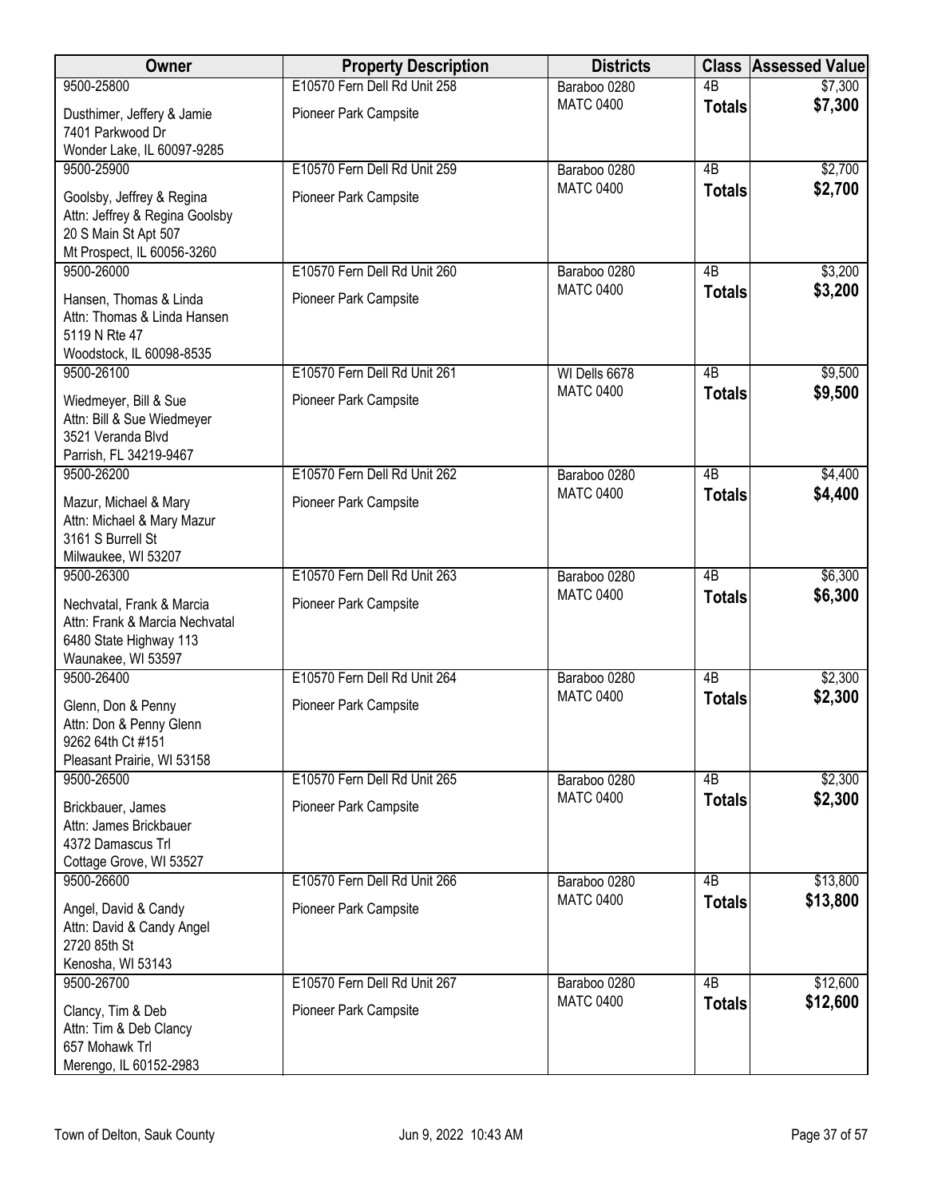| Owner | Property Description | Districts | Class | Assessed Value |
|---|---|---|---|---|
| 9500-25800<br>Dusthimer, Jeffery & Jamie<br>7401 Parkwood Dr<br>Wonder Lake, IL 60097-9285 | E10570 Fern Dell Rd Unit 258<br>Pioneer Park Campsite | Baraboo 0280<br>MATC 0400 | 4B<br>**Totals** | $7,300<br>**$7,300** |
| 9500-25900<br>Goolsby, Jeffrey & Regina<br>Attn: Jeffrey & Regina Goolsby<br>20 S Main St Apt 507<br>Mt Prospect, IL 60056-3260 | E10570 Fern Dell Rd Unit 259<br>Pioneer Park Campsite | Baraboo 0280<br>MATC 0400 | 4B<br>**Totals** | $2,700<br>**$2,700** |
| 9500-26000<br>Hansen, Thomas & Linda<br>Attn: Thomas & Linda Hansen<br>5119 N Rte 47<br>Woodstock, IL 60098-8535 | E10570 Fern Dell Rd Unit 260<br>Pioneer Park Campsite | Baraboo 0280<br>MATC 0400 | 4B<br>**Totals** | $3,200<br>**$3,200** |
| 9500-26100<br>Wiedmeyer, Bill & Sue<br>Attn: Bill & Sue Wiedmeyer<br>3521 Veranda Blvd<br>Parrish, FL 34219-9467 | E10570 Fern Dell Rd Unit 261<br>Pioneer Park Campsite | WI Dells 6678<br>MATC 0400 | 4B<br>**Totals** | $9,500<br>**$9,500** |
| 9500-26200<br>Mazur, Michael & Mary<br>Attn: Michael & Mary Mazur<br>3161 S Burrell St<br>Milwaukee, WI 53207 | E10570 Fern Dell Rd Unit 262<br>Pioneer Park Campsite | Baraboo 0280<br>MATC 0400 | 4B<br>**Totals** | $4,400<br>**$4,400** |
| 9500-26300<br>Nechvatal, Frank & Marcia<br>Attn: Frank & Marcia Nechvatal<br>6480 State Highway 113<br>Waunakee, WI 53597 | E10570 Fern Dell Rd Unit 263<br>Pioneer Park Campsite | Baraboo 0280<br>MATC 0400 | 4B<br>**Totals** | $6,300<br>**$6,300** |
| 9500-26400<br>Glenn, Don & Penny<br>Attn: Don & Penny Glenn<br>9262 64th Ct #151<br>Pleasant Prairie, WI 53158 | E10570 Fern Dell Rd Unit 264<br>Pioneer Park Campsite | Baraboo 0280<br>MATC 0400 | 4B<br>**Totals** | $2,300<br>**$2,300** |
| 9500-26500<br>Brickbauer, James<br>Attn: James Brickbauer<br>4372 Damascus Trl<br>Cottage Grove, WI 53527 | E10570 Fern Dell Rd Unit 265<br>Pioneer Park Campsite | Baraboo 0280<br>MATC 0400 | 4B<br>**Totals** | $2,300<br>**$2,300** |
| 9500-26600<br>Angel, David & Candy<br>Attn: David & Candy Angel<br>2720 85th St<br>Kenosha, WI 53143 | E10570 Fern Dell Rd Unit 266<br>Pioneer Park Campsite | Baraboo 0280<br>MATC 0400 | 4B<br>**Totals** | $13,800<br>**$13,800** |
| 9500-26700<br>Clancy, Tim & Deb<br>Attn: Tim & Deb Clancy<br>657 Mohawk Trl<br>Merengo, IL 60152-2983 | E10570 Fern Dell Rd Unit 267<br>Pioneer Park Campsite | Baraboo 0280<br>MATC 0400 | 4B<br>**Totals** | $12,600<br>**$12,600** |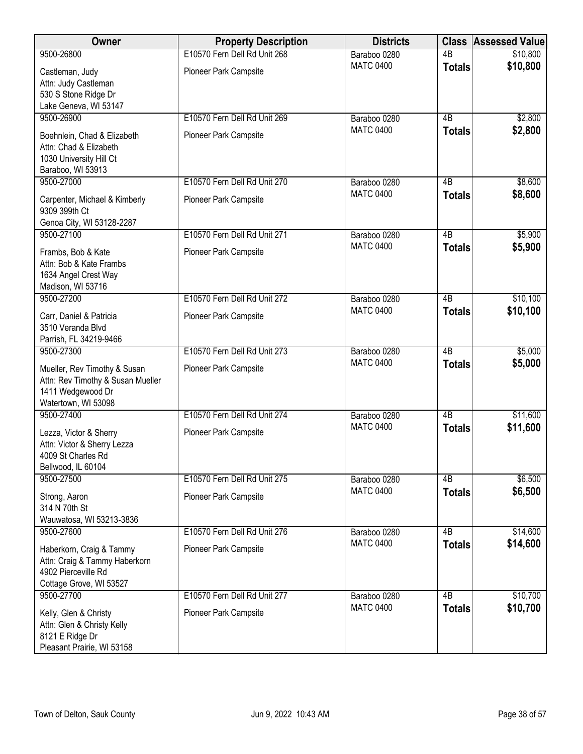| Owner | Property Description | Districts | Class | Assessed Value |
|---|---|---|---|---|
| 9500-26800<br>Castleman, Judy<br>Attn: Judy Castleman<br>530 S Stone Ridge Dr<br>Lake Geneva, WI 53147 | E10570 Fern Dell Rd Unit 268<br>Pioneer Park Campsite | Baraboo 0280<br>MATC 0400 | 4B<br>**Totals** | $10,800<br>**$10,800** |
| 9500-26900<br>Boehnlein, Chad & Elizabeth<br>Attn: Chad & Elizabeth<br>1030 University Hill Ct<br>Baraboo, WI 53913 | E10570 Fern Dell Rd Unit 269<br>Pioneer Park Campsite | Baraboo 0280<br>MATC 0400 | 4B<br>**Totals** | $2,800<br>**$2,800** |
| 9500-27000<br>Carpenter, Michael & Kimberly<br>9309 399th Ct<br>Genoa City, WI 53128-2287 | E10570 Fern Dell Rd Unit 270<br>Pioneer Park Campsite | Baraboo 0280<br>MATC 0400 | 4B<br>**Totals** | $8,600<br>**$8,600** |
| 9500-27100<br>Frambs, Bob & Kate<br>Attn: Bob & Kate Frambs<br>1634 Angel Crest Way<br>Madison, WI 53716 | E10570 Fern Dell Rd Unit 271<br>Pioneer Park Campsite | Baraboo 0280<br>MATC 0400 | 4B<br>**Totals** | $5,900<br>**$5,900** |
| 9500-27200<br>Carr, Daniel & Patricia<br>3510 Veranda Blvd<br>Parrish, FL 34219-9466 | E10570 Fern Dell Rd Unit 272<br>Pioneer Park Campsite | Baraboo 0280<br>MATC 0400 | 4B<br>**Totals** | $10,100<br>**$10,100** |
| 9500-27300<br>Mueller, Rev Timothy & Susan<br>Attn: Rev Timothy & Susan Mueller<br>1411 Wedgewood Dr<br>Watertown, WI 53098 | E10570 Fern Dell Rd Unit 273<br>Pioneer Park Campsite | Baraboo 0280<br>MATC 0400 | 4B<br>**Totals** | $5,000<br>**$5,000** |
| 9500-27400<br>Lezza, Victor & Sherry<br>Attn: Victor & Sherry Lezza<br>4009 St Charles Rd<br>Bellwood, IL 60104 | E10570 Fern Dell Rd Unit 274<br>Pioneer Park Campsite | Baraboo 0280<br>MATC 0400 | 4B<br>**Totals** | $11,600<br>**$11,600** |
| 9500-27500<br>Strong, Aaron<br>314 N 70th St<br>Wauwatosa, WI 53213-3836 | E10570 Fern Dell Rd Unit 275<br>Pioneer Park Campsite | Baraboo 0280<br>MATC 0400 | 4B<br>**Totals** | $6,500<br>**$6,500** |
| 9500-27600<br>Haberkorn, Craig & Tammy<br>Attn: Craig & Tammy Haberkorn<br>4902 Pierceville Rd<br>Cottage Grove, WI 53527 | E10570 Fern Dell Rd Unit 276<br>Pioneer Park Campsite | Baraboo 0280<br>MATC 0400 | 4B<br>**Totals** | $14,600<br>**$14,600** |
| 9500-27700<br>Kelly, Glen & Christy<br>Attn: Glen & Christy Kelly<br>8121 E Ridge Dr<br>Pleasant Prairie, WI 53158 | E10570 Fern Dell Rd Unit 277<br>Pioneer Park Campsite | Baraboo 0280<br>MATC 0400 | 4B<br>**Totals** | $10,700<br>**$10,700** |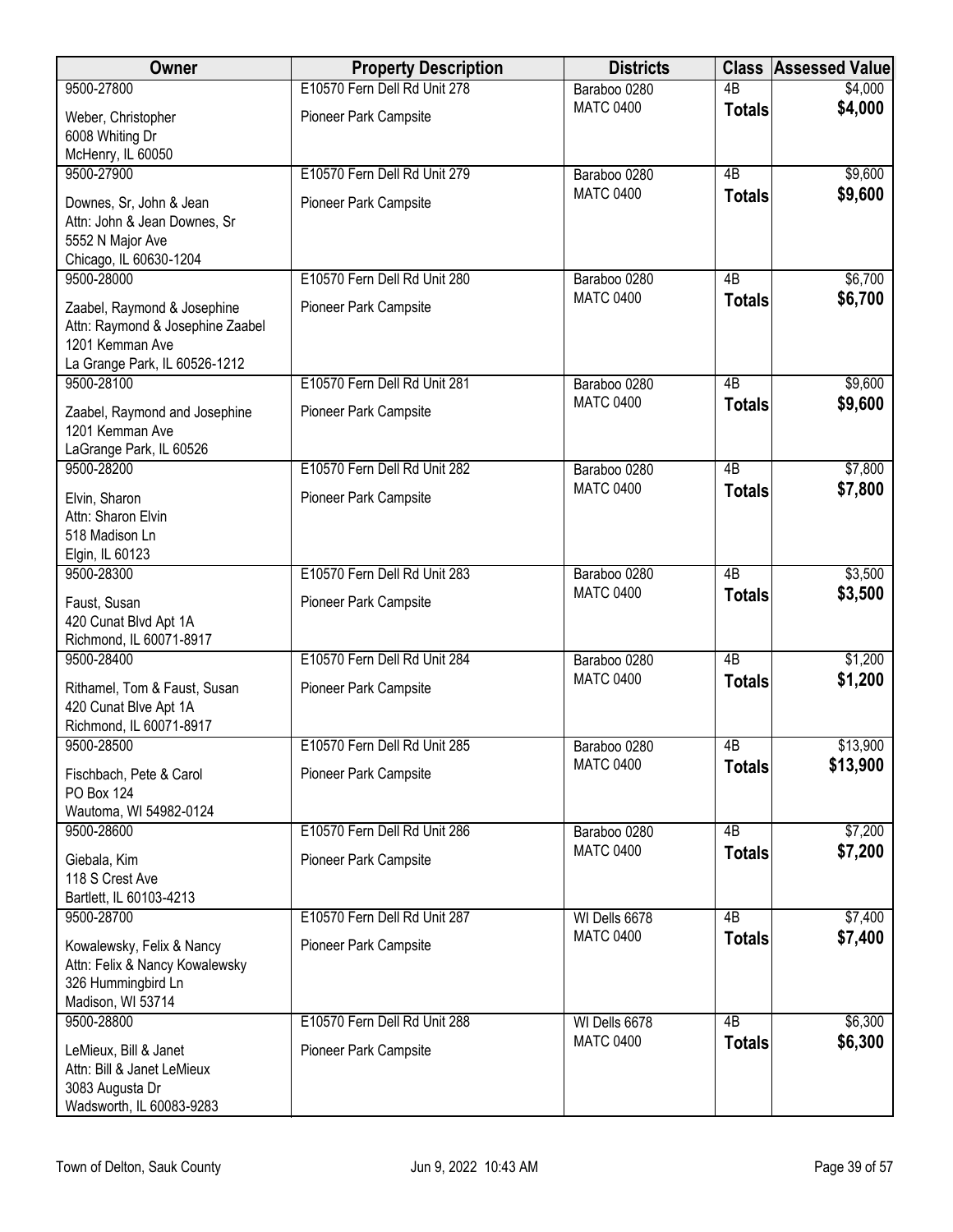| Owner | Property Description | Districts | Class | Assessed Value |
|---|---|---|---|---|
| 9500-27800<br>Weber, Christopher<br>6008 Whiting Dr<br>McHenry, IL 60050 | E10570 Fern Dell Rd Unit 278<br>Pioneer Park Campsite | Baraboo 0280<br>MATC 0400 | 4B<br>**Totals** | $4,000<br>**$4,000** |
| 9500-27900<br>Downes, Sr, John & Jean<br>Attn: John & Jean Downes, Sr<br>5552 N Major Ave<br>Chicago, IL 60630-1204 | E10570 Fern Dell Rd Unit 279<br>Pioneer Park Campsite | Baraboo 0280<br>MATC 0400 | 4B<br>**Totals** | $9,600<br>**$9,600** |
| 9500-28000<br>Zaabel, Raymond & Josephine<br>Attn: Raymond & Josephine Zaabel<br>1201 Kemman Ave<br>La Grange Park, IL 60526-1212 | E10570 Fern Dell Rd Unit 280<br>Pioneer Park Campsite | Baraboo 0280<br>MATC 0400 | 4B<br>**Totals** | $6,700<br>**$6,700** |
| 9500-28100<br>Zaabel, Raymond and Josephine<br>1201 Kemman Ave<br>LaGrange Park, IL 60526 | E10570 Fern Dell Rd Unit 281<br>Pioneer Park Campsite | Baraboo 0280<br>MATC 0400 | 4B<br>**Totals** | $9,600<br>**$9,600** |
| 9500-28200<br>Elvin, Sharon<br>Attn: Sharon Elvin<br>518 Madison Ln<br>Elgin, IL 60123 | E10570 Fern Dell Rd Unit 282<br>Pioneer Park Campsite | Baraboo 0280<br>MATC 0400 | 4B<br>**Totals** | $7,800<br>**$7,800** |
| 9500-28300<br>Faust, Susan<br>420 Cunat Blvd Apt 1A<br>Richmond, IL 60071-8917 | E10570 Fern Dell Rd Unit 283<br>Pioneer Park Campsite | Baraboo 0280<br>MATC 0400 | 4B<br>**Totals** | $3,500<br>**$3,500** |
| 9500-28400<br>Rithamel, Tom & Faust, Susan<br>420 Cunat Blve Apt 1A<br>Richmond, IL 60071-8917 | E10570 Fern Dell Rd Unit 284<br>Pioneer Park Campsite | Baraboo 0280<br>MATC 0400 | 4B<br>**Totals** | $1,200<br>**$1,200** |
| 9500-28500<br>Fischbach, Pete & Carol<br>PO Box 124<br>Wautoma, WI 54982-0124 | E10570 Fern Dell Rd Unit 285<br>Pioneer Park Campsite | Baraboo 0280<br>MATC 0400 | 4B<br>**Totals** | $13,900<br>**$13,900** |
| 9500-28600<br>Giebala, Kim<br>118 S Crest Ave<br>Bartlett, IL 60103-4213 | E10570 Fern Dell Rd Unit 286<br>Pioneer Park Campsite | Baraboo 0280<br>MATC 0400 | 4B<br>**Totals** | $7,200<br>**$7,200** |
| 9500-28700<br>Kowalewsky, Felix & Nancy<br>Attn: Felix & Nancy Kowalewsky<br>326 Hummingbird Ln<br>Madison, WI 53714 | E10570 Fern Dell Rd Unit 287<br>Pioneer Park Campsite | WI Dells 6678<br>MATC 0400 | 4B<br>**Totals** | $7,400<br>**$7,400** |
| 9500-28800<br>LeMieux, Bill & Janet<br>Attn: Bill & Janet LeMieux<br>3083 Augusta Dr<br>Wadsworth, IL 60083-9283 | E10570 Fern Dell Rd Unit 288<br>Pioneer Park Campsite | WI Dells 6678<br>MATC 0400 | 4B<br>**Totals** | $6,300<br>**$6,300** |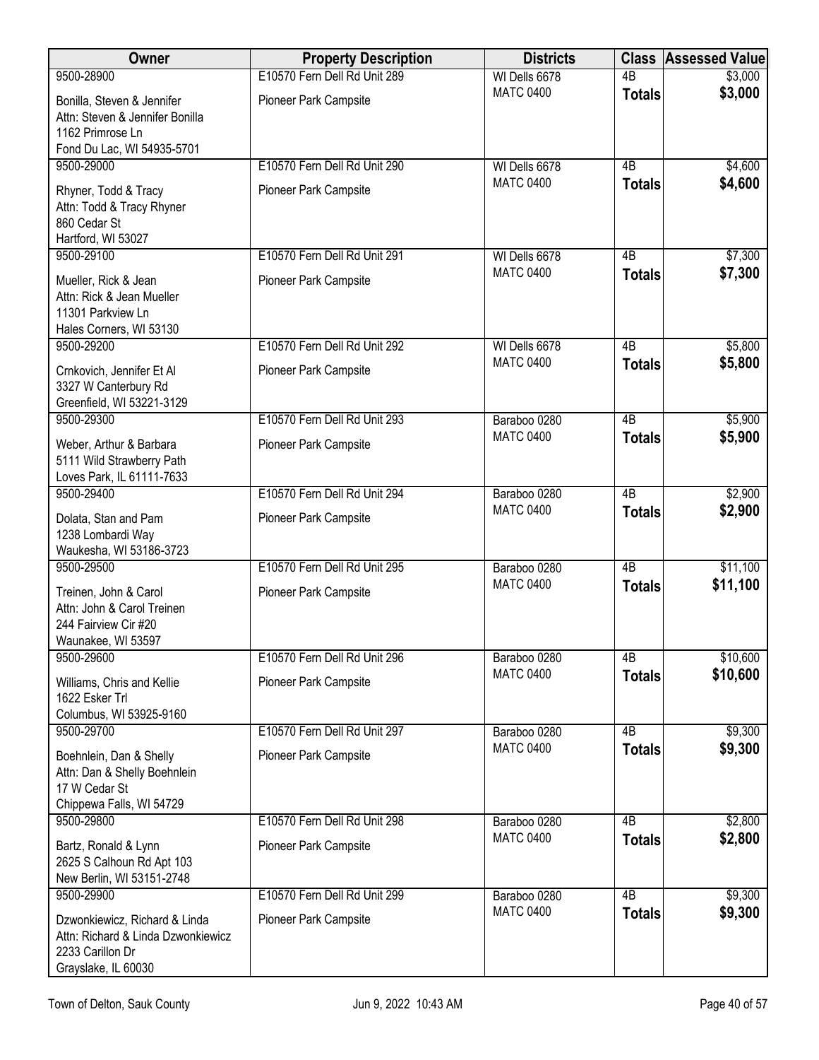| Owner | Property Description | Districts | Class | Assessed Value |
|---|---|---|---|---|
| 9500-28900<br>Bonilla, Steven & Jennifer<br>Attn: Steven & Jennifer Bonilla<br>1162 Primrose Ln<br>Fond Du Lac, WI 54935-5701 | E10570 Fern Dell Rd Unit 289<br>Pioneer Park Campsite | WI Dells 6678<br>MATC 0400 | 4B<br>**Totals** | \$3,000<br>**\$3,000** |
| 9500-29000<br>Rhyner, Todd & Tracy<br>Attn: Todd & Tracy Rhyner<br>860 Cedar St<br>Hartford, WI 53027 | E10570 Fern Dell Rd Unit 290<br>Pioneer Park Campsite | WI Dells 6678<br>MATC 0400 | 4B<br>**Totals** | \$4,600<br>**\$4,600** |
| 9500-29100<br>Mueller, Rick & Jean<br>Attn: Rick & Jean Mueller<br>11301 Parkview Ln<br>Hales Corners, WI 53130 | E10570 Fern Dell Rd Unit 291<br>Pioneer Park Campsite | WI Dells 6678<br>MATC 0400 | 4B<br>**Totals** | \$7,300<br>**\$7,300** |
| 9500-29200<br>Crnkovich, Jennifer Et Al<br>3327 W Canterbury Rd<br>Greenfield, WI 53221-3129 | E10570 Fern Dell Rd Unit 292<br>Pioneer Park Campsite | WI Dells 6678<br>MATC 0400 | 4B<br>**Totals** | \$5,800<br>**\$5,800** |
| 9500-29300<br>Weber, Arthur & Barbara<br>5111 Wild Strawberry Path<br>Loves Park, IL 61111-7633 | E10570 Fern Dell Rd Unit 293<br>Pioneer Park Campsite | Baraboo 0280<br>MATC 0400 | 4B<br>**Totals** | \$5,900<br>**\$5,900** |
| 9500-29400<br>Dolata, Stan and Pam<br>1238 Lombardi Way<br>Waukesha, WI 53186-3723 | E10570 Fern Dell Rd Unit 294<br>Pioneer Park Campsite | Baraboo 0280<br>MATC 0400 | 4B<br>**Totals** | \$2,900<br>**\$2,900** |
| 9500-29500<br>Treinen, John & Carol<br>Attn: John & Carol Treinen<br>244 Fairview Cir #20<br>Waunakee, WI 53597 | E10570 Fern Dell Rd Unit 295<br>Pioneer Park Campsite | Baraboo 0280<br>MATC 0400 | 4B<br>**Totals** | \$11,100<br>**\$11,100** |
| 9500-29600<br>Williams, Chris and Kellie<br>1622 Esker Trl<br>Columbus, WI 53925-9160 | E10570 Fern Dell Rd Unit 296<br>Pioneer Park Campsite | Baraboo 0280<br>MATC 0400 | 4B<br>**Totals** | \$10,600<br>**\$10,600** |
| 9500-29700<br>Boehnlein, Dan & Shelly<br>Attn: Dan & Shelly Boehnlein<br>17 W Cedar St<br>Chippewa Falls, WI 54729 | E10570 Fern Dell Rd Unit 297<br>Pioneer Park Campsite | Baraboo 0280<br>MATC 0400 | 4B<br>**Totals** | \$9,300<br>**\$9,300** |
| 9500-29800<br>Bartz, Ronald & Lynn<br>2625 S Calhoun Rd Apt 103<br>New Berlin, WI 53151-2748 | E10570 Fern Dell Rd Unit 298<br>Pioneer Park Campsite | Baraboo 0280<br>MATC 0400 | 4B<br>**Totals** | \$2,800<br>**\$2,800** |
| 9500-29900<br>Dzwonkiewicz, Richard & Linda<br>Attn: Richard & Linda Dzwonkiewicz<br>2233 Carillon Dr<br>Grayslake, IL 60030 | E10570 Fern Dell Rd Unit 299<br>Pioneer Park Campsite | Baraboo 0280<br>MATC 0400 | 4B<br>**Totals** | \$9,300<br>**\$9,300** |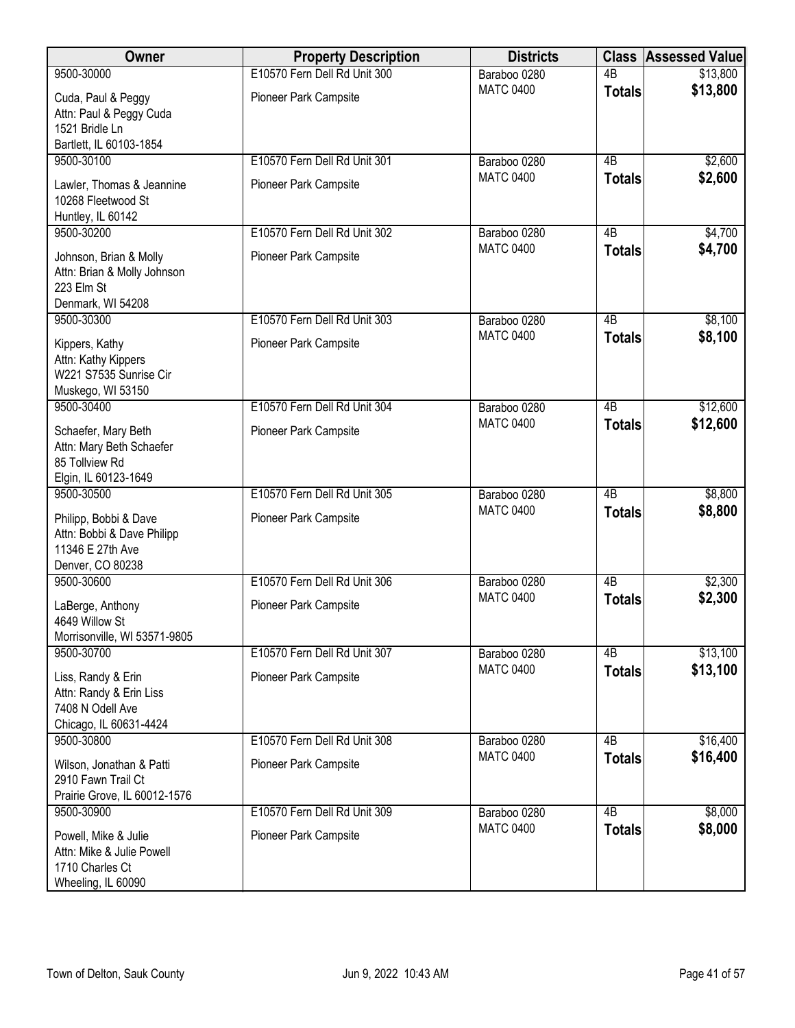| Owner | Property Description | Districts | Class | Assessed Value |
|---|---|---|---|---|
| 9500-30000<br>Cuda, Paul & Peggy<br>Attn: Paul & Peggy Cuda<br>1521 Bridle Ln<br>Bartlett, IL 60103-1854 | E10570 Fern Dell Rd Unit 300<br>Pioneer Park Campsite | Baraboo 0280<br>MATC 0400 | 4B<br>**Totals** | $13,800<br>**$13,800** |
| 9500-30100<br>Lawler, Thomas & Jeannine<br>10268 Fleetwood St<br>Huntley, IL 60142 | E10570 Fern Dell Rd Unit 301<br>Pioneer Park Campsite | Baraboo 0280<br>MATC 0400 | 4B<br>**Totals** | $2,600<br>**$2,600** |
| 9500-30200<br>Johnson, Brian & Molly<br>Attn: Brian & Molly Johnson<br>223 Elm St<br>Denmark, WI 54208 | E10570 Fern Dell Rd Unit 302<br>Pioneer Park Campsite | Baraboo 0280<br>MATC 0400 | 4B<br>**Totals** | $4,700<br>**$4,700** |
| 9500-30300<br>Kippers, Kathy<br>Attn: Kathy Kippers<br>W221 S7535 Sunrise Cir<br>Muskego, WI 53150 | E10570 Fern Dell Rd Unit 303<br>Pioneer Park Campsite | Baraboo 0280<br>MATC 0400 | 4B<br>**Totals** | $8,100<br>**$8,100** |
| 9500-30400<br>Schaefer, Mary Beth<br>Attn: Mary Beth Schaefer<br>85 Tollview Rd<br>Elgin, IL 60123-1649 | E10570 Fern Dell Rd Unit 304<br>Pioneer Park Campsite | Baraboo 0280<br>MATC 0400 | 4B<br>**Totals** | $12,600<br>**$12,600** |
| 9500-30500<br>Philipp, Bobbi & Dave<br>Attn: Bobbi & Dave Philipp<br>11346 E 27th Ave<br>Denver, CO 80238 | E10570 Fern Dell Rd Unit 305<br>Pioneer Park Campsite | Baraboo 0280<br>MATC 0400 | 4B<br>**Totals** | $8,800<br>**$8,800** |
| 9500-30600<br>LaBerge, Anthony<br>4649 Willow St<br>Morrisonville, WI 53571-9805 | E10570 Fern Dell Rd Unit 306<br>Pioneer Park Campsite | Baraboo 0280<br>MATC 0400 | 4B<br>**Totals** | $2,300<br>**$2,300** |
| 9500-30700<br>Liss, Randy & Erin<br>Attn: Randy & Erin Liss<br>7408 N Odell Ave<br>Chicago, IL 60631-4424 | E10570 Fern Dell Rd Unit 307<br>Pioneer Park Campsite | Baraboo 0280<br>MATC 0400 | 4B<br>**Totals** | $13,100<br>**$13,100** |
| 9500-30800<br>Wilson, Jonathan & Patti<br>2910 Fawn Trail Ct<br>Prairie Grove, IL 60012-1576 | E10570 Fern Dell Rd Unit 308<br>Pioneer Park Campsite | Baraboo 0280<br>MATC 0400 | 4B<br>**Totals** | $16,400<br>**$16,400** |
| 9500-30900<br>Powell, Mike & Julie<br>Attn: Mike & Julie Powell<br>1710 Charles Ct<br>Wheeling, IL 60090 | E10570 Fern Dell Rd Unit 309<br>Pioneer Park Campsite | Baraboo 0280<br>MATC 0400 | 4B<br>**Totals** | $8,000<br>**$8,000** |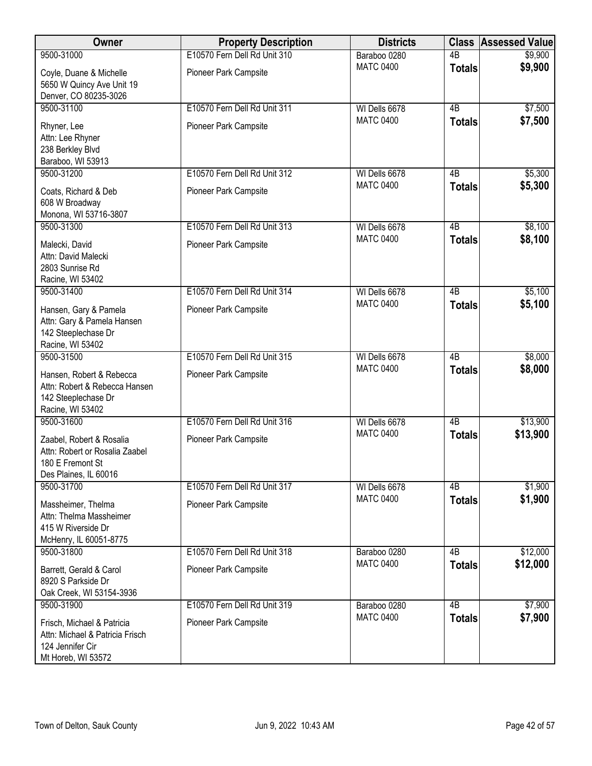| Owner | Property Description | Districts | Class | Assessed Value |
|---|---|---|---|---|
| 9500-31000<br>Coyle, Duane & Michelle<br>5650 W Quincy Ave Unit 19<br>Denver, CO 80235-3026 | E10570 Fern Dell Rd Unit 310<br>Pioneer Park Campsite | Baraboo 0280<br>MATC 0400 | 4B<br>**Totals** | $9,900<br>**$9,900** |
| 9500-31100<br>Rhyner, Lee<br>Attn: Lee Rhyner<br>238 Berkley Blvd<br>Baraboo, WI 53913 | E10570 Fern Dell Rd Unit 311<br>Pioneer Park Campsite | WI Dells 6678<br>MATC 0400 | 4B<br>**Totals** | $7,500<br>**$7,500** |
| 9500-31200<br>Coats, Richard & Deb<br>608 W Broadway<br>Monona, WI 53716-3807 | E10570 Fern Dell Rd Unit 312<br>Pioneer Park Campsite | WI Dells 6678<br>MATC 0400 | 4B<br>**Totals** | $5,300<br>**$5,300** |
| 9500-31300<br>Malecki, David<br>Attn: David Malecki<br>2803 Sunrise Rd<br>Racine, WI 53402 | E10570 Fern Dell Rd Unit 313<br>Pioneer Park Campsite | WI Dells 6678<br>MATC 0400 | 4B<br>**Totals** | $8,100<br>**$8,100** |
| 9500-31400<br>Hansen, Gary & Pamela<br>Attn: Gary & Pamela Hansen<br>142 Steeplechase Dr<br>Racine, WI 53402 | E10570 Fern Dell Rd Unit 314<br>Pioneer Park Campsite | WI Dells 6678<br>MATC 0400 | 4B<br>**Totals** | $5,100<br>**$5,100** |
| 9500-31500<br>Hansen, Robert & Rebecca<br>Attn: Robert & Rebecca Hansen<br>142 Steeplechase Dr<br>Racine, WI 53402 | E10570 Fern Dell Rd Unit 315<br>Pioneer Park Campsite | WI Dells 6678<br>MATC 0400 | 4B<br>**Totals** | $8,000<br>**$8,000** |
| 9500-31600<br>Zaabel, Robert & Rosalia<br>Attn: Robert or Rosalia Zaabel<br>180 E Fremont St<br>Des Plaines, IL 60016 | E10570 Fern Dell Rd Unit 316<br>Pioneer Park Campsite | WI Dells 6678<br>MATC 0400 | 4B<br>**Totals** | $13,900<br>**$13,900** |
| 9500-31700<br>Massheimer, Thelma<br>Attn: Thelma Massheimer<br>415 W Riverside Dr<br>McHenry, IL 60051-8775 | E10570 Fern Dell Rd Unit 317<br>Pioneer Park Campsite | WI Dells 6678<br>MATC 0400 | 4B<br>**Totals** | $1,900<br>**$1,900** |
| 9500-31800<br>Barrett, Gerald & Carol<br>8920 S Parkside Dr<br>Oak Creek, WI 53154-3936 | E10570 Fern Dell Rd Unit 318<br>Pioneer Park Campsite | Baraboo 0280<br>MATC 0400 | 4B<br>**Totals** | $12,000<br>**$12,000** |
| 9500-31900<br>Frisch, Michael & Patricia<br>Attn: Michael & Patricia Frisch<br>124 Jennifer Cir<br>Mt Horeb, WI 53572 | E10570 Fern Dell Rd Unit 319<br>Pioneer Park Campsite | Baraboo 0280<br>MATC 0400 | 4B<br>**Totals** | $7,900<br>**$7,900** |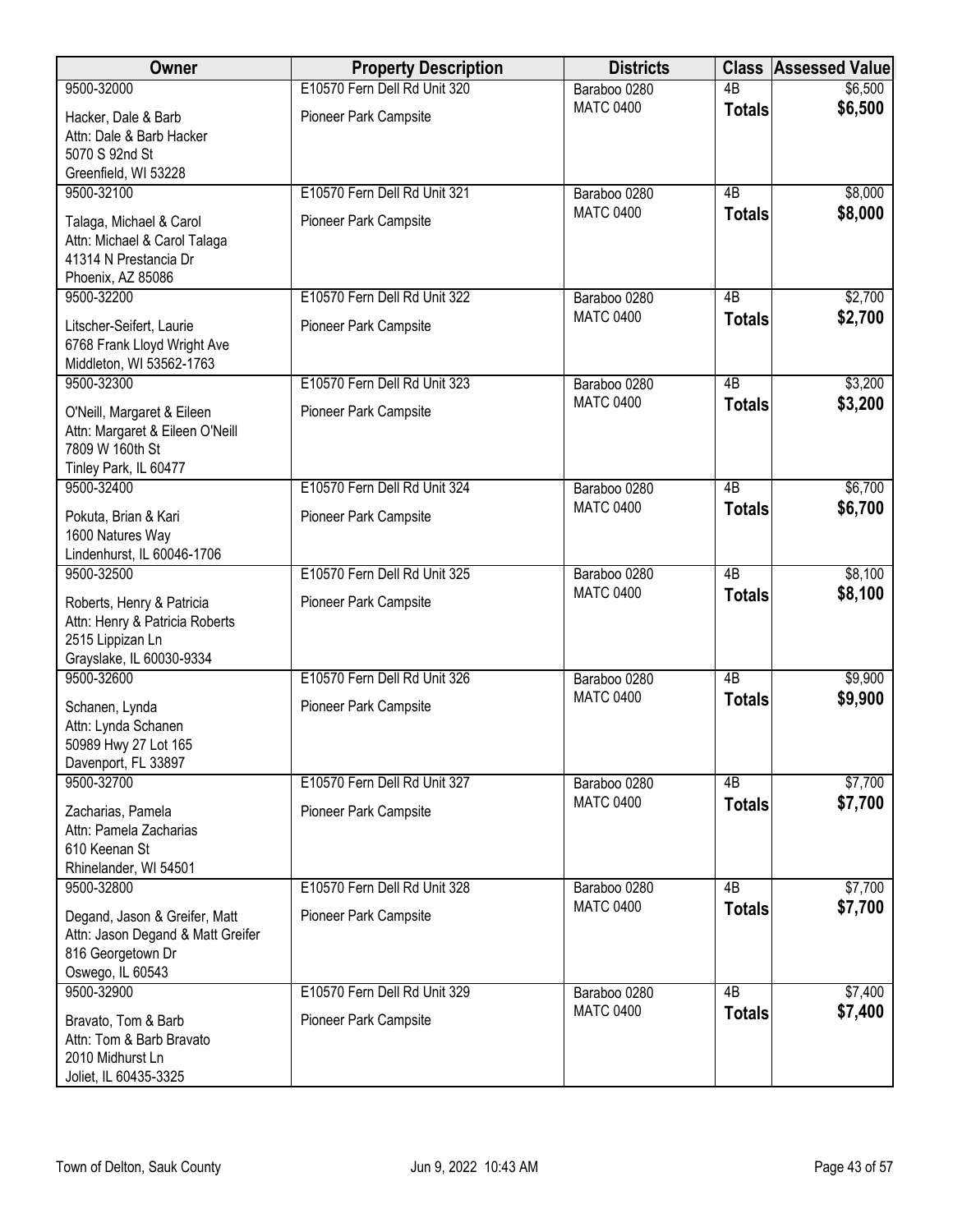| Owner | Property Description | Districts | Class | Assessed Value |
|---|---|---|---|---|
| 9500-32000<br>Hacker, Dale & Barb<br>Attn: Dale & Barb Hacker<br>5070 S 92nd St<br>Greenfield, WI 53228 | E10570 Fern Dell Rd Unit 320<br>Pioneer Park Campsite | Baraboo 0280<br>MATC 0400 | 4B<br>**Totals** | $6,500<br>**$6,500** |
| 9500-32100<br>Talaga, Michael & Carol<br>Attn: Michael & Carol Talaga<br>41314 N Prestancia Dr<br>Phoenix, AZ 85086 | E10570 Fern Dell Rd Unit 321<br>Pioneer Park Campsite | Baraboo 0280<br>MATC 0400 | 4B<br>**Totals** | $8,000<br>**$8,000** |
| 9500-32200<br>Litscher-Seifert, Laurie<br>6768 Frank Lloyd Wright Ave<br>Middleton, WI 53562-1763 | E10570 Fern Dell Rd Unit 322<br>Pioneer Park Campsite | Baraboo 0280<br>MATC 0400 | 4B<br>**Totals** | $2,700<br>**$2,700** |
| 9500-32300<br>O'Neill, Margaret & Eileen<br>Attn: Margaret & Eileen O'Neill<br>7809 W 160th St<br>Tinley Park, IL 60477 | E10570 Fern Dell Rd Unit 323<br>Pioneer Park Campsite | Baraboo 0280<br>MATC 0400 | 4B<br>**Totals** | $3,200<br>**$3,200** |
| 9500-32400<br>Pokuta, Brian & Kari<br>1600 Natures Way<br>Lindenhurst, IL 60046-1706 | E10570 Fern Dell Rd Unit 324<br>Pioneer Park Campsite | Baraboo 0280<br>MATC 0400 | 4B<br>**Totals** | $6,700<br>**$6,700** |
| 9500-32500<br>Roberts, Henry & Patricia<br>Attn: Henry & Patricia Roberts<br>2515 Lippizan Ln<br>Grayslake, IL 60030-9334 | E10570 Fern Dell Rd Unit 325<br>Pioneer Park Campsite | Baraboo 0280<br>MATC 0400 | 4B<br>**Totals** | $8,100<br>**$8,100** |
| 9500-32600<br>Schanen, Lynda<br>Attn: Lynda Schanen<br>50989 Hwy 27 Lot 165<br>Davenport, FL 33897 | E10570 Fern Dell Rd Unit 326<br>Pioneer Park Campsite | Baraboo 0280<br>MATC 0400 | 4B<br>**Totals** | $9,900<br>**$9,900** |
| 9500-32700<br>Zacharias, Pamela<br>Attn: Pamela Zacharias<br>610 Keenan St<br>Rhinelander, WI 54501 | E10570 Fern Dell Rd Unit 327<br>Pioneer Park Campsite | Baraboo 0280<br>MATC 0400 | 4B<br>**Totals** | $7,700<br>**$7,700** |
| 9500-32800<br>Degand, Jason & Greifer, Matt<br>Attn: Jason Degand & Matt Greifer<br>816 Georgetown Dr<br>Oswego, IL 60543 | E10570 Fern Dell Rd Unit 328<br>Pioneer Park Campsite | Baraboo 0280<br>MATC 0400 | 4B<br>**Totals** | $7,700<br>**$7,700** |
| 9500-32900<br>Bravato, Tom & Barb<br>Attn: Tom & Barb Bravato<br>2010 Midhurst Ln<br>Joliet, IL 60435-3325 | E10570 Fern Dell Rd Unit 329<br>Pioneer Park Campsite | Baraboo 0280<br>MATC 0400 | 4B<br>**Totals** | $7,400<br>**$7,400** |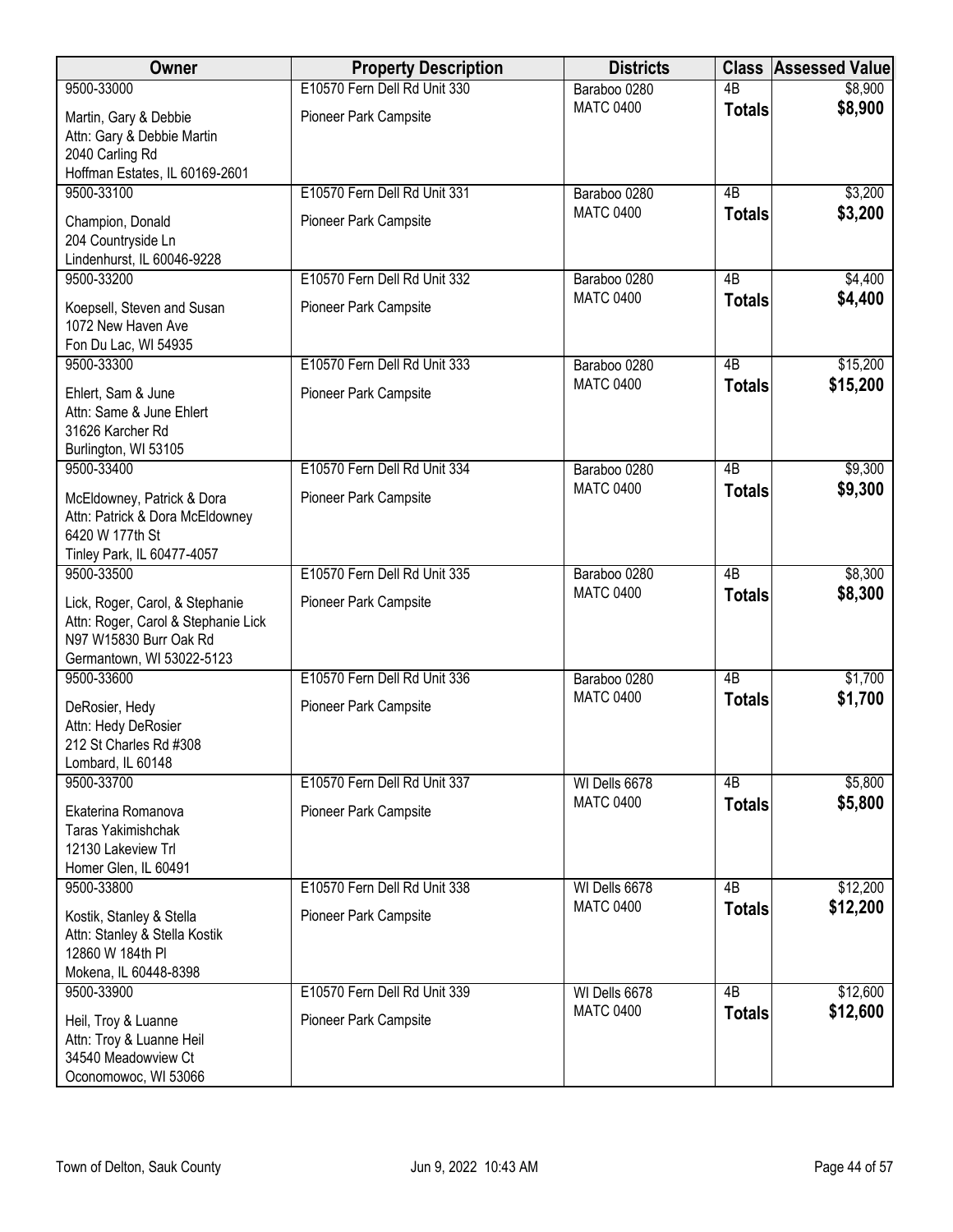| Owner | Property Description | Districts | Class | Assessed Value |
|---|---|---|---|---|
| 9500-33000<br>Martin, Gary & Debbie<br>Attn: Gary & Debbie Martin<br>2040 Carling Rd<br>Hoffman Estates, IL 60169-2601 | E10570 Fern Dell Rd Unit 330<br>Pioneer Park Campsite | Baraboo 0280<br>MATC 0400 | 4B<br>**Totals** | \$8,900<br>**\$8,900** |
| 9500-33100<br>Champion, Donald<br>204 Countryside Ln<br>Lindenhurst, IL 60046-9228 | E10570 Fern Dell Rd Unit 331<br>Pioneer Park Campsite | Baraboo 0280<br>MATC 0400 | 4B<br>**Totals** | \$3,200<br>**\$3,200** |
| 9500-33200<br>Koepsell, Steven and Susan<br>1072 New Haven Ave<br>Fon Du Lac, WI 54935 | E10570 Fern Dell Rd Unit 332<br>Pioneer Park Campsite | Baraboo 0280<br>MATC 0400 | 4B<br>**Totals** | \$4,400<br>**\$4,400** |
| 9500-33300<br>Ehlert, Sam & June<br>Attn: Same & June Ehlert<br>31626 Karcher Rd<br>Burlington, WI 53105 | E10570 Fern Dell Rd Unit 333<br>Pioneer Park Campsite | Baraboo 0280<br>MATC 0400 | 4B<br>**Totals** | \$15,200<br>**\$15,200** |
| 9500-33400<br>McEldowney, Patrick & Dora<br>Attn: Patrick & Dora McEldowney<br>6420 W 177th St<br>Tinley Park, IL 60477-4057 | E10570 Fern Dell Rd Unit 334<br>Pioneer Park Campsite | Baraboo 0280<br>MATC 0400 | 4B<br>**Totals** | \$9,300<br>**\$9,300** |
| 9500-33500<br>Lick, Roger, Carol, & Stephanie<br>Attn: Roger, Carol & Stephanie Lick<br>N97 W15830 Burr Oak Rd<br>Germantown, WI 53022-5123 | E10570 Fern Dell Rd Unit 335<br>Pioneer Park Campsite | Baraboo 0280<br>MATC 0400 | 4B<br>**Totals** | \$8,300<br>**\$8,300** |
| 9500-33600<br>DeRosier, Hedy<br>Attn: Hedy DeRosier<br>212 St Charles Rd #308<br>Lombard, IL 60148 | E10570 Fern Dell Rd Unit 336<br>Pioneer Park Campsite | Baraboo 0280<br>MATC 0400 | 4B<br>**Totals** | \$1,700<br>**\$1,700** |
| 9500-33700<br>Ekaterina Romanova<br>Taras Yakimishchak<br>12130 Lakeview Trl<br>Homer Glen, IL 60491 | E10570 Fern Dell Rd Unit 337<br>Pioneer Park Campsite | WI Dells 6678<br>MATC 0400 | 4B<br>**Totals** | \$5,800<br>**\$5,800** |
| 9500-33800<br>Kostik, Stanley & Stella<br>Attn: Stanley & Stella Kostik<br>12860 W 184th Pl<br>Mokena, IL 60448-8398 | E10570 Fern Dell Rd Unit 338<br>Pioneer Park Campsite | WI Dells 6678<br>MATC 0400 | 4B<br>**Totals** | \$12,200<br>**\$12,200** |
| 9500-33900<br>Heil, Troy & Luanne<br>Attn: Troy & Luanne Heil<br>34540 Meadowview Ct<br>Oconomowoc, WI 53066 | E10570 Fern Dell Rd Unit 339<br>Pioneer Park Campsite | WI Dells 6678<br>MATC 0400 | 4B<br>**Totals** | \$12,600<br>**\$12,600** |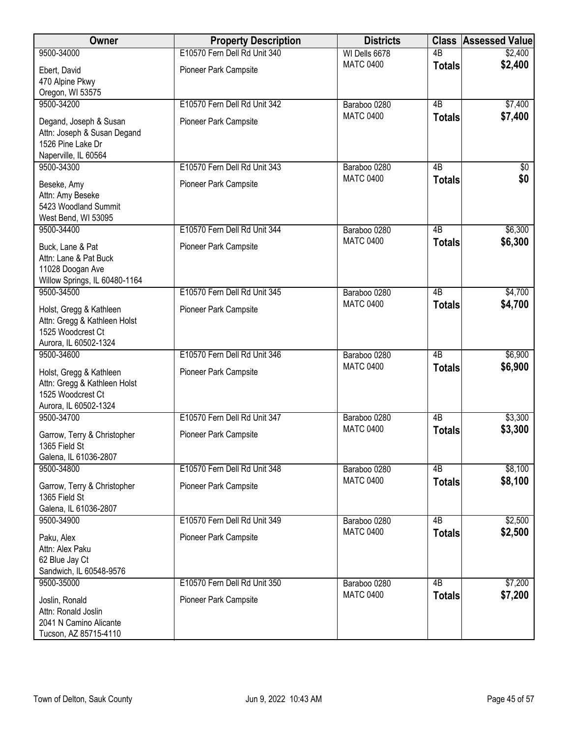| Owner | Property Description | Districts | Class | Assessed Value |
| --- | --- | --- | --- | --- |
| 9500-34000<br>Ebert, David<br>470 Alpine Pkwy<br>Oregon, WI 53575 | E10570 Fern Dell Rd Unit 340<br>Pioneer Park Campsite | WI Dells 6678<br>MATC 0400 | 4B<br>**Totals** | $2,400<br>**$2,400** |
| 9500-34200<br>Degand, Joseph & Susan<br>Attn: Joseph & Susan Degand<br>1526 Pine Lake Dr<br>Naperville, IL 60564 | E10570 Fern Dell Rd Unit 342<br>Pioneer Park Campsite | Baraboo 0280<br>MATC 0400 | 4B<br>**Totals** | $7,400<br>**$7,400** |
| 9500-34300<br>Beseke, Amy<br>Attn: Amy Beseke<br>5423 Woodland Summit<br>West Bend, WI 53095 | E10570 Fern Dell Rd Unit 343<br>Pioneer Park Campsite | Baraboo 0280<br>MATC 0400 | 4B<br>**Totals** | $0<br>**$0** |
| 9500-34400<br>Buck, Lane & Pat<br>Attn: Lane & Pat Buck<br>11028 Doogan Ave<br>Willow Springs, IL 60480-1164 | E10570 Fern Dell Rd Unit 344<br>Pioneer Park Campsite | Baraboo 0280<br>MATC 0400 | 4B<br>**Totals** | $6,300<br>**$6,300** |
| 9500-34500<br>Holst, Gregg & Kathleen<br>Attn: Gregg & Kathleen Holst<br>1525 Woodcrest Ct<br>Aurora, IL 60502-1324 | E10570 Fern Dell Rd Unit 345<br>Pioneer Park Campsite | Baraboo 0280<br>MATC 0400 | 4B<br>**Totals** | $4,700<br>**$4,700** |
| 9500-34600<br>Holst, Gregg & Kathleen<br>Attn: Gregg & Kathleen Holst<br>1525 Woodcrest Ct<br>Aurora, IL 60502-1324 | E10570 Fern Dell Rd Unit 346<br>Pioneer Park Campsite | Baraboo 0280<br>MATC 0400 | 4B<br>**Totals** | $6,900<br>**$6,900** |
| 9500-34700<br>Garrow, Terry & Christopher<br>1365 Field St<br>Galena, IL 61036-2807 | E10570 Fern Dell Rd Unit 347<br>Pioneer Park Campsite | Baraboo 0280<br>MATC 0400 | 4B<br>**Totals** | $3,300<br>**$3,300** |
| 9500-34800<br>Garrow, Terry & Christopher<br>1365 Field St<br>Galena, IL 61036-2807 | E10570 Fern Dell Rd Unit 348<br>Pioneer Park Campsite | Baraboo 0280<br>MATC 0400 | 4B<br>**Totals** | $8,100<br>**$8,100** |
| 9500-34900<br>Paku, Alex<br>Attn: Alex Paku<br>62 Blue Jay Ct<br>Sandwich, IL 60548-9576 | E10570 Fern Dell Rd Unit 349<br>Pioneer Park Campsite | Baraboo 0280<br>MATC 0400 | 4B<br>**Totals** | $2,500<br>**$2,500** |
| 9500-35000<br>Joslin, Ronald<br>Attn: Ronald Joslin<br>2041 N Camino Alicante<br>Tucson, AZ 85715-4110 | E10570 Fern Dell Rd Unit 350<br>Pioneer Park Campsite | Baraboo 0280<br>MATC 0400 | 4B<br>**Totals** | $7,200<br>**$7,200** |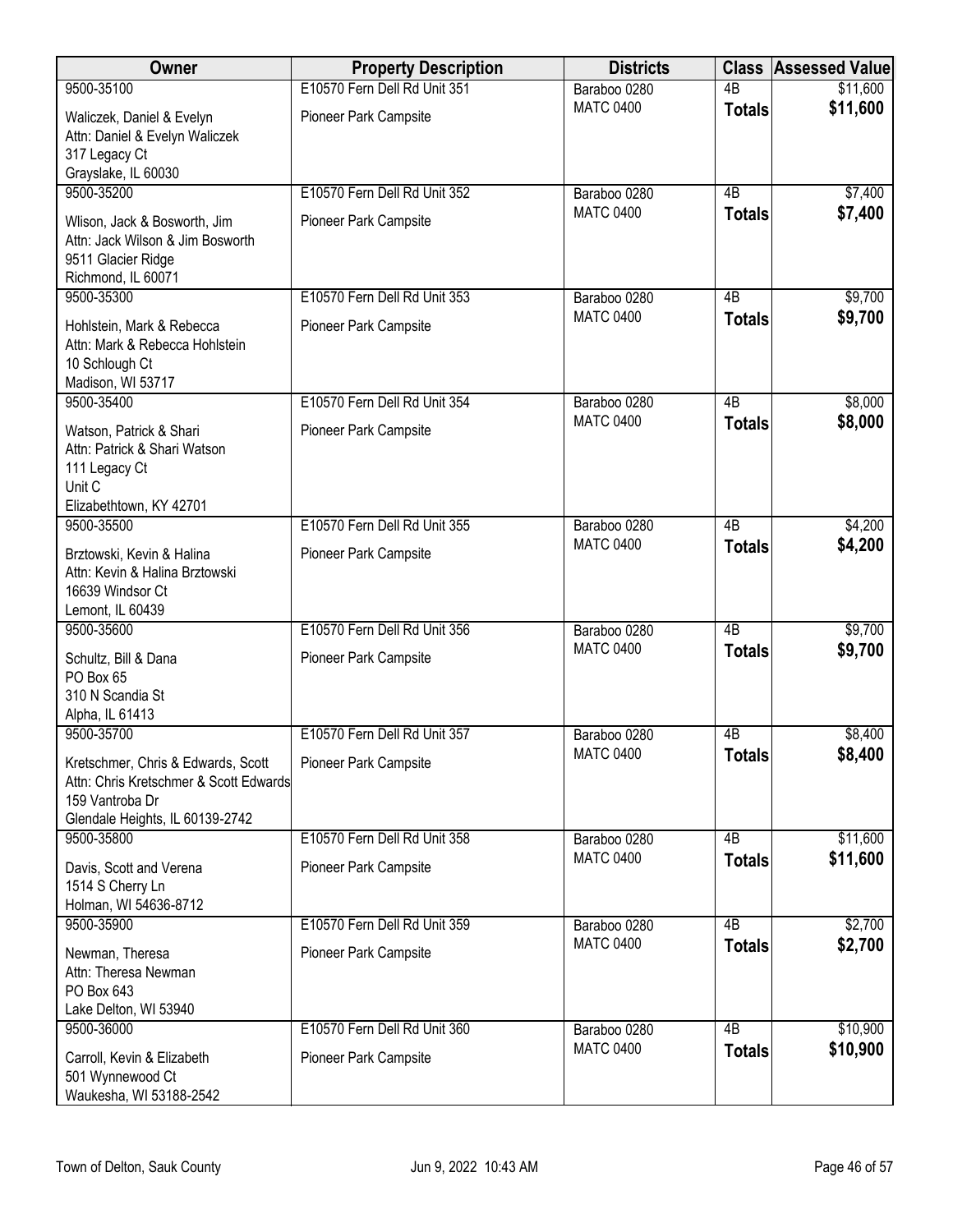| Owner | Property Description | Districts | Class | Assessed Value |
|---|---|---|---|---|
| 9500-35100<br>Waliczek, Daniel & Evelyn<br>Attn: Daniel & Evelyn Waliczek<br>317 Legacy Ct<br>Grayslake, IL 60030 | E10570 Fern Dell Rd Unit 351<br>Pioneer Park Campsite | Baraboo 0280<br>MATC 0400 | 4B<br>**Totals** | $11,600<br>**$11,600** |
| 9500-35200<br>Wlison, Jack & Bosworth, Jim<br>Attn: Jack Wilson & Jim Bosworth<br>9511 Glacier Ridge<br>Richmond, IL 60071 | E10570 Fern Dell Rd Unit 352<br>Pioneer Park Campsite | Baraboo 0280<br>MATC 0400 | 4B<br>**Totals** | $7,400<br>**$7,400** |
| 9500-35300<br>Hohlstein, Mark & Rebecca<br>Attn: Mark & Rebecca Hohlstein<br>10 Schlough Ct<br>Madison, WI 53717 | E10570 Fern Dell Rd Unit 353<br>Pioneer Park Campsite | Baraboo 0280<br>MATC 0400 | 4B<br>**Totals** | $9,700<br>**$9,700** |
| 9500-35400<br>Watson, Patrick & Shari<br>Attn: Patrick & Shari Watson<br>111 Legacy Ct<br>Unit C<br>Elizabethtown, KY 42701 | E10570 Fern Dell Rd Unit 354<br>Pioneer Park Campsite | Baraboo 0280<br>MATC 0400 | 4B<br>**Totals** | $8,000<br>**$8,000** |
| 9500-35500<br>Brztowski, Kevin & Halina<br>Attn: Kevin & Halina Brztowski<br>16639 Windsor Ct<br>Lemont, IL 60439 | E10570 Fern Dell Rd Unit 355<br>Pioneer Park Campsite | Baraboo 0280<br>MATC 0400 | 4B<br>**Totals** | $4,200<br>**$4,200** |
| 9500-35600<br>Schultz, Bill & Dana<br>PO Box 65<br>310 N Scandia St<br>Alpha, IL 61413 | E10570 Fern Dell Rd Unit 356<br>Pioneer Park Campsite | Baraboo 0280<br>MATC 0400 | 4B<br>**Totals** | $9,700<br>**$9,700** |
| 9500-35700<br>Kretschmer, Chris & Edwards, Scott<br>Attn: Chris Kretschmer & Scott Edwards<br>159 Vantroba Dr<br>Glendale Heights, IL 60139-2742 | E10570 Fern Dell Rd Unit 357<br>Pioneer Park Campsite | Baraboo 0280<br>MATC 0400 | 4B<br>**Totals** | $8,400<br>**$8,400** |
| 9500-35800<br>Davis, Scott and Verena<br>1514 S Cherry Ln<br>Holman, WI 54636-8712 | E10570 Fern Dell Rd Unit 358<br>Pioneer Park Campsite | Baraboo 0280<br>MATC 0400 | 4B<br>**Totals** | $11,600<br>**$11,600** |
| 9500-35900<br>Newman, Theresa<br>Attn: Theresa Newman<br>PO Box 643<br>Lake Delton, WI 53940 | E10570 Fern Dell Rd Unit 359<br>Pioneer Park Campsite | Baraboo 0280<br>MATC 0400 | 4B<br>**Totals** | $2,700<br>**$2,700** |
| 9500-36000<br>Carroll, Kevin & Elizabeth<br>501 Wynnewood Ct<br>Waukesha, WI 53188-2542 | E10570 Fern Dell Rd Unit 360<br>Pioneer Park Campsite | Baraboo 0280<br>MATC 0400 | 4B<br>**Totals** | $10,900<br>**$10,900** |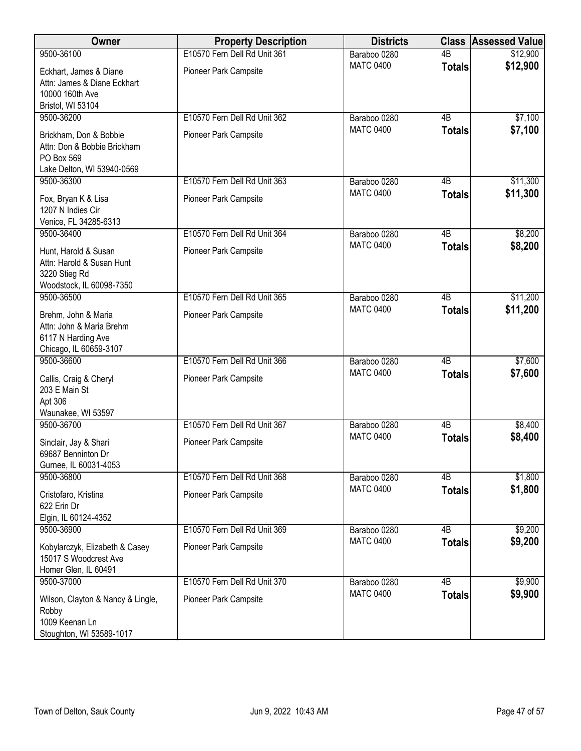| Owner | Property Description | Districts | Class | Assessed Value |
|---|---|---|---|---|
| 9500-36100<br>Eckhart, James & Diane<br>Attn: James & Diane Eckhart<br>10000 160th Ave<br>Bristol, WI 53104 | E10570 Fern Dell Rd Unit 361<br>Pioneer Park Campsite | Baraboo 0280<br>MATC 0400 | 4B<br>**Totals** | $12,900<br>**$12,900** |
| 9500-36200<br>Brickham, Don & Bobbie<br>Attn: Don & Bobbie Brickham<br>PO Box 569<br>Lake Delton, WI 53940-0569 | E10570 Fern Dell Rd Unit 362<br>Pioneer Park Campsite | Baraboo 0280<br>MATC 0400 | 4B<br>**Totals** | $7,100<br>**$7,100** |
| 9500-36300<br>Fox, Bryan K & Lisa<br>1207 N Indies Cir<br>Venice, FL 34285-6313 | E10570 Fern Dell Rd Unit 363<br>Pioneer Park Campsite | Baraboo 0280<br>MATC 0400 | 4B<br>**Totals** | $11,300<br>**$11,300** |
| 9500-36400<br>Hunt, Harold & Susan<br>Attn: Harold & Susan Hunt<br>3220 Stieg Rd<br>Woodstock, IL 60098-7350 | E10570 Fern Dell Rd Unit 364<br>Pioneer Park Campsite | Baraboo 0280<br>MATC 0400 | 4B<br>**Totals** | $8,200<br>**$8,200** |
| 9500-36500<br>Brehm, John & Maria<br>Attn: John & Maria Brehm<br>6117 N Harding Ave<br>Chicago, IL 60659-3107 | E10570 Fern Dell Rd Unit 365<br>Pioneer Park Campsite | Baraboo 0280<br>MATC 0400 | 4B<br>**Totals** | $11,200<br>**$11,200** |
| 9500-36600<br>Callis, Craig & Cheryl<br>203 E Main St<br>Apt 306<br>Waunakee, WI 53597 | E10570 Fern Dell Rd Unit 366<br>Pioneer Park Campsite | Baraboo 0280<br>MATC 0400 | 4B<br>**Totals** | $7,600<br>**$7,600** |
| 9500-36700<br>Sinclair, Jay & Shari<br>69687 Benninton Dr<br>Gurnee, IL 60031-4053 | E10570 Fern Dell Rd Unit 367<br>Pioneer Park Campsite | Baraboo 0280<br>MATC 0400 | 4B<br>**Totals** | $8,400<br>**$8,400** |
| 9500-36800<br>Cristofaro, Kristina<br>622 Erin Dr<br>Elgin, IL 60124-4352 | E10570 Fern Dell Rd Unit 368<br>Pioneer Park Campsite | Baraboo 0280<br>MATC 0400 | 4B<br>**Totals** | $1,800<br>**$1,800** |
| 9500-36900<br>Kobylarczyk, Elizabeth & Casey<br>15017 S Woodcrest Ave<br>Homer Glen, IL 60491 | E10570 Fern Dell Rd Unit 369<br>Pioneer Park Campsite | Baraboo 0280<br>MATC 0400 | 4B<br>**Totals** | $9,200<br>**$9,200** |
| 9500-37000<br>Wilson, Clayton & Nancy & Lingle, Robby<br>1009 Keenan Ln<br>Stoughton, WI 53589-1017 | E10570 Fern Dell Rd Unit 370<br>Pioneer Park Campsite | Baraboo 0280<br>MATC 0400 | 4B<br>**Totals** | $9,900<br>**$9,900** |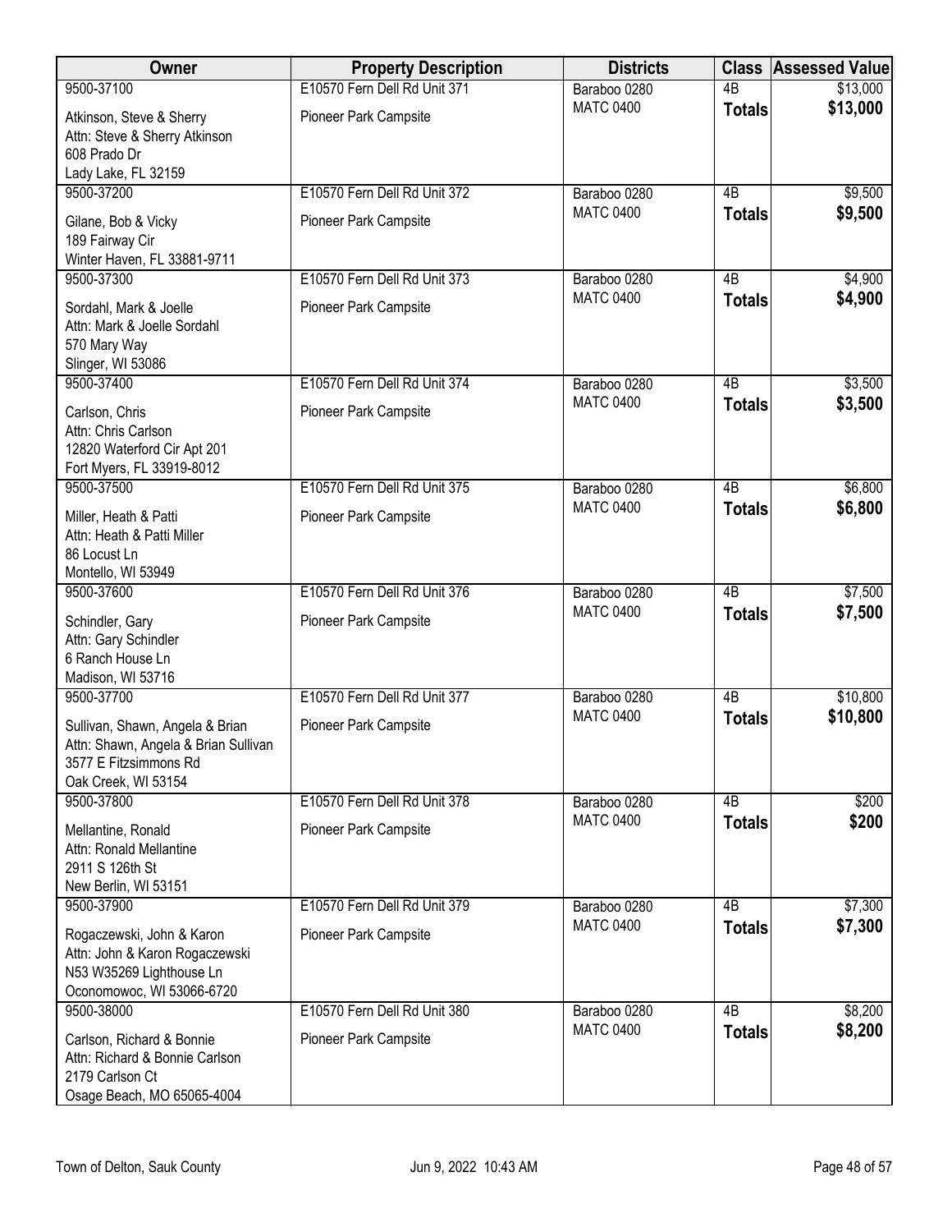| Owner | Property Description | Districts | Class | Assessed Value |
|---|---|---|---|---|
| 9500-37100<br>Atkinson, Steve & Sherry<br>Attn: Steve & Sherry Atkinson<br>608 Prado Dr<br>Lady Lake, FL 32159 | E10570 Fern Dell Rd Unit 371<br>Pioneer Park Campsite | Baraboo 0280<br>MATC 0400 | 4B<br>**Totals** | $13,000<br>**$13,000** |
| 9500-37200<br>Gilane, Bob & Vicky<br>189 Fairway Cir<br>Winter Haven, FL 33881-9711 | E10570 Fern Dell Rd Unit 372<br>Pioneer Park Campsite | Baraboo 0280<br>MATC 0400 | 4B<br>**Totals** | $9,500<br>**$9,500** |
| 9500-37300<br>Sordahl, Mark & Joelle<br>Attn: Mark & Joelle Sordahl<br>570 Mary Way<br>Slinger, WI 53086 | E10570 Fern Dell Rd Unit 373<br>Pioneer Park Campsite | Baraboo 0280<br>MATC 0400 | 4B<br>**Totals** | $4,900<br>**$4,900** |
| 9500-37400<br>Carlson, Chris<br>Attn: Chris Carlson<br>12820 Waterford Cir Apt 201<br>Fort Myers, FL 33919-8012 | E10570 Fern Dell Rd Unit 374<br>Pioneer Park Campsite | Baraboo 0280<br>MATC 0400 | 4B<br>**Totals** | $3,500<br>**$3,500** |
| 9500-37500<br>Miller, Heath & Patti<br>Attn: Heath & Patti Miller<br>86 Locust Ln<br>Montello, WI 53949 | E10570 Fern Dell Rd Unit 375<br>Pioneer Park Campsite | Baraboo 0280<br>MATC 0400 | 4B<br>**Totals** | $6,800<br>**$6,800** |
| 9500-37600<br>Schindler, Gary<br>Attn: Gary Schindler<br>6 Ranch House Ln<br>Madison, WI 53716 | E10570 Fern Dell Rd Unit 376<br>Pioneer Park Campsite | Baraboo 0280<br>MATC 0400 | 4B<br>**Totals** | $7,500<br>**$7,500** |
| 9500-37700<br>Sullivan, Shawn, Angela & Brian<br>Attn: Shawn, Angela & Brian Sullivan<br>3577 E Fitzsimmons Rd<br>Oak Creek, WI 53154 | E10570 Fern Dell Rd Unit 377<br>Pioneer Park Campsite | Baraboo 0280<br>MATC 0400 | 4B<br>**Totals** | $10,800<br>**$10,800** |
| 9500-37800<br>Mellantine, Ronald<br>Attn: Ronald Mellantine<br>2911 S 126th St<br>New Berlin, WI 53151 | E10570 Fern Dell Rd Unit 378<br>Pioneer Park Campsite | Baraboo 0280<br>MATC 0400 | 4B<br>**Totals** | $200<br>**$200** |
| 9500-37900<br>Rogaczewski, John & Karon<br>Attn: John & Karon Rogaczewski<br>N53 W35269 Lighthouse Ln<br>Oconomowoc, WI 53066-6720 | E10570 Fern Dell Rd Unit 379<br>Pioneer Park Campsite | Baraboo 0280<br>MATC 0400 | 4B<br>**Totals** | $7,300<br>**$7,300** |
| 9500-38000<br>Carlson, Richard & Bonnie<br>Attn: Richard & Bonnie Carlson<br>2179 Carlson Ct<br>Osage Beach, MO 65065-4004 | E10570 Fern Dell Rd Unit 380<br>Pioneer Park Campsite | Baraboo 0280<br>MATC 0400 | 4B<br>**Totals** | $8,200<br>**$8,200** |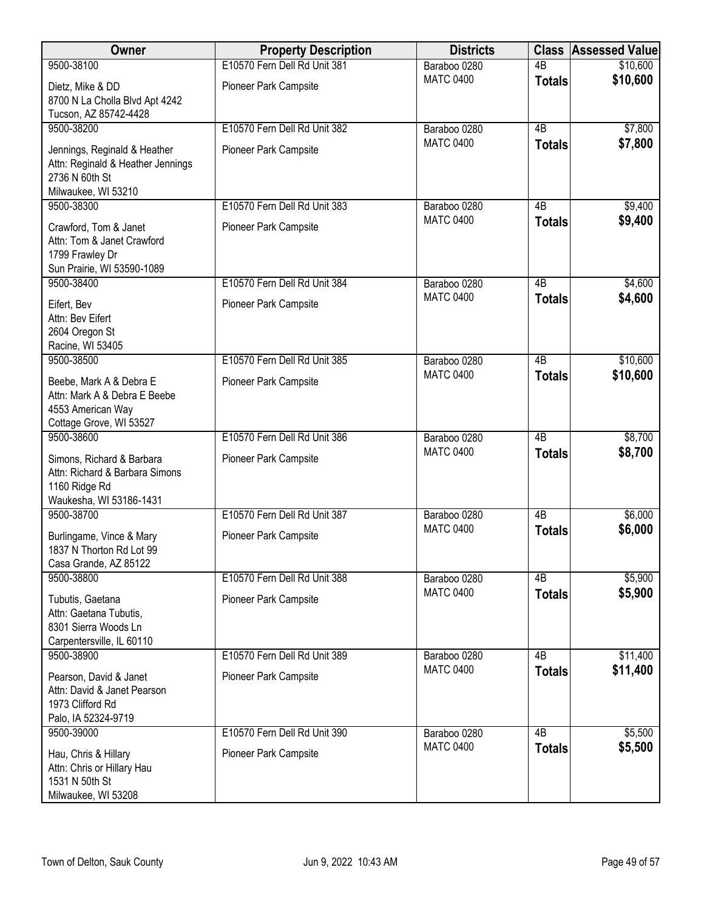| Owner | Property Description | Districts | Class | Assessed Value |
|---|---|---|---|---|
| 9500-38100<br>Dietz, Mike & DD<br>8700 N La Cholla Blvd Apt 4242<br>Tucson, AZ 85742-4428 | E10570 Fern Dell Rd Unit 381<br>Pioneer Park Campsite | Baraboo 0280<br>MATC 0400 | 4B<br>**Totals** | $10,600<br>**$10,600** |
| 9500-38200<br>Jennings, Reginald & Heather<br>Attn: Reginald & Heather Jennings<br>2736 N 60th St<br>Milwaukee, WI 53210 | E10570 Fern Dell Rd Unit 382<br>Pioneer Park Campsite | Baraboo 0280<br>MATC 0400 | 4B<br>**Totals** | $7,800<br>**$7,800** |
| 9500-38300<br>Crawford, Tom & Janet<br>Attn: Tom & Janet Crawford<br>1799 Frawley Dr<br>Sun Prairie, WI 53590-1089 | E10570 Fern Dell Rd Unit 383<br>Pioneer Park Campsite | Baraboo 0280<br>MATC 0400 | 4B<br>**Totals** | $9,400<br>**$9,400** |
| 9500-38400<br>Eifert, Bev<br>Attn: Bev Eifert<br>2604 Oregon St<br>Racine, WI 53405 | E10570 Fern Dell Rd Unit 384<br>Pioneer Park Campsite | Baraboo 0280<br>MATC 0400 | 4B<br>**Totals** | $4,600<br>**$4,600** |
| 9500-38500<br>Beebe, Mark A & Debra E<br>Attn: Mark A & Debra E Beebe<br>4553 American Way<br>Cottage Grove, WI 53527 | E10570 Fern Dell Rd Unit 385<br>Pioneer Park Campsite | Baraboo 0280<br>MATC 0400 | 4B<br>**Totals** | $10,600<br>**$10,600** |
| 9500-38600<br>Simons, Richard & Barbara<br>Attn: Richard & Barbara Simons<br>1160 Ridge Rd<br>Waukesha, WI 53186-1431 | E10570 Fern Dell Rd Unit 386<br>Pioneer Park Campsite | Baraboo 0280<br>MATC 0400 | 4B<br>**Totals** | $8,700<br>**$8,700** |
| 9500-38700<br>Burlingame, Vince & Mary<br>1837 N Thorton Rd Lot 99<br>Casa Grande, AZ 85122 | E10570 Fern Dell Rd Unit 387<br>Pioneer Park Campsite | Baraboo 0280<br>MATC 0400 | 4B<br>**Totals** | $6,000<br>**$6,000** |
| 9500-38800<br>Tubutis, Gaetana<br>Attn: Gaetana Tubutis,<br>8301 Sierra Woods Ln<br>Carpentersville, IL 60110 | E10570 Fern Dell Rd Unit 388<br>Pioneer Park Campsite | Baraboo 0280<br>MATC 0400 | 4B<br>**Totals** | $5,900<br>**$5,900** |
| 9500-38900<br>Pearson, David & Janet<br>Attn: David & Janet Pearson<br>1973 Clifford Rd<br>Palo, IA 52324-9719 | E10570 Fern Dell Rd Unit 389<br>Pioneer Park Campsite | Baraboo 0280<br>MATC 0400 | 4B<br>**Totals** | $11,400<br>**$11,400** |
| 9500-39000<br>Hau, Chris & Hillary<br>Attn: Chris or Hillary Hau<br>1531 N 50th St<br>Milwaukee, WI 53208 | E10570 Fern Dell Rd Unit 390<br>Pioneer Park Campsite | Baraboo 0280<br>MATC 0400 | 4B<br>**Totals** | $5,500<br>**$5,500** |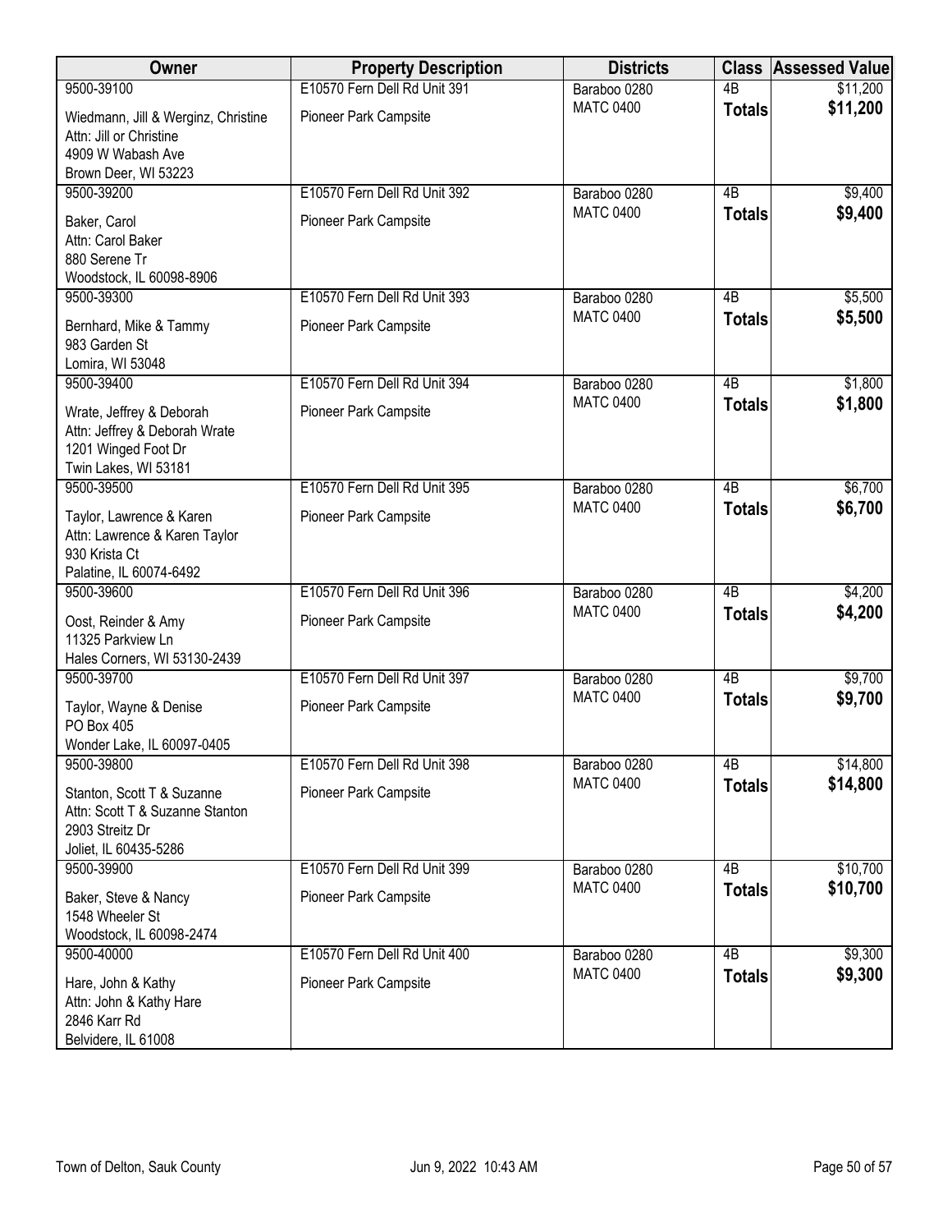| Owner | Property Description | Districts | Class | Assessed Value |
|---|---|---|---|---|
| 9500-39100<br>Wiedmann, Jill & Werginz, Christine<br>Attn: Jill or Christine<br>4909 W Wabash Ave<br>Brown Deer, WI 53223 | E10570 Fern Dell Rd Unit 391<br>Pioneer Park Campsite | Baraboo 0280<br>MATC 0400 | 4B<br>**Totals** | $11,200<br>**$11,200** |
| 9500-39200<br>Baker, Carol<br>Attn: Carol Baker<br>880 Serene Tr<br>Woodstock, IL 60098-8906 | E10570 Fern Dell Rd Unit 392<br>Pioneer Park Campsite | Baraboo 0280<br>MATC 0400 | 4B<br>**Totals** | $9,400<br>**$9,400** |
| 9500-39300<br>Bernhard, Mike & Tammy<br>983 Garden St<br>Lomira, WI 53048 | E10570 Fern Dell Rd Unit 393<br>Pioneer Park Campsite | Baraboo 0280<br>MATC 0400 | 4B<br>**Totals** | $5,500<br>**$5,500** |
| 9500-39400<br>Wrate, Jeffrey & Deborah<br>Attn: Jeffrey & Deborah Wrate<br>1201 Winged Foot Dr<br>Twin Lakes, WI 53181 | E10570 Fern Dell Rd Unit 394<br>Pioneer Park Campsite | Baraboo 0280<br>MATC 0400 | 4B<br>**Totals** | $1,800<br>**$1,800** |
| 9500-39500<br>Taylor, Lawrence & Karen<br>Attn: Lawrence & Karen Taylor<br>930 Krista Ct<br>Palatine, IL 60074-6492 | E10570 Fern Dell Rd Unit 395<br>Pioneer Park Campsite | Baraboo 0280<br>MATC 0400 | 4B<br>**Totals** | $6,700<br>**$6,700** |
| 9500-39600<br>Oost, Reinder & Amy<br>11325 Parkview Ln<br>Hales Corners, WI 53130-2439 | E10570 Fern Dell Rd Unit 396<br>Pioneer Park Campsite | Baraboo 0280<br>MATC 0400 | 4B<br>**Totals** | $4,200<br>**$4,200** |
| 9500-39700<br>Taylor, Wayne & Denise<br>PO Box 405<br>Wonder Lake, IL 60097-0405 | E10570 Fern Dell Rd Unit 397<br>Pioneer Park Campsite | Baraboo 0280<br>MATC 0400 | 4B<br>**Totals** | $9,700<br>**$9,700** |
| 9500-39800<br>Stanton, Scott T & Suzanne<br>Attn: Scott T & Suzanne Stanton<br>2903 Streitz Dr<br>Joliet, IL 60435-5286 | E10570 Fern Dell Rd Unit 398<br>Pioneer Park Campsite | Baraboo 0280<br>MATC 0400 | 4B<br>**Totals** | $14,800<br>**$14,800** |
| 9500-39900<br>Baker, Steve & Nancy<br>1548 Wheeler St<br>Woodstock, IL 60098-2474 | E10570 Fern Dell Rd Unit 399<br>Pioneer Park Campsite | Baraboo 0280<br>MATC 0400 | 4B<br>**Totals** | $10,700<br>**$10,700** |
| 9500-40000<br>Hare, John & Kathy<br>Attn: John & Kathy Hare<br>2846 Karr Rd<br>Belvidere, IL 61008 | E10570 Fern Dell Rd Unit 400<br>Pioneer Park Campsite | Baraboo 0280<br>MATC 0400 | 4B<br>**Totals** | $9,300<br>**$9,300** |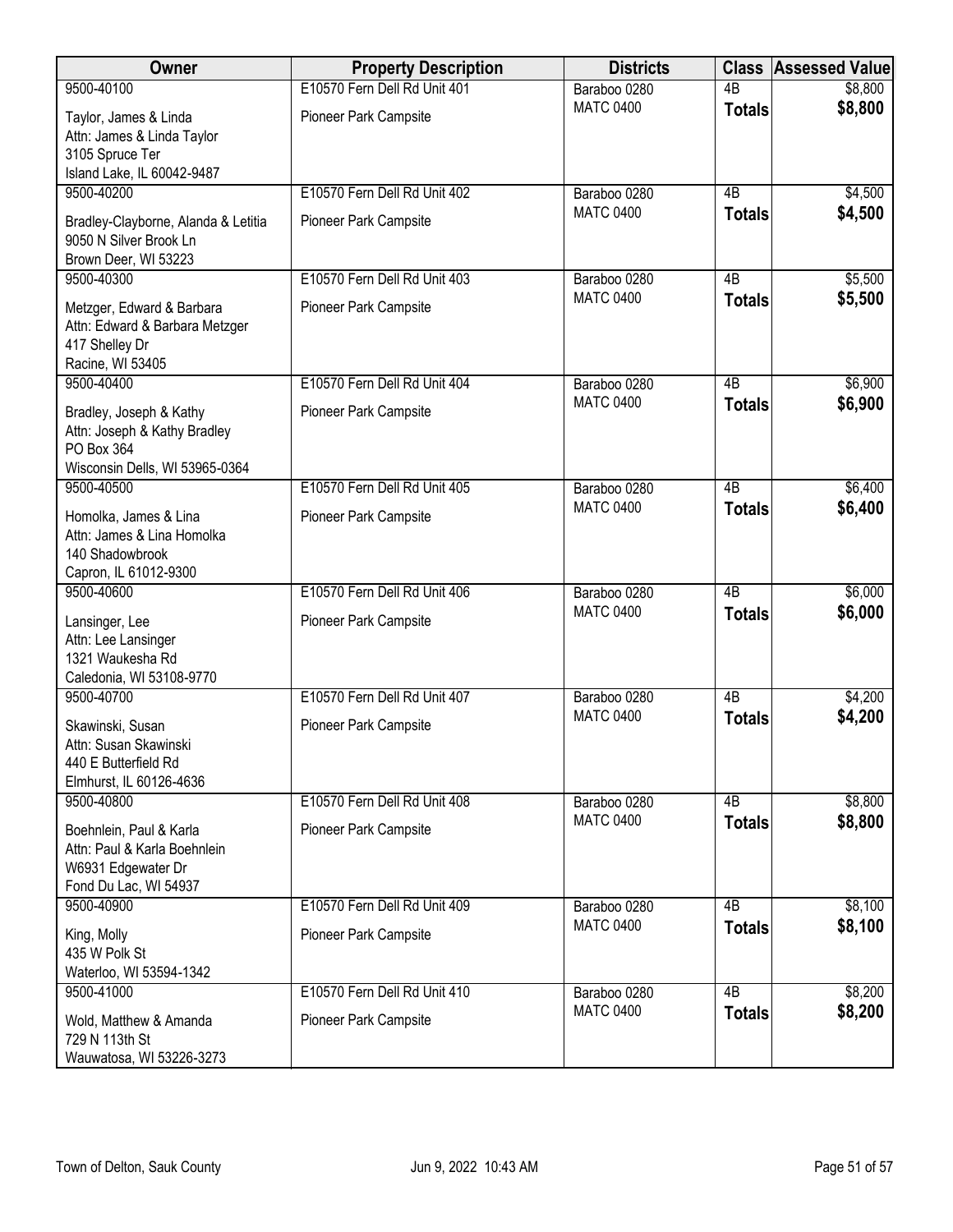| Owner | Property Description | Districts | Class | Assessed Value |
|---|---|---|---|---|
| 9500-40100<br>Taylor, James & Linda<br>Attn: James & Linda Taylor<br>3105 Spruce Ter<br>Island Lake, IL 60042-9487 | E10570 Fern Dell Rd Unit 401<br>Pioneer Park Campsite | Baraboo 0280<br>MATC 0400 | 4B<br>**Totals** | $8,800<br>**$8,800** |
| 9500-40200<br>Bradley-Clayborne, Alanda & Letitia<br>9050 N Silver Brook Ln<br>Brown Deer, WI 53223 | E10570 Fern Dell Rd Unit 402<br>Pioneer Park Campsite | Baraboo 0280<br>MATC 0400 | 4B<br>**Totals** | $4,500<br>**$4,500** |
| 9500-40300<br>Metzger, Edward & Barbara<br>Attn: Edward & Barbara Metzger<br>417 Shelley Dr<br>Racine, WI 53405 | E10570 Fern Dell Rd Unit 403<br>Pioneer Park Campsite | Baraboo 0280<br>MATC 0400 | 4B<br>**Totals** | $5,500<br>**$5,500** |
| 9500-40400<br>Bradley, Joseph & Kathy<br>Attn: Joseph & Kathy Bradley<br>PO Box 364<br>Wisconsin Dells, WI 53965-0364 | E10570 Fern Dell Rd Unit 404<br>Pioneer Park Campsite | Baraboo 0280<br>MATC 0400 | 4B<br>**Totals** | $6,900<br>**$6,900** |
| 9500-40500<br>Homolka, James & Lina<br>Attn: James & Lina Homolka<br>140 Shadowbrook<br>Capron, IL 61012-9300 | E10570 Fern Dell Rd Unit 405<br>Pioneer Park Campsite | Baraboo 0280<br>MATC 0400 | 4B<br>**Totals** | $6,400<br>**$6,400** |
| 9500-40600<br>Lansinger, Lee<br>Attn: Lee Lansinger<br>1321 Waukesha Rd<br>Caledonia, WI 53108-9770 | E10570 Fern Dell Rd Unit 406<br>Pioneer Park Campsite | Baraboo 0280<br>MATC 0400 | 4B<br>**Totals** | $6,000<br>**$6,000** |
| 9500-40700<br>Skawinski, Susan<br>Attn: Susan Skawinski<br>440 E Butterfield Rd<br>Elmhurst, IL 60126-4636 | E10570 Fern Dell Rd Unit 407<br>Pioneer Park Campsite | Baraboo 0280<br>MATC 0400 | 4B<br>**Totals** | $4,200<br>**$4,200** |
| 9500-40800<br>Boehnlein, Paul & Karla<br>Attn: Paul & Karla Boehnlein<br>W6931 Edgewater Dr<br>Fond Du Lac, WI 54937 | E10570 Fern Dell Rd Unit 408<br>Pioneer Park Campsite | Baraboo 0280<br>MATC 0400 | 4B<br>**Totals** | $8,800<br>**$8,800** |
| 9500-40900<br>King, Molly<br>435 W Polk St<br>Waterloo, WI 53594-1342 | E10570 Fern Dell Rd Unit 409<br>Pioneer Park Campsite | Baraboo 0280<br>MATC 0400 | 4B<br>**Totals** | $8,100<br>**$8,100** |
| 9500-41000<br>Wold, Matthew & Amanda<br>729 N 113th St<br>Wauwatosa, WI 53226-3273 | E10570 Fern Dell Rd Unit 410<br>Pioneer Park Campsite | Baraboo 0280<br>MATC 0400 | 4B<br>**Totals** | $8,200<br>**$8,200** |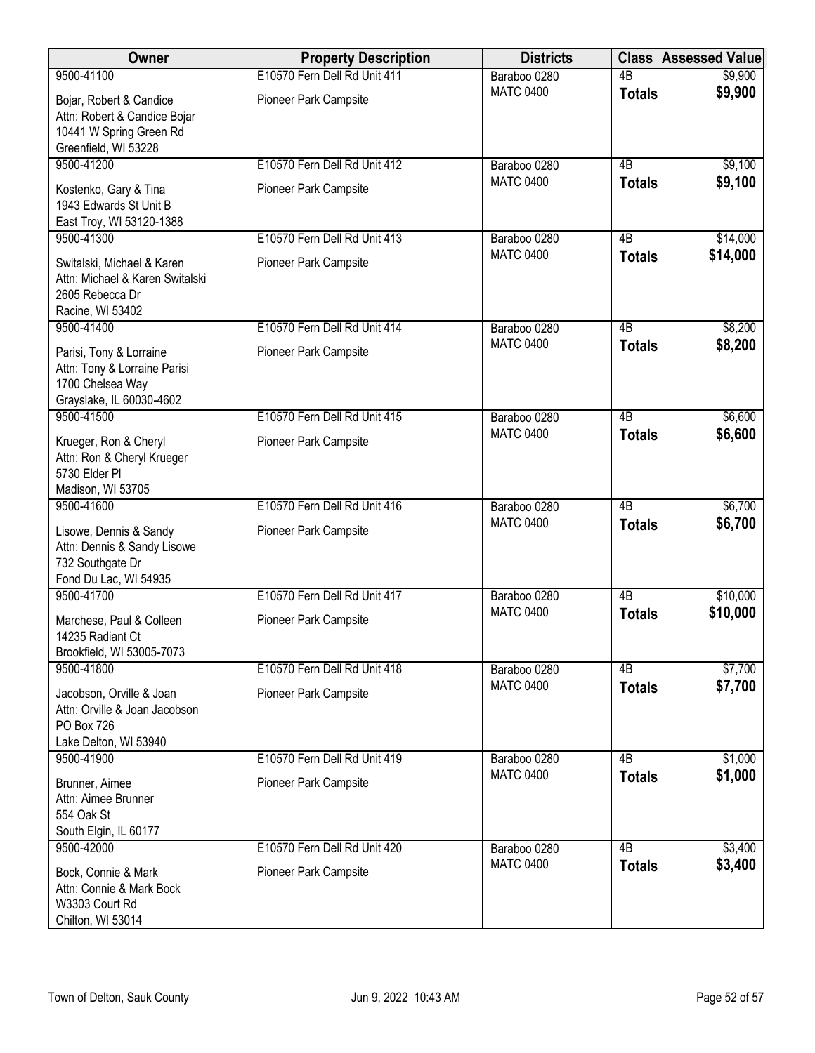| Owner | Property Description | Districts | Class | Assessed Value |
|---|---|---|---|---|
| 9500-41100<br>Bojar, Robert & Candice<br>Attn: Robert & Candice Bojar<br>10441 W Spring Green Rd<br>Greenfield, WI 53228 | E10570 Fern Dell Rd Unit 411<br>Pioneer Park Campsite | Baraboo 0280<br>MATC 0400 | 4B<br>**Totals** | $9,900<br>**$9,900** |
| 9500-41200<br>Kostenko, Gary & Tina<br>1943 Edwards St Unit B<br>East Troy, WI 53120-1388 | E10570 Fern Dell Rd Unit 412<br>Pioneer Park Campsite | Baraboo 0280<br>MATC 0400 | 4B<br>**Totals** | $9,100<br>**$9,100** |
| 9500-41300<br>Switalski, Michael & Karen<br>Attn: Michael & Karen Switalski<br>2605 Rebecca Dr<br>Racine, WI 53402 | E10570 Fern Dell Rd Unit 413<br>Pioneer Park Campsite | Baraboo 0280<br>MATC 0400 | 4B<br>**Totals** | $14,000<br>**$14,000** |
| 9500-41400<br>Parisi, Tony & Lorraine<br>Attn: Tony & Lorraine Parisi<br>1700 Chelsea Way<br>Grayslake, IL 60030-4602 | E10570 Fern Dell Rd Unit 414<br>Pioneer Park Campsite | Baraboo 0280<br>MATC 0400 | 4B<br>**Totals** | $8,200<br>**$8,200** |
| 9500-41500<br>Krueger, Ron & Cheryl<br>Attn: Ron & Cheryl Krueger<br>5730 Elder Pl<br>Madison, WI 53705 | E10570 Fern Dell Rd Unit 415<br>Pioneer Park Campsite | Baraboo 0280<br>MATC 0400 | 4B<br>**Totals** | $6,600<br>**$6,600** |
| 9500-41600<br>Lisowe, Dennis & Sandy<br>Attn: Dennis & Sandy Lisowe<br>732 Southgate Dr<br>Fond Du Lac, WI 54935 | E10570 Fern Dell Rd Unit 416<br>Pioneer Park Campsite | Baraboo 0280<br>MATC 0400 | 4B<br>**Totals** | $6,700<br>**$6,700** |
| 9500-41700<br>Marchese, Paul & Colleen<br>14235 Radiant Ct<br>Brookfield, WI 53005-7073 | E10570 Fern Dell Rd Unit 417<br>Pioneer Park Campsite | Baraboo 0280<br>MATC 0400 | 4B<br>**Totals** | $10,000<br>**$10,000** |
| 9500-41800<br>Jacobson, Orville & Joan<br>Attn: Orville & Joan Jacobson<br>PO Box 726<br>Lake Delton, WI 53940 | E10570 Fern Dell Rd Unit 418<br>Pioneer Park Campsite | Baraboo 0280<br>MATC 0400 | 4B<br>**Totals** | $7,700<br>**$7,700** |
| 9500-41900<br>Brunner, Aimee<br>Attn: Aimee Brunner<br>554 Oak St<br>South Elgin, IL 60177 | E10570 Fern Dell Rd Unit 419<br>Pioneer Park Campsite | Baraboo 0280<br>MATC 0400 | 4B<br>**Totals** | $1,000<br>**$1,000** |
| 9500-42000<br>Bock, Connie & Mark<br>Attn: Connie & Mark Bock<br>W3303 Court Rd<br>Chilton, WI 53014 | E10570 Fern Dell Rd Unit 420<br>Pioneer Park Campsite | Baraboo 0280<br>MATC 0400 | 4B<br>**Totals** | $3,400<br>**$3,400** |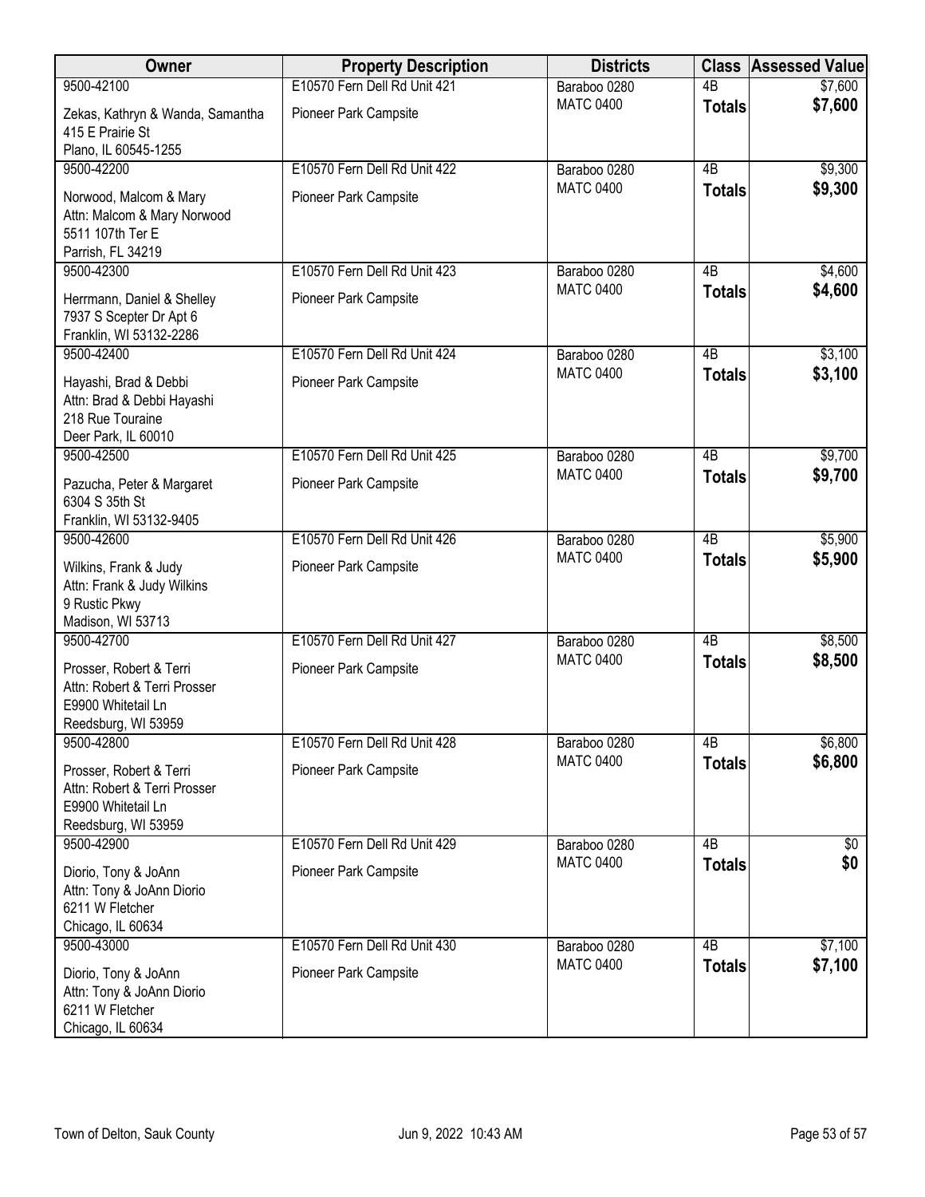| Owner | Property Description | Districts | Class | Assessed Value |
|---|---|---|---|---|
| 9500-42100<br>Zekas, Kathryn & Wanda, Samantha<br>415 E Prairie St<br>Plano, IL 60545-1255 | E10570 Fern Dell Rd Unit 421<br>Pioneer Park Campsite | Baraboo 0280<br>MATC 0400 | 4B<br>**Totals** | $7,600<br>**$7,600** |
| 9500-42200<br>Norwood, Malcom & Mary<br>Attn: Malcom & Mary Norwood<br>5511 107th Ter E<br>Parrish, FL 34219 | E10570 Fern Dell Rd Unit 422<br>Pioneer Park Campsite | Baraboo 0280<br>MATC 0400 | 4B<br>**Totals** | $9,300<br>**$9,300** |
| 9500-42300<br>Herrmann, Daniel & Shelley<br>7937 S Scepter Dr Apt 6<br>Franklin, WI 53132-2286 | E10570 Fern Dell Rd Unit 423<br>Pioneer Park Campsite | Baraboo 0280<br>MATC 0400 | 4B<br>**Totals** | $4,600<br>**$4,600** |
| 9500-42400<br>Hayashi, Brad & Debbi<br>Attn: Brad & Debbi Hayashi<br>218 Rue Touraine<br>Deer Park, IL 60010 | E10570 Fern Dell Rd Unit 424<br>Pioneer Park Campsite | Baraboo 0280<br>MATC 0400 | 4B<br>**Totals** | $3,100<br>**$3,100** |
| 9500-42500<br>Pazucha, Peter & Margaret<br>6304 S 35th St<br>Franklin, WI 53132-9405 | E10570 Fern Dell Rd Unit 425<br>Pioneer Park Campsite | Baraboo 0280<br>MATC 0400 | 4B<br>**Totals** | $9,700<br>**$9,700** |
| 9500-42600<br>Wilkins, Frank & Judy<br>Attn: Frank & Judy Wilkins<br>9 Rustic Pkwy<br>Madison, WI 53713 | E10570 Fern Dell Rd Unit 426<br>Pioneer Park Campsite | Baraboo 0280<br>MATC 0400 | 4B<br>**Totals** | $5,900<br>**$5,900** |
| 9500-42700<br>Prosser, Robert & Terri<br>Attn: Robert & Terri Prosser<br>E9900 Whitetail Ln<br>Reedsburg, WI 53959 | E10570 Fern Dell Rd Unit 427<br>Pioneer Park Campsite | Baraboo 0280<br>MATC 0400 | 4B<br>**Totals** | $8,500<br>**$8,500** |
| 9500-42800<br>Prosser, Robert & Terri<br>Attn: Robert & Terri Prosser<br>E9900 Whitetail Ln<br>Reedsburg, WI 53959 | E10570 Fern Dell Rd Unit 428<br>Pioneer Park Campsite | Baraboo 0280<br>MATC 0400 | 4B<br>**Totals** | $6,800<br>**$6,800** |
| 9500-42900<br>Diorio, Tony & JoAnn<br>Attn: Tony & JoAnn Diorio<br>6211 W Fletcher<br>Chicago, IL 60634 | E10570 Fern Dell Rd Unit 429<br>Pioneer Park Campsite | Baraboo 0280<br>MATC 0400 | 4B<br>**Totals** | $0<br>**$0** |
| 9500-43000<br>Diorio, Tony & JoAnn<br>Attn: Tony & JoAnn Diorio<br>6211 W Fletcher<br>Chicago, IL 60634 | E10570 Fern Dell Rd Unit 430<br>Pioneer Park Campsite | Baraboo 0280<br>MATC 0400 | 4B<br>**Totals** | $7,100<br>**$7,100** |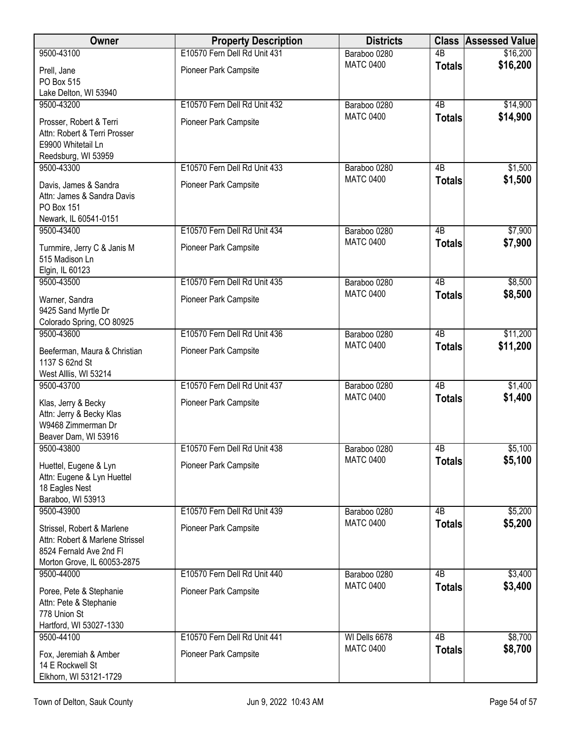| Owner | Property Description | Districts | Class | Assessed Value |
|---|---|---|---|---|
| 9500-43100<br>Prell, Jane<br>PO Box 515<br>Lake Delton, WI 53940 | E10570 Fern Dell Rd Unit 431<br>Pioneer Park Campsite | Baraboo 0280<br>MATC 0400 | 4B<br>**Totals** | $16,200<br>**$16,200** |
| 9500-43200<br>Prosser, Robert & Terri<br>Attn: Robert & Terri Prosser<br>E9900 Whitetail Ln<br>Reedsburg, WI 53959 | E10570 Fern Dell Rd Unit 432<br>Pioneer Park Campsite | Baraboo 0280<br>MATC 0400 | 4B<br>**Totals** | $14,900<br>**$14,900** |
| 9500-43300<br>Davis, James & Sandra<br>Attn: James & Sandra Davis<br>PO Box 151<br>Newark, IL 60541-0151 | E10570 Fern Dell Rd Unit 433<br>Pioneer Park Campsite | Baraboo 0280<br>MATC 0400 | 4B<br>**Totals** | $1,500<br>**$1,500** |
| 9500-43400<br>Turnmire, Jerry C & Janis M<br>515 Madison Ln<br>Elgin, IL 60123 | E10570 Fern Dell Rd Unit 434<br>Pioneer Park Campsite | Baraboo 0280<br>MATC 0400 | 4B<br>**Totals** | $7,900<br>**$7,900** |
| 9500-43500<br>Warner, Sandra<br>9425 Sand Myrtle Dr<br>Colorado Spring, CO 80925 | E10570 Fern Dell Rd Unit 435<br>Pioneer Park Campsite | Baraboo 0280<br>MATC 0400 | 4B<br>**Totals** | $8,500<br>**$8,500** |
| 9500-43600<br>Beeferman, Maura & Christian<br>1137 S 62nd St<br>West Alllis, WI 53214 | E10570 Fern Dell Rd Unit 436<br>Pioneer Park Campsite | Baraboo 0280<br>MATC 0400 | 4B<br>**Totals** | $11,200<br>**$11,200** |
| 9500-43700<br>Klas, Jerry & Becky<br>Attn: Jerry & Becky Klas<br>W9468 Zimmerman Dr<br>Beaver Dam, WI 53916 | E10570 Fern Dell Rd Unit 437<br>Pioneer Park Campsite | Baraboo 0280<br>MATC 0400 | 4B<br>**Totals** | $1,400<br>**$1,400** |
| 9500-43800<br>Huettel, Eugene & Lyn<br>Attn: Eugene & Lyn Huettel<br>18 Eagles Nest<br>Baraboo, WI 53913 | E10570 Fern Dell Rd Unit 438<br>Pioneer Park Campsite | Baraboo 0280<br>MATC 0400 | 4B<br>**Totals** | $5,100<br>**$5,100** |
| 9500-43900<br>Strissel, Robert & Marlene<br>Attn: Robert & Marlene Strissel<br>8524 Fernald Ave 2nd Fl<br>Morton Grove, IL 60053-2875 | E10570 Fern Dell Rd Unit 439<br>Pioneer Park Campsite | Baraboo 0280<br>MATC 0400 | 4B<br>**Totals** | $5,200<br>**$5,200** |
| 9500-44000<br>Poree, Pete & Stephanie<br>Attn: Pete & Stephanie<br>778 Union St<br>Hartford, WI 53027-1330 | E10570 Fern Dell Rd Unit 440<br>Pioneer Park Campsite | Baraboo 0280<br>MATC 0400 | 4B<br>**Totals** | $3,400<br>**$3,400** |
| 9500-44100<br>Fox, Jeremiah & Amber<br>14 E Rockwell St<br>Elkhorn, WI 53121-1729 | E10570 Fern Dell Rd Unit 441<br>Pioneer Park Campsite | WI Dells 6678<br>MATC 0400 | 4B<br>**Totals** | $8,700<br>**$8,700** |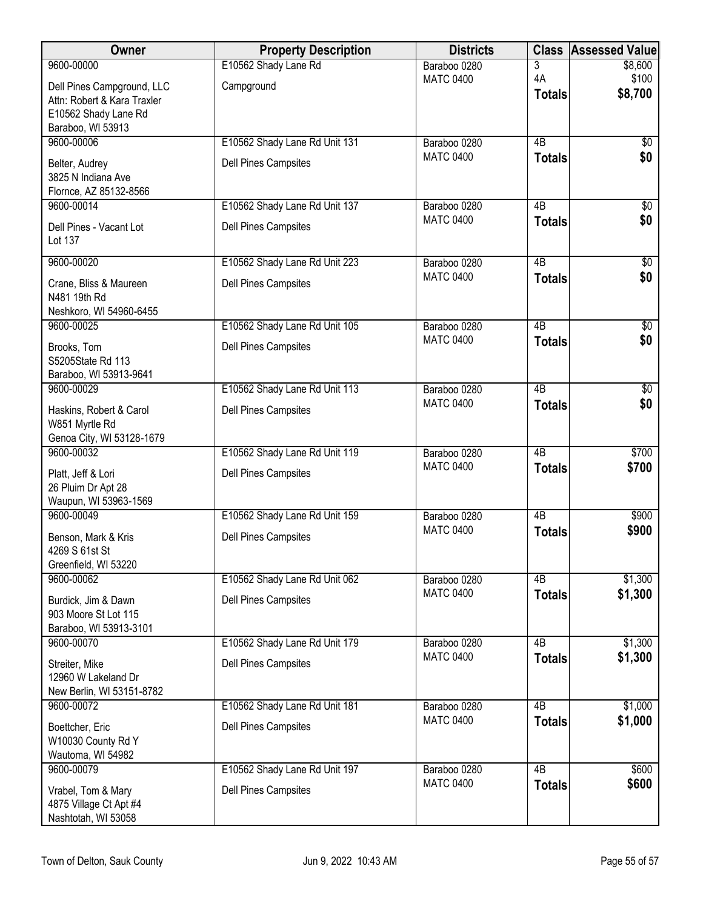| Owner | Property Description | Districts | Class | Assessed Value |
|---|---|---|---|---|
| 9600-00000<br>Dell Pines Campground, LLC<br>Attn: Robert & Kara Traxler<br>E10562 Shady Lane Rd<br>Baraboo, WI 53913 | E10562 Shady Lane Rd<br>Campground | Baraboo 0280<br>MATC 0400 | 3<br>4A<br>**Totals** | $8,600<br>$100<br>**$8,700** |
| 9600-00006<br>Belter, Audrey<br>3825 N Indiana Ave<br>Flornce, AZ 85132-8566 | E10562 Shady Lane Rd Unit 131<br>Dell Pines Campsites | Baraboo 0280<br>MATC 0400 | 4B<br>**Totals** | $0<br>**$0** |
| 9600-00014<br>Dell Pines - Vacant Lot<br>Lot 137 | E10562 Shady Lane Rd Unit 137<br>Dell Pines Campsites | Baraboo 0280<br>MATC 0400 | 4B<br>**Totals** | $0<br>**$0** |
| 9600-00020<br>Crane, Bliss & Maureen<br>N481 19th Rd<br>Neshkoro, WI 54960-6455 | E10562 Shady Lane Rd Unit 223<br>Dell Pines Campsites | Baraboo 0280<br>MATC 0400 | 4B<br>**Totals** | $0<br>**$0** |
| 9600-00025<br>Brooks, Tom<br>S5205State Rd 113<br>Baraboo, WI 53913-9641 | E10562 Shady Lane Rd Unit 105<br>Dell Pines Campsites | Baraboo 0280<br>MATC 0400 | 4B<br>**Totals** | $0<br>**$0** |
| 9600-00029<br>Haskins, Robert & Carol<br>W851 Myrtle Rd<br>Genoa City, WI 53128-1679 | E10562 Shady Lane Rd Unit 113<br>Dell Pines Campsites | Baraboo 0280<br>MATC 0400 | 4B<br>**Totals** | $0<br>**$0** |
| 9600-00032<br>Platt, Jeff & Lori<br>26 Pluim Dr Apt 28<br>Waupun, WI 53963-1569 | E10562 Shady Lane Rd Unit 119<br>Dell Pines Campsites | Baraboo 0280<br>MATC 0400 | 4B<br>**Totals** | $700<br>**$700** |
| 9600-00049<br>Benson, Mark & Kris<br>4269 S 61st St<br>Greenfield, WI 53220 | E10562 Shady Lane Rd Unit 159<br>Dell Pines Campsites | Baraboo 0280<br>MATC 0400 | 4B<br>**Totals** | $900<br>**$900** |
| 9600-00062<br>Burdick, Jim & Dawn<br>903 Moore St Lot 115<br>Baraboo, WI 53913-3101 | E10562 Shady Lane Rd Unit 062<br>Dell Pines Campsites | Baraboo 0280<br>MATC 0400 | 4B<br>**Totals** | $1,300<br>**$1,300** |
| 9600-00070<br>Streiter, Mike<br>12960 W Lakeland Dr<br>New Berlin, WI 53151-8782 | E10562 Shady Lane Rd Unit 179<br>Dell Pines Campsites | Baraboo 0280<br>MATC 0400 | 4B<br>**Totals** | $1,300<br>**$1,300** |
| 9600-00072<br>Boettcher, Eric<br>W10030 County Rd Y<br>Wautoma, WI 54982 | E10562 Shady Lane Rd Unit 181<br>Dell Pines Campsites | Baraboo 0280<br>MATC 0400 | 4B<br>**Totals** | $1,000<br>**$1,000** |
| 9600-00079<br>Vrabel, Tom & Mary<br>4875 Village Ct Apt #4<br>Nashtotah, WI 53058 | E10562 Shady Lane Rd Unit 197<br>Dell Pines Campsites | Baraboo 0280<br>MATC 0400 | 4B<br>**Totals** | $600<br>**$600** |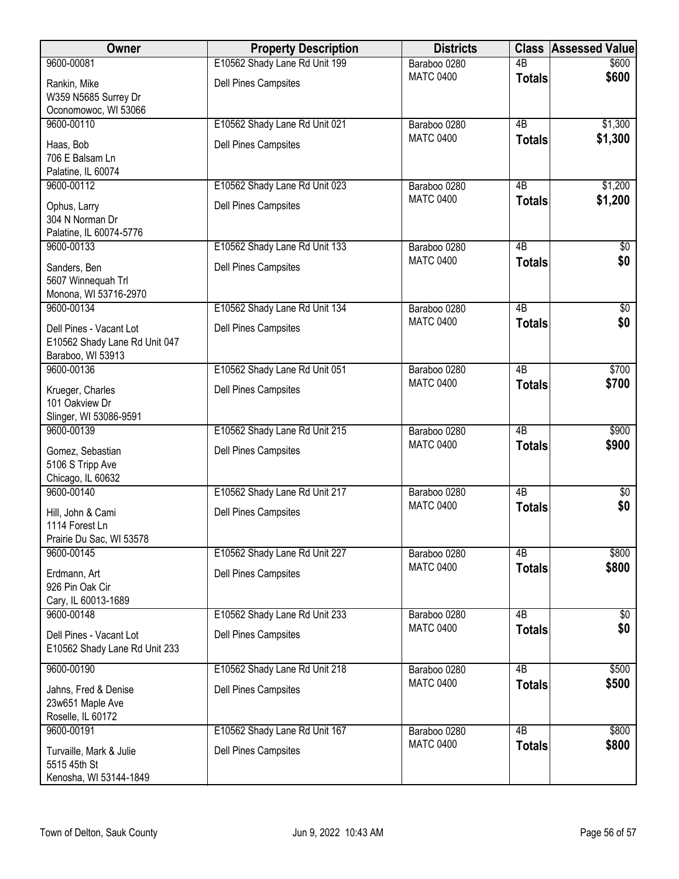| Owner | Property Description | Districts | Class | Assessed Value |
|---|---|---|---|---|
| 9600-00081<br>Rankin, Mike<br>W359 N5685 Surrey Dr<br>Oconomowoc, WI 53066 | E10562 Shady Lane Rd Unit 199<br>Dell Pines Campsites | Baraboo 0280<br>MATC 0400 | 4B<br>**Totals** | $600<br>**$600** |
| 9600-00110<br>Haas, Bob<br>706 E Balsam Ln<br>Palatine, IL 60074 | E10562 Shady Lane Rd Unit 021<br>Dell Pines Campsites | Baraboo 0280<br>MATC 0400 | 4B<br>**Totals** | $1,300<br>**$1,300** |
| 9600-00112<br>Ophus, Larry<br>304 N Norman Dr<br>Palatine, IL 60074-5776 | E10562 Shady Lane Rd Unit 023<br>Dell Pines Campsites | Baraboo 0280<br>MATC 0400 | 4B<br>**Totals** | $1,200<br>**$1,200** |
| 9600-00133<br>Sanders, Ben<br>5607 Winnequah Trl<br>Monona, WI 53716-2970 | E10562 Shady Lane Rd Unit 133<br>Dell Pines Campsites | Baraboo 0280<br>MATC 0400 | 4B<br>**Totals** | $0<br>**$0** |
| 9600-00134<br>Dell Pines - Vacant Lot<br>E10562 Shady Lane Rd Unit 047<br>Baraboo, WI 53913 | E10562 Shady Lane Rd Unit 134<br>Dell Pines Campsites | Baraboo 0280<br>MATC 0400 | 4B<br>**Totals** | $0<br>**$0** |
| 9600-00136<br>Krueger, Charles<br>101 Oakview Dr<br>Slinger, WI 53086-9591 | E10562 Shady Lane Rd Unit 051<br>Dell Pines Campsites | Baraboo 0280<br>MATC 0400 | 4B<br>**Totals** | $700<br>**$700** |
| 9600-00139<br>Gomez, Sebastian<br>5106 S Tripp Ave<br>Chicago, IL 60632 | E10562 Shady Lane Rd Unit 215<br>Dell Pines Campsites | Baraboo 0280<br>MATC 0400 | 4B<br>**Totals** | $900<br>**$900** |
| 9600-00140<br>Hill, John & Cami<br>1114 Forest Ln<br>Prairie Du Sac, WI 53578 | E10562 Shady Lane Rd Unit 217<br>Dell Pines Campsites | Baraboo 0280<br>MATC 0400 | 4B<br>**Totals** | $0<br>**$0** |
| 9600-00145<br>Erdmann, Art<br>926 Pin Oak Cir<br>Cary, IL 60013-1689 | E10562 Shady Lane Rd Unit 227<br>Dell Pines Campsites | Baraboo 0280<br>MATC 0400 | 4B<br>**Totals** | $800<br>**$800** |
| 9600-00148<br>Dell Pines - Vacant Lot<br>E10562 Shady Lane Rd Unit 233 | E10562 Shady Lane Rd Unit 233<br>Dell Pines Campsites | Baraboo 0280<br>MATC 0400 | 4B<br>**Totals** | $0<br>**$0** |
| 9600-00190<br>Jahns, Fred & Denise<br>23w651 Maple Ave<br>Roselle, IL 60172 | E10562 Shady Lane Rd Unit 218<br>Dell Pines Campsites | Baraboo 0280<br>MATC 0400 | 4B<br>**Totals** | $500<br>**$500** |
| 9600-00191<br>Turvaille, Mark & Julie<br>5515 45th St<br>Kenosha, WI 53144-1849 | E10562 Shady Lane Rd Unit 167<br>Dell Pines Campsites | Baraboo 0280<br>MATC 0400 | 4B<br>**Totals** | $800<br>**$800** |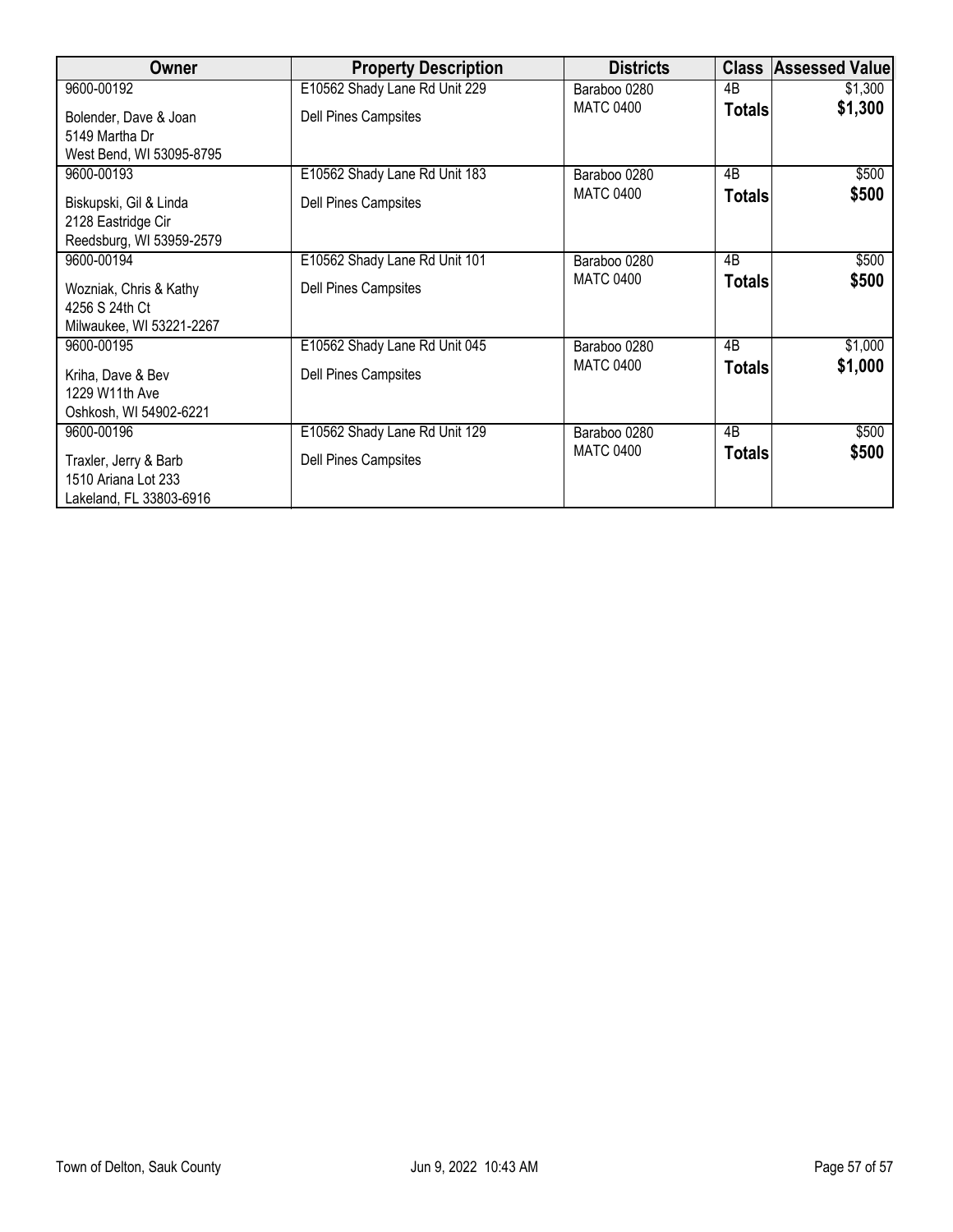| Owner | Property Description | Districts | Class | Assessed Value |
|---|---|---|---|---|
| 9600-00192<br>Bolender, Dave & Joan<br>5149 Martha Dr<br>West Bend, WI 53095-8795 | E10562 Shady Lane Rd Unit 229<br>Dell Pines Campsites | Baraboo 0280<br>MATC 0400 | 4B<br>**Totals** | $1,300<br>**$1,300** |
| 9600-00193<br>Biskupski, Gil & Linda<br>2128 Eastridge Cir<br>Reedsburg, WI 53959-2579 | E10562 Shady Lane Rd Unit 183<br>Dell Pines Campsites | Baraboo 0280<br>MATC 0400 | 4B<br>**Totals** | $500<br>**$500** |
| 9600-00194<br>Wozniak, Chris & Kathy<br>4256 S 24th Ct<br>Milwaukee, WI 53221-2267 | E10562 Shady Lane Rd Unit 101<br>Dell Pines Campsites | Baraboo 0280<br>MATC 0400 | 4B<br>**Totals** | $500<br>**$500** |
| 9600-00195<br>Kriha, Dave & Bev<br>1229 W11th Ave<br>Oshkosh, WI 54902-6221 | E10562 Shady Lane Rd Unit 045<br>Dell Pines Campsites | Baraboo 0280<br>MATC 0400 | 4B<br>**Totals** | $1,000<br>**$1,000** |
| 9600-00196<br>Traxler, Jerry & Barb<br>1510 Ariana Lot 233<br>Lakeland, FL 33803-6916 | E10562 Shady Lane Rd Unit 129<br>Dell Pines Campsites | Baraboo 0280<br>MATC 0400 | 4B<br>**Totals** | $500<br>**$500** |